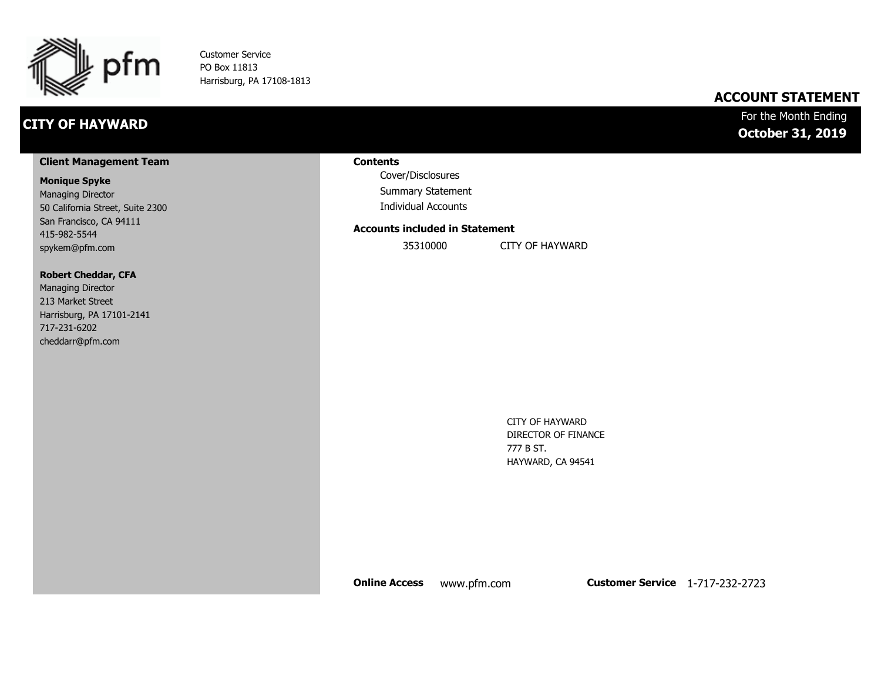pfm

Customer Service
PO Box 11813
Harrisburg, PA 17108-1813

# ACCOUNT STATEMENT

## CITY OF HAYWARD

For the Month Ending
**October 31, 2019**

**Client Management Team**

**Monique Spyke**
Managing Director
50 California Street, Suite 2300
San Francisco, CA 94111
415-982-5544
spykem@pfm.com

**Robert Cheddar, CFA**
Managing Director
213 Market Street
Harrisburg, PA 17101-2141
717-231-6202
cheddarr@pfm.com

**Contents**

- Cover/Disclosures
- Summary Statement
- Individual Accounts

**Accounts included in Statement**

35310000 CITY OF HAYWARD

CITY OF HAYWARD
DIRECTOR OF FINANCE
777 B ST.
HAYWARD, CA 94541

**Online Access** www.pfm.com **Customer Service** 1-717-232-2723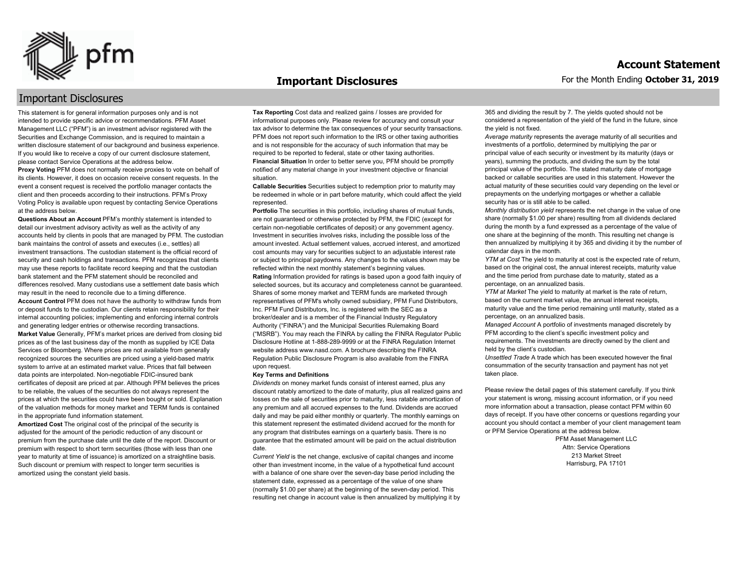# Important Disclosures

## Important Disclosures

This statement is for general information purposes only and is not intended to provide specific advice or recommendations. PFM Asset Management LLC ("PFM") is an investment advisor registered with the Securities and Exchange Commission, and is required to maintain a written disclosure statement of our background and business experience. If you would like to receive a copy of our current disclosure statement, please contact Service Operations at the address below.

**Proxy Voting** PFM does not normally receive proxies to vote on behalf of its clients. However, it does on occasion receive consent requests. In the event a consent request is received the portfolio manager contacts the client and then proceeds according to their instructions. PFM's Proxy Voting Policy is available upon request by contacting Service Operations at the address below.

**Questions About an Account** PFM's monthly statement is intended to detail our investment advisory activity as well as the activity of any accounts held by clients in pools that are managed by PFM. The custodian bank maintains the control of assets and executes (i.e., settles) all investment transactions. The custodian statement is the official record of security and cash holdings and transactions. PFM recognizes that clients may use these reports to facilitate record keeping and that the custodian bank statement and the PFM statement should be reconciled and differences resolved. Many custodians use a settlement date basis which may result in the need to reconcile due to a timing difference.

**Account Control** PFM does not have the authority to withdraw funds from or deposit funds to the custodian. Our clients retain responsibility for their internal accounting policies; implementing and enforcing internal controls and generating ledger entries or otherwise recording transactions.

**Market Value** Generally, PFM's market prices are derived from closing bid prices as of the last business day of the month as supplied by ICE Data Services or Bloomberg. Where prices are not available from generally recognized sources the securities are priced using a yield-based matrix system to arrive at an estimated market value. Prices that fall between data points are interpolated. Non-negotiable FDIC-insured bank certificates of deposit are priced at par. Although PFM believes the prices to be reliable, the values of the securities do not always represent the prices at which the securities could have been bought or sold. Explanation of the valuation methods for money market and TERM funds is contained in the appropriate fund information statement.

**Amortized Cost** The original cost of the principal of the security is adjusted for the amount of the periodic reduction of any discount or premium from the purchase date until the date of the report. Discount or premium with respect to short term securities (those with less than one year to maturity at time of issuance) is amortized on a straightline basis. Such discount or premium with respect to longer term securities is amortized using the constant yield basis.

**Tax Reporting** Cost data and realized gains / losses are provided for informational purposes only. Please review for accuracy and consult your tax advisor to determine the tax consequences of your security transactions. PFM does not report such information to the IRS or other taxing authorities and is not responsible for the accuracy of such information that may be required to be reported to federal, state or other taxing authorities.

**Financial Situation** In order to better serve you, PFM should be promptly notified of any material change in your investment objective or financial situation.

**Callable Securities** Securities subject to redemption prior to maturity may be redeemed in whole or in part before maturity, which could affect the yield represented.

**Portfolio** The securities in this portfolio, including shares of mutual funds, are not guaranteed or otherwise protected by PFM, the FDIC (except for certain non-negotiable certificates of deposit) or any government agency. Investment in securities involves risks, including the possible loss of the amount invested. Actual settlement values, accrued interest, and amortized cost amounts may vary for securities subject to an adjustable interest rate or subject to principal paydowns. Any changes to the values shown may be reflected within the next monthly statement's beginning values.

**Rating** Information provided for ratings is based upon a good faith inquiry of selected sources, but its accuracy and completeness cannot be guaranteed. Shares of some money market and TERM funds are marketed through representatives of PFM's wholly owned subsidiary, PFM Fund Distributors, Inc. PFM Fund Distributors, Inc. is registered with the SEC as a broker/dealer and is a member of the Financial Industry Regulatory Authority ("FINRA") and the Municipal Securities Rulemaking Board ("MSRB"). You may reach the FINRA by calling the FINRA Regulator Public Disclosure Hotline at 1-888-289-9999 or at the FINRA Regulation Internet website address www.nasd.com. A brochure describing the FINRA Regulation Public Disclosure Program is also available from the FINRA upon request.

**Key Terms and Definitions**

*Dividends* on money market funds consist of interest earned, plus any discount ratably amortized to the date of maturity, plus all realized gains and losses on the sale of securities prior to maturity, less ratable amortization of any premium and all accrued expenses to the fund. Dividends are accrued daily and may be paid either monthly or quarterly. The monthly earnings on this statement represent the estimated dividend accrued for the month for any program that distributes earnings on a quarterly basis. There is no guarantee that the estimated amount will be paid on the actual distribution date.

*Current Yield* is the net change, exclusive of capital changes and income other than investment income, in the value of a hypothetical fund account with a balance of one share over the seven-day base period including the statement date, expressed as a percentage of the value of one share (normally $1.00 per share) at the beginning of the seven-day period. This resulting net change in account value is then annualized by multiplying it by 365 and dividing the result by 7. The yields quoted should not be considered a representation of the yield of the fund in the future, since the yield is not fixed.

*Average maturity* represents the average maturity of all securities and investments of a portfolio, determined by multiplying the par or principal value of each security or investment by its maturity (days or years), summing the products, and dividing the sum by the total principal value of the portfolio. The stated maturity date of mortgage backed or callable securities are used in this statement. However the actual maturity of these securities could vary depending on the level or prepayments on the underlying mortgages or whether a callable security has or is still able to be called.

*Monthly distribution yield* represents the net change in the value of one share (normally $1.00 per share) resulting from all dividends declared during the month by a fund expressed as a percentage of the value of one share at the beginning of the month. This resulting net change is then annualized by multiplying it by 365 and dividing it by the number of calendar days in the month.

*YTM at Cost* The yield to maturity at cost is the expected rate of return, based on the original cost, the annual interest receipts, maturity value and the time period from purchase date to maturity, stated as a percentage, on an annualized basis.

*YTM at Market* The yield to maturity at market is the rate of return, based on the current market value, the annual interest receipts, maturity value and the time period remaining until maturity, stated as a percentage, on an annualized basis.

*Managed Account* A portfolio of investments managed discretely by PFM according to the client's specific investment policy and requirements. The investments are directly owned by the client and held by the client's custodian.

*Unsettled Trade* A trade which has been executed however the final consummation of the security transaction and payment has not yet taken place.

Please review the detail pages of this statement carefully. If you think your statement is wrong, missing account information, or if you need more information about a transaction, please contact PFM within 60 days of receipt. If you have other concerns or questions regarding your account you should contact a member of your client management team or PFM Service Operations at the address below.

PFM Asset Management LLC
Attn: Service Operations
213 Market Street
Harrisburg, PA 17101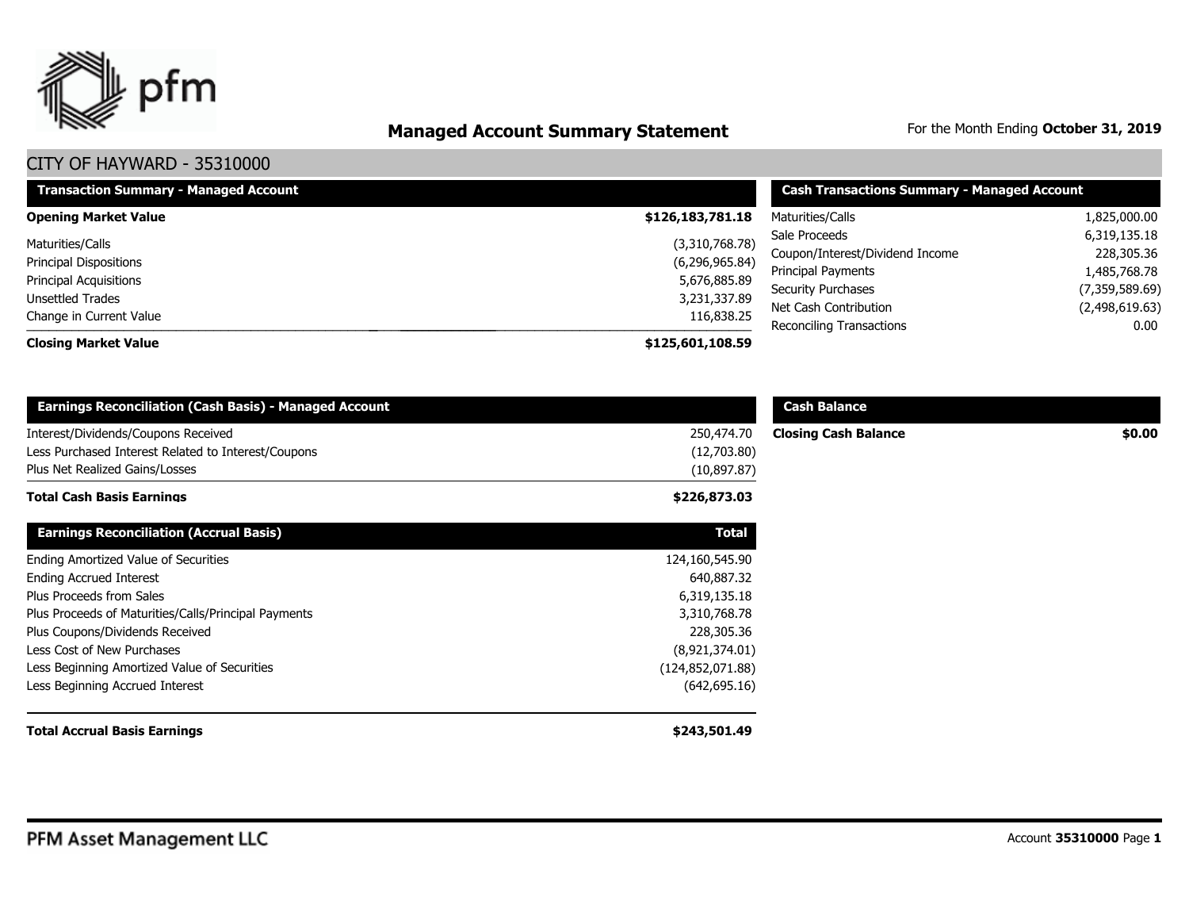# Managed Account Summary Statement

For the Month Ending **October 31, 2019**

## CITY OF HAYWARD - 35310000

| Transaction Summary - Managed Account | |
|---|---|
| **Opening Market Value** | **$126,183,781.18** |
| Maturities/Calls | (3,310,768.78) |
| Principal Dispositions | (6,296,965.84) |
| Principal Acquisitions | 5,676,885.89 |
| Unsettled Trades | 3,231,337.89 |
| Change in Current Value | 116,838.25 |
| **Closing Market Value** | **$125,601,108.59** |

| Cash Transactions Summary - Managed Account | |
|---|---|
| Maturities/Calls | 1,825,000.00 |
| Sale Proceeds | 6,319,135.18 |
| Coupon/Interest/Dividend Income | 228,305.36 |
| Principal Payments | 1,485,768.78 |
| Security Purchases | (7,359,589.69) |
| Net Cash Contribution | (2,498,619.63) |
| Reconciling Transactions | 0.00 |

| Earnings Reconciliation (Cash Basis) - Managed Account | |
|---|---|
| Interest/Dividends/Coupons Received | 250,474.70 |
| Less Purchased Interest Related to Interest/Coupons | (12,703.80) |
| Plus Net Realized Gains/Losses | (10,897.87) |
| **Total Cash Basis Earnings** | **$226,873.03** |

| Cash Balance | |
|---|---|
| **Closing Cash Balance** | **$0.00** |

| Earnings Reconciliation (Accrual Basis) | Total |
|---|---|
| Ending Amortized Value of Securities | 124,160,545.90 |
| Ending Accrued Interest | 640,887.32 |
| Plus Proceeds from Sales | 6,319,135.18 |
| Plus Proceeds of Maturities/Calls/Principal Payments | 3,310,768.78 |
| Plus Coupons/Dividends Received | 228,305.36 |
| Less Cost of New Purchases | (8,921,374.01) |
| Less Beginning Amortized Value of Securities | (124,852,071.88) |
| Less Beginning Accrued Interest | (642,695.16) |
| **Total Accrual Basis Earnings** | **$243,501.49** |

PFM Asset Management LLC

Account **35310000**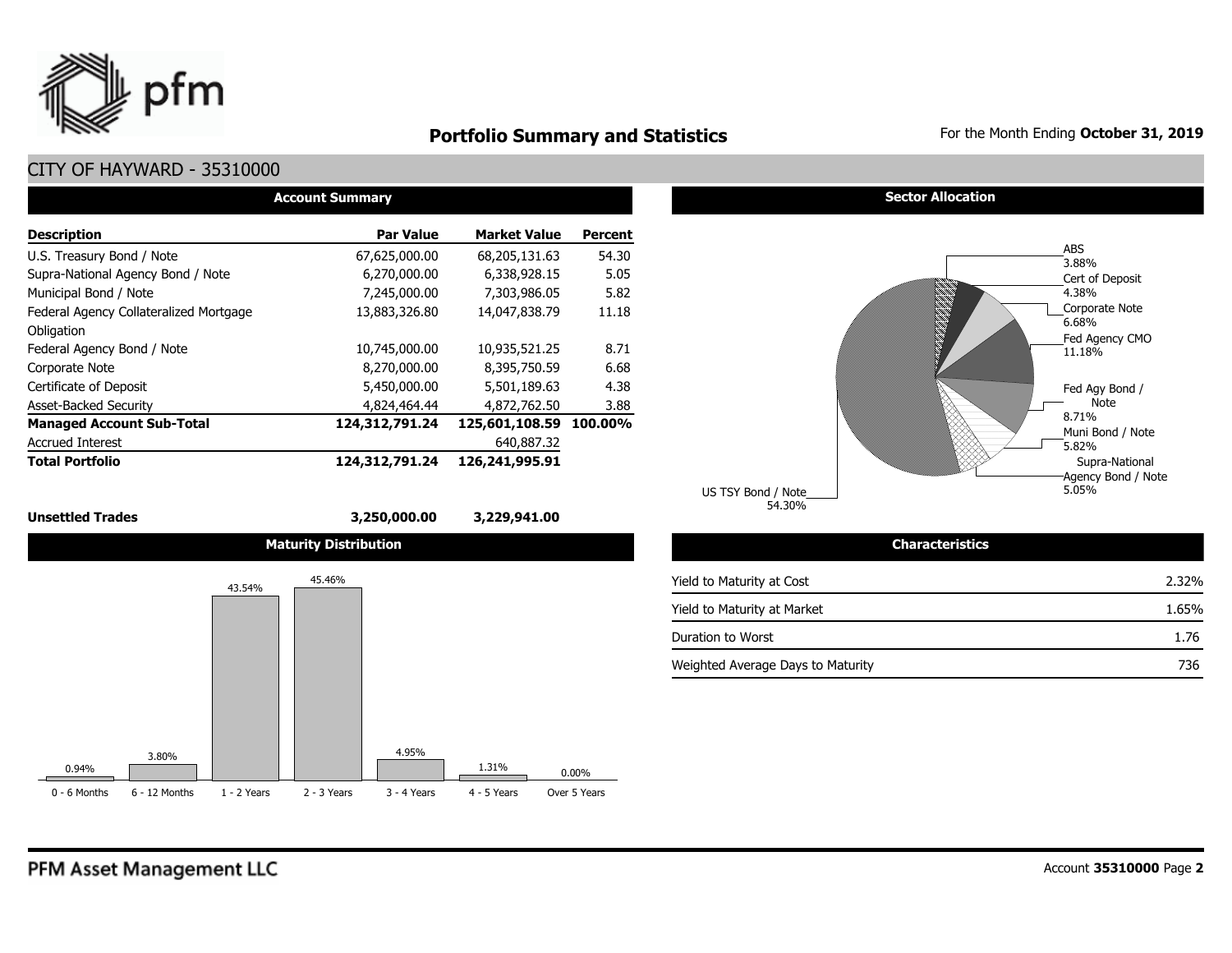# Portfolio Summary and Statistics

For the Month Ending **October 31, 2019**

## CITY OF HAYWARD - 35310000

### Account Summary

| Description | Par Value | Market Value | Percent |
|---|---|---|---|
| U.S. Treasury Bond / Note | 67,625,000.00 | 68,205,131.63 | 54.30 |
| Supra-National Agency Bond / Note | 6,270,000.00 | 6,338,928.15 | 5.05 |
| Municipal Bond / Note | 7,245,000.00 | 7,303,986.05 | 5.82 |
| Federal Agency Collateralized Mortgage Obligation | 13,883,326.80 | 14,047,838.79 | 11.18 |
| Federal Agency Bond / Note | 10,745,000.00 | 10,935,521.25 | 8.71 |
| Corporate Note | 8,270,000.00 | 8,395,750.59 | 6.68 |
| Certificate of Deposit | 5,450,000.00 | 5,501,189.63 | 4.38 |
| Asset-Backed Security | 4,824,464.44 | 4,872,762.50 | 3.88 |
| **Managed Account Sub-Total** | **124,312,791.24** | **125,601,108.59** | **100.00%** |
| Accrued Interest | | 640,887.32 | |
| **Total Portfolio** | **124,312,791.24** | **126,241,995.91** | |
| **Unsettled Trades** | **3,250,000.00** | **3,229,941.00** | |

### Sector Allocation

ABS 3.88%
Cert of Deposit 4.38%
Corporate Note 6.68%
Fed Agency CMO 11.18%
Fed Agy Bond / Note 8.71%
Muni Bond / Note 5.82%
Supra-National Agency Bond / Note 5.05%
US TSY Bond / Note 54.30%

### Maturity Distribution

0 - 6 Months 0.94%
6 - 12 Months 3.80%
1 - 2 Years 43.54%
2 - 3 Years 45.46%
3 - 4 Years 4.95%
4 - 5 Years 1.31%
Over 5 Years 0.00%

### Characteristics

| | |
|---|---|
| Yield to Maturity at Cost | 2.32% |
| Yield to Maturity at Market | 1.65% |
| Duration to Worst | 1.76 |
| Weighted Average Days to Maturity | 736 |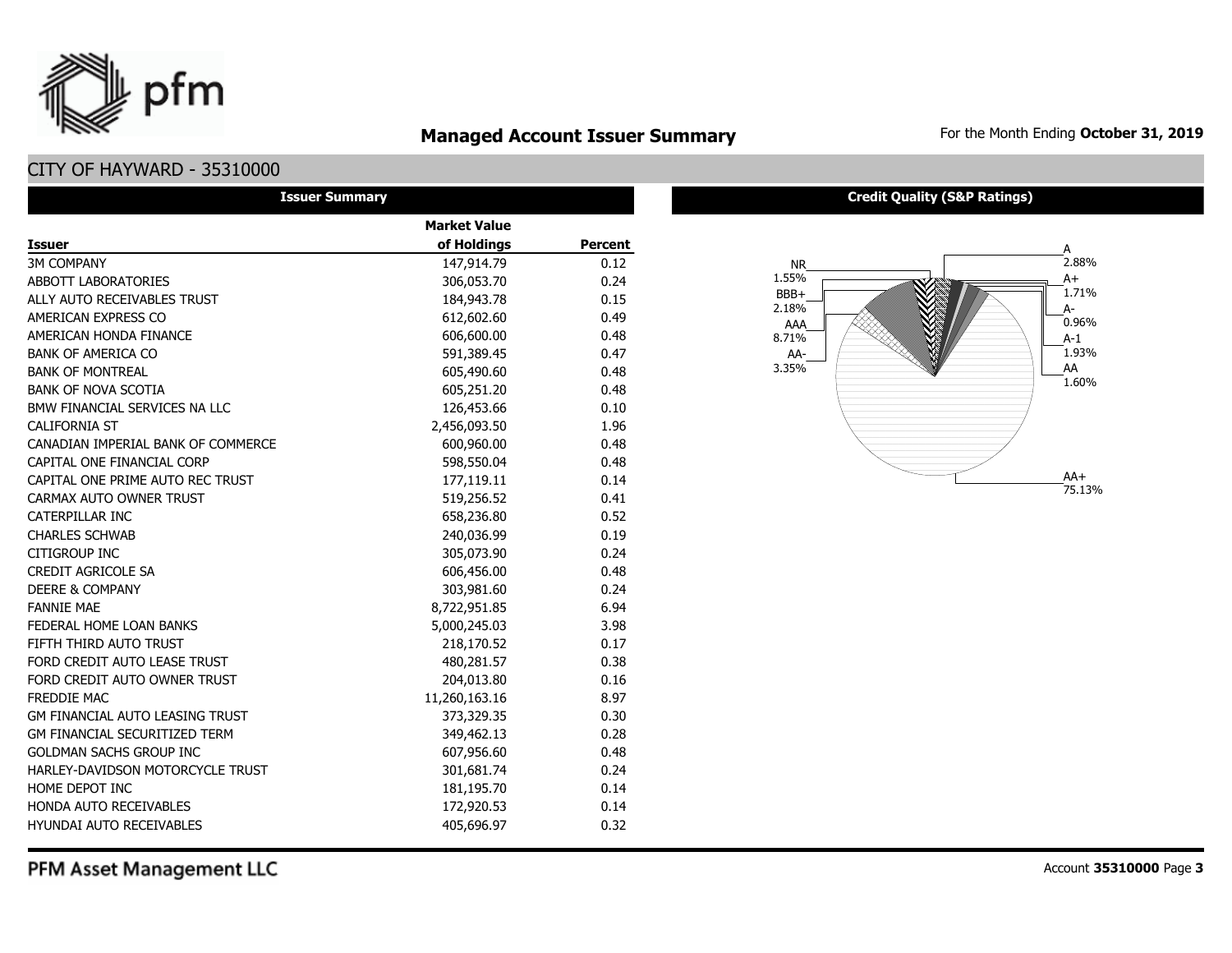# Managed Account Issuer Summary

For the Month Ending **October 31, 2019**

## CITY OF HAYWARD - 35310000

### Issuer Summary

| Issuer | Market Value of Holdings | Percent |
|---|---|---|
| 3M COMPANY | 147,914.79 | 0.12 |
| ABBOTT LABORATORIES | 306,053.70 | 0.24 |
| ALLY AUTO RECEIVABLES TRUST | 184,943.78 | 0.15 |
| AMERICAN EXPRESS CO | 612,602.60 | 0.49 |
| AMERICAN HONDA FINANCE | 606,600.00 | 0.48 |
| BANK OF AMERICA CO | 591,389.45 | 0.47 |
| BANK OF MONTREAL | 605,490.60 | 0.48 |
| BANK OF NOVA SCOTIA | 605,251.20 | 0.48 |
| BMW FINANCIAL SERVICES NA LLC | 126,453.66 | 0.10 |
| CALIFORNIA ST | 2,456,093.50 | 1.96 |
| CANADIAN IMPERIAL BANK OF COMMERCE | 600,960.00 | 0.48 |
| CAPITAL ONE FINANCIAL CORP | 598,550.04 | 0.48 |
| CAPITAL ONE PRIME AUTO REC TRUST | 177,119.11 | 0.14 |
| CARMAX AUTO OWNER TRUST | 519,256.52 | 0.41 |
| CATERPILLAR INC | 658,236.80 | 0.52 |
| CHARLES SCHWAB | 240,036.99 | 0.19 |
| CITIGROUP INC | 305,073.90 | 0.24 |
| CREDIT AGRICOLE SA | 606,456.00 | 0.48 |
| DEERE & COMPANY | 303,981.60 | 0.24 |
| FANNIE MAE | 8,722,951.85 | 6.94 |
| FEDERAL HOME LOAN BANKS | 5,000,245.03 | 3.98 |
| FIFTH THIRD AUTO TRUST | 218,170.52 | 0.17 |
| FORD CREDIT AUTO LEASE TRUST | 480,281.57 | 0.38 |
| FORD CREDIT AUTO OWNER TRUST | 204,013.80 | 0.16 |
| FREDDIE MAC | 11,260,163.16 | 8.97 |
| GM FINANCIAL AUTO LEASING TRUST | 373,329.35 | 0.30 |
| GM FINANCIAL SECURITIZED TERM | 349,462.13 | 0.28 |
| GOLDMAN SACHS GROUP INC | 607,956.60 | 0.48 |
| HARLEY-DAVIDSON MOTORCYCLE TRUST | 301,681.74 | 0.24 |
| HOME DEPOT INC | 181,195.70 | 0.14 |
| HONDA AUTO RECEIVABLES | 172,920.53 | 0.14 |
| HYUNDAI AUTO RECEIVABLES | 405,696.97 | 0.32 |

### Credit Quality (S&P Ratings)

NR 1.55%
BBB+ 2.18%
AAA 8.71%
AA- 3.35%
A 2.88%
A+ 1.71%
A- 0.96%
A-1 1.93%
AA 1.60%
AA+ 75.13%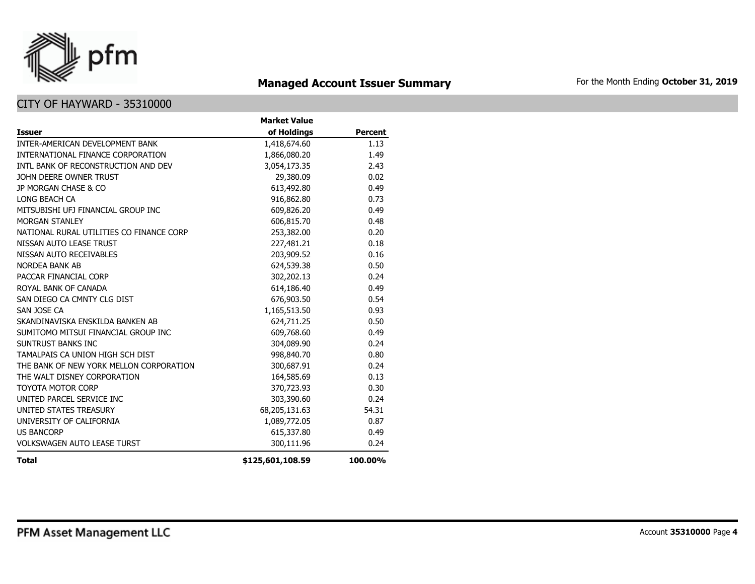# Managed Account Issuer Summary

For the Month Ending **October 31, 2019**

## CITY OF HAYWARD - 35310000

| Issuer | Market Value of Holdings | Percent |
|---|---|---|
| INTER-AMERICAN DEVELOPMENT BANK | 1,418,674.60 | 1.13 |
| INTERNATIONAL FINANCE CORPORATION | 1,866,080.20 | 1.49 |
| INTL BANK OF RECONSTRUCTION AND DEV | 3,054,173.35 | 2.43 |
| JOHN DEERE OWNER TRUST | 29,380.09 | 0.02 |
| JP MORGAN CHASE & CO | 613,492.80 | 0.49 |
| LONG BEACH CA | 916,862.80 | 0.73 |
| MITSUBISHI UFJ FINANCIAL GROUP INC | 609,826.20 | 0.49 |
| MORGAN STANLEY | 606,815.70 | 0.48 |
| NATIONAL RURAL UTILITIES CO FINANCE CORP | 253,382.00 | 0.20 |
| NISSAN AUTO LEASE TRUST | 227,481.21 | 0.18 |
| NISSAN AUTO RECEIVABLES | 203,909.52 | 0.16 |
| NORDEA BANK AB | 624,539.38 | 0.50 |
| PACCAR FINANCIAL CORP | 302,202.13 | 0.24 |
| ROYAL BANK OF CANADA | 614,186.40 | 0.49 |
| SAN DIEGO CA CMNTY CLG DIST | 676,903.50 | 0.54 |
| SAN JOSE CA | 1,165,513.50 | 0.93 |
| SKANDINAVISKA ENSKILDA BANKEN AB | 624,711.25 | 0.50 |
| SUMITOMO MITSUI FINANCIAL GROUP INC | 609,768.60 | 0.49 |
| SUNTRUST BANKS INC | 304,089.90 | 0.24 |
| TAMALPAIS CA UNION HIGH SCH DIST | 998,840.70 | 0.80 |
| THE BANK OF NEW YORK MELLON CORPORATION | 300,687.91 | 0.24 |
| THE WALT DISNEY CORPORATION | 164,585.69 | 0.13 |
| TOYOTA MOTOR CORP | 370,723.93 | 0.30 |
| UNITED PARCEL SERVICE INC | 303,390.60 | 0.24 |
| UNITED STATES TREASURY | 68,205,131.63 | 54.31 |
| UNIVERSITY OF CALIFORNIA | 1,089,772.05 | 0.87 |
| US BANCORP | 615,337.80 | 0.49 |
| VOLKSWAGEN AUTO LEASE TURST | 300,111.96 | 0.24 |
| **Total** | **$125,601,108.59** | **100.00%** |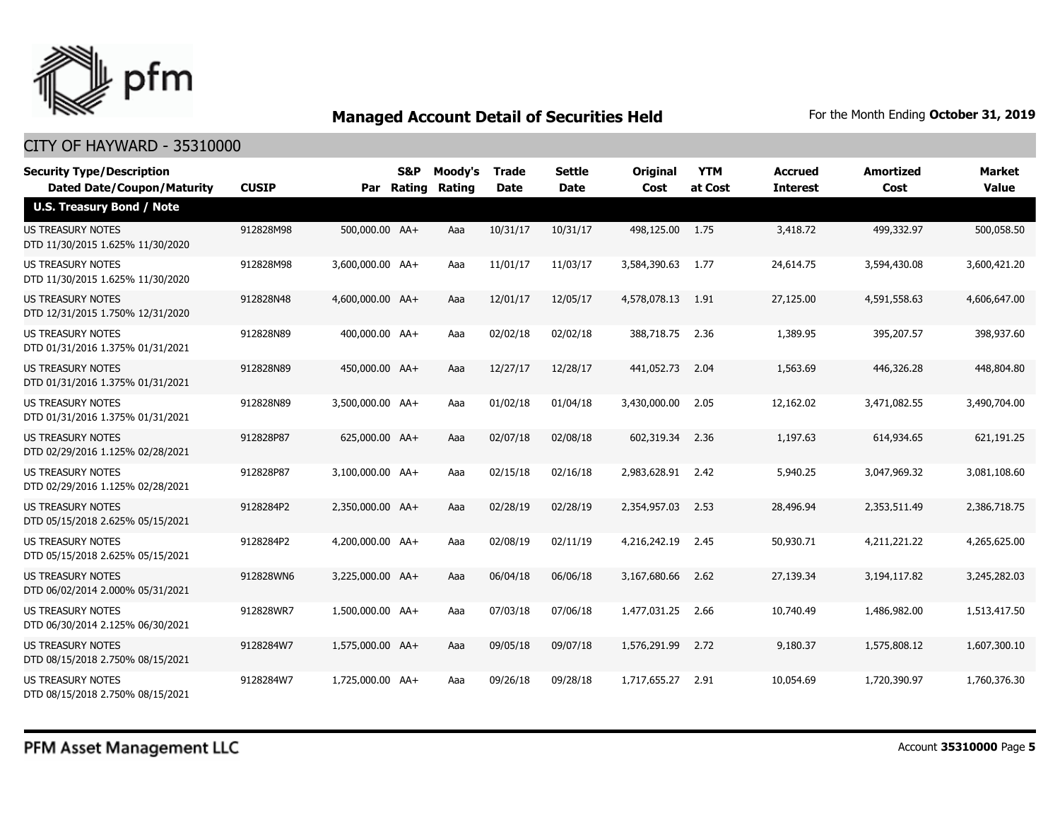## Managed Account Detail of Securities Held

For the Month Ending **October 31, 2019**

CITY OF HAYWARD - 35310000

| Security Type/Description<br>Dated Date/Coupon/Maturity | CUSIP | Par | S&P Rating | Moody's Rating | Trade Date | Settle Date | Original Cost | YTM at Cost | Accrued Interest | Amortized Cost | Market Value |
|---|---|---|---|---|---|---|---|---|---|---|---|
| **U.S. Treasury Bond / Note** | | | | | | | | | | | |
| US TREASURY NOTES<br>DTD 11/30/2015 1.625% 11/30/2020 | 912828M98 | 500,000.00 | AA+ | Aaa | 10/31/17 | 10/31/17 | 498,125.00 | 1.75 | 3,418.72 | 499,332.97 | 500,058.50 |
| US TREASURY NOTES<br>DTD 11/30/2015 1.625% 11/30/2020 | 912828M98 | 3,600,000.00 | AA+ | Aaa | 11/01/17 | 11/03/17 | 3,584,390.63 | 1.77 | 24,614.75 | 3,594,430.08 | 3,600,421.20 |
| US TREASURY NOTES<br>DTD 12/31/2015 1.750% 12/31/2020 | 912828N48 | 4,600,000.00 | AA+ | Aaa | 12/01/17 | 12/05/17 | 4,578,078.13 | 1.91 | 27,125.00 | 4,591,558.63 | 4,606,647.00 |
| US TREASURY NOTES<br>DTD 01/31/2016 1.375% 01/31/2021 | 912828N89 | 400,000.00 | AA+ | Aaa | 02/02/18 | 02/02/18 | 388,718.75 | 2.36 | 1,389.95 | 395,207.57 | 398,937.60 |
| US TREASURY NOTES<br>DTD 01/31/2016 1.375% 01/31/2021 | 912828N89 | 450,000.00 | AA+ | Aaa | 12/27/17 | 12/28/17 | 441,052.73 | 2.04 | 1,563.69 | 446,326.28 | 448,804.80 |
| US TREASURY NOTES<br>DTD 01/31/2016 1.375% 01/31/2021 | 912828N89 | 3,500,000.00 | AA+ | Aaa | 01/02/18 | 01/04/18 | 3,430,000.00 | 2.05 | 12,162.02 | 3,471,082.55 | 3,490,704.00 |
| US TREASURY NOTES<br>DTD 02/29/2016 1.125% 02/28/2021 | 912828P87 | 625,000.00 | AA+ | Aaa | 02/07/18 | 02/08/18 | 602,319.34 | 2.36 | 1,197.63 | 614,934.65 | 621,191.25 |
| US TREASURY NOTES<br>DTD 02/29/2016 1.125% 02/28/2021 | 912828P87 | 3,100,000.00 | AA+ | Aaa | 02/15/18 | 02/16/18 | 2,983,628.91 | 2.42 | 5,940.25 | 3,047,969.32 | 3,081,108.60 |
| US TREASURY NOTES<br>DTD 05/15/2018 2.625% 05/15/2021 | 9128284P2 | 2,350,000.00 | AA+ | Aaa | 02/28/19 | 02/28/19 | 2,354,957.03 | 2.53 | 28,496.94 | 2,353,511.49 | 2,386,718.75 |
| US TREASURY NOTES<br>DTD 05/15/2018 2.625% 05/15/2021 | 9128284P2 | 4,200,000.00 | AA+ | Aaa | 02/08/19 | 02/11/19 | 4,216,242.19 | 2.45 | 50,930.71 | 4,211,221.22 | 4,265,625.00 |
| US TREASURY NOTES<br>DTD 06/02/2014 2.000% 05/31/2021 | 912828WN6 | 3,225,000.00 | AA+ | Aaa | 06/04/18 | 06/06/18 | 3,167,680.66 | 2.62 | 27,139.34 | 3,194,117.82 | 3,245,282.03 |
| US TREASURY NOTES<br>DTD 06/30/2014 2.125% 06/30/2021 | 912828WR7 | 1,500,000.00 | AA+ | Aaa | 07/03/18 | 07/06/18 | 1,477,031.25 | 2.66 | 10,740.49 | 1,486,982.00 | 1,513,417.50 |
| US TREASURY NOTES<br>DTD 08/15/2018 2.750% 08/15/2021 | 9128284W7 | 1,575,000.00 | AA+ | Aaa | 09/05/18 | 09/07/18 | 1,576,291.99 | 2.72 | 9,180.37 | 1,575,808.12 | 1,607,300.10 |
| US TREASURY NOTES<br>DTD 08/15/2018 2.750% 08/15/2021 | 9128284W7 | 1,725,000.00 | AA+ | Aaa | 09/26/18 | 09/28/18 | 1,717,655.27 | 2.91 | 10,054.69 | 1,720,390.97 | 1,760,376.30 |

PFM Asset Management LLC

Account **35310000**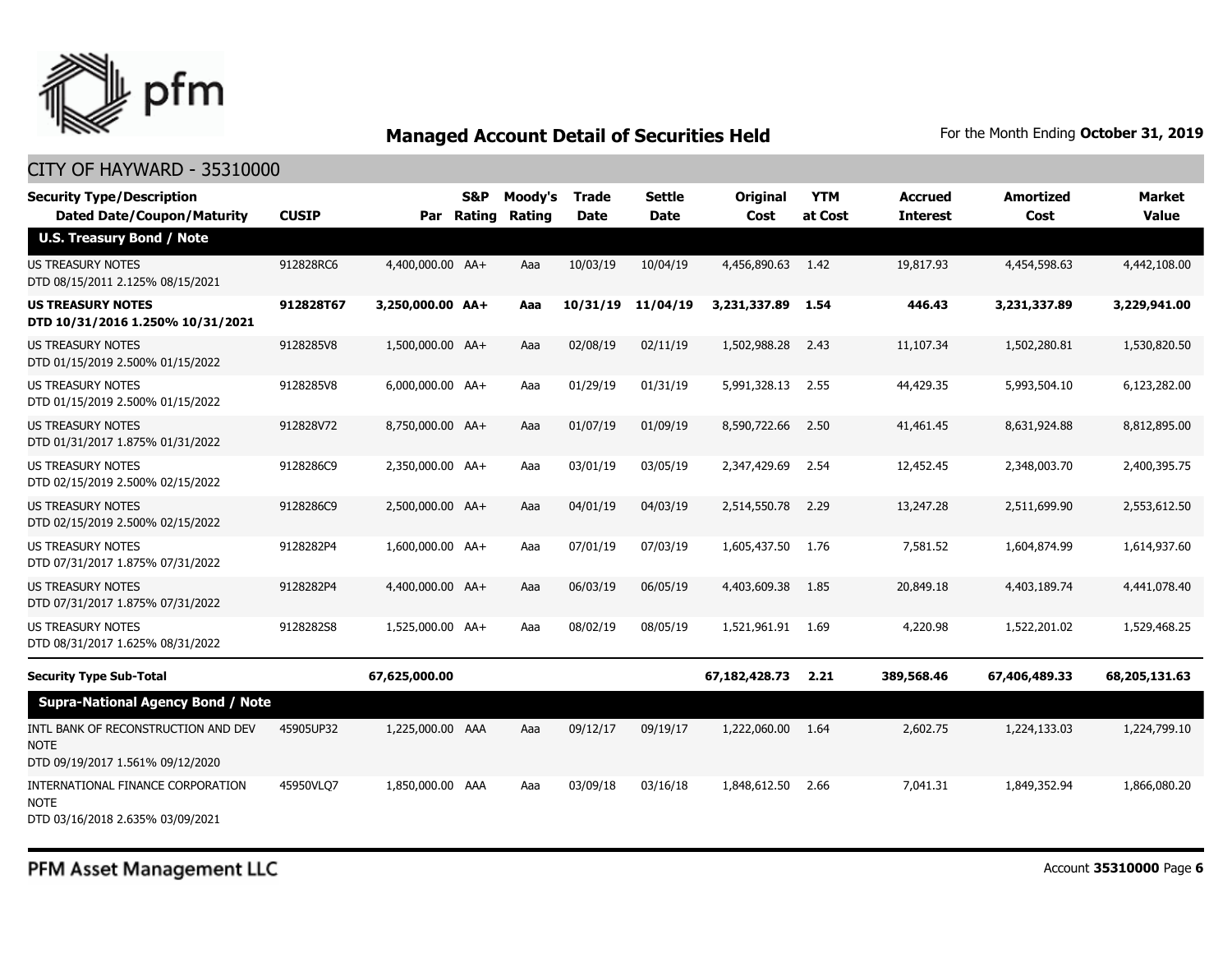## Managed Account Detail of Securities Held

For the Month Ending **October 31, 2019**

CITY OF HAYWARD - 35310000

| Security Type/Description Dated Date/Coupon/Maturity | CUSIP | Par | S&P Rating | Moody's Rating | Trade Date | Settle Date | Original Cost | YTM at Cost | Accrued Interest | Amortized Cost | Market Value |
|---|---|---|---|---|---|---|---|---|---|---|---|
| **U.S. Treasury Bond / Note** | | | | | | | | | | | |
| US TREASURY NOTES DTD 08/15/2011 2.125% 08/15/2021 | 912828RC6 | 4,400,000.00 | AA+ | Aaa | 10/03/19 | 10/04/19 | 4,456,890.63 | 1.42 | 19,817.93 | 4,454,598.63 | 4,442,108.00 |
| **US TREASURY NOTES DTD 10/31/2016 1.250% 10/31/2021** | **912828T67** | **3,250,000.00** | **AA+** | **Aaa** | **10/31/19** | **11/04/19** | **3,231,337.89** | **1.54** | **446.43** | **3,231,337.89** | **3,229,941.00** |
| US TREASURY NOTES DTD 01/15/2019 2.500% 01/15/2022 | 9128285V8 | 1,500,000.00 | AA+ | Aaa | 02/08/19 | 02/11/19 | 1,502,988.28 | 2.43 | 11,107.34 | 1,502,280.81 | 1,530,820.50 |
| US TREASURY NOTES DTD 01/15/2019 2.500% 01/15/2022 | 9128285V8 | 6,000,000.00 | AA+ | Aaa | 01/29/19 | 01/31/19 | 5,991,328.13 | 2.55 | 44,429.35 | 5,993,504.10 | 6,123,282.00 |
| US TREASURY NOTES DTD 01/31/2017 1.875% 01/31/2022 | 912828V72 | 8,750,000.00 | AA+ | Aaa | 01/07/19 | 01/09/19 | 8,590,722.66 | 2.50 | 41,461.45 | 8,631,924.88 | 8,812,895.00 |
| US TREASURY NOTES DTD 02/15/2019 2.500% 02/15/2022 | 9128286C9 | 2,350,000.00 | AA+ | Aaa | 03/01/19 | 03/05/19 | 2,347,429.69 | 2.54 | 12,452.45 | 2,348,003.70 | 2,400,395.75 |
| US TREASURY NOTES DTD 02/15/2019 2.500% 02/15/2022 | 9128286C9 | 2,500,000.00 | AA+ | Aaa | 04/01/19 | 04/03/19 | 2,514,550.78 | 2.29 | 13,247.28 | 2,511,699.90 | 2,553,612.50 |
| US TREASURY NOTES DTD 07/31/2017 1.875% 07/31/2022 | 9128282P4 | 1,600,000.00 | AA+ | Aaa | 07/01/19 | 07/03/19 | 1,605,437.50 | 1.76 | 7,581.52 | 1,604,874.99 | 1,614,937.60 |
| US TREASURY NOTES DTD 07/31/2017 1.875% 07/31/2022 | 9128282P4 | 4,400,000.00 | AA+ | Aaa | 06/03/19 | 06/05/19 | 4,403,609.38 | 1.85 | 20,849.18 | 4,403,189.74 | 4,441,078.40 |
| US TREASURY NOTES DTD 08/31/2017 1.625% 08/31/2022 | 9128282S8 | 1,525,000.00 | AA+ | Aaa | 08/02/19 | 08/05/19 | 1,521,961.91 | 1.69 | 4,220.98 | 1,522,201.02 | 1,529,468.25 |
| **Security Type Sub-Total** | | **67,625,000.00** | | | | | **67,182,428.73** | **2.21** | **389,568.46** | **67,406,489.33** | **68,205,131.63** |
| **Supra-National Agency Bond / Note** | | | | | | | | | | | |
| INTL BANK OF RECONSTRUCTION AND DEV NOTE DTD 09/19/2017 1.561% 09/12/2020 | 45905UP32 | 1,225,000.00 | AAA | Aaa | 09/12/17 | 09/19/17 | 1,222,060.00 | 1.64 | 2,602.75 | 1,224,133.03 | 1,224,799.10 |
| INTERNATIONAL FINANCE CORPORATION NOTE DTD 03/16/2018 2.635% 03/09/2021 | 45950VLQ7 | 1,850,000.00 | AAA | Aaa | 03/09/18 | 03/16/18 | 1,848,612.50 | 2.66 | 7,041.31 | 1,849,352.94 | 1,866,080.20 |

PFM Asset Management LLC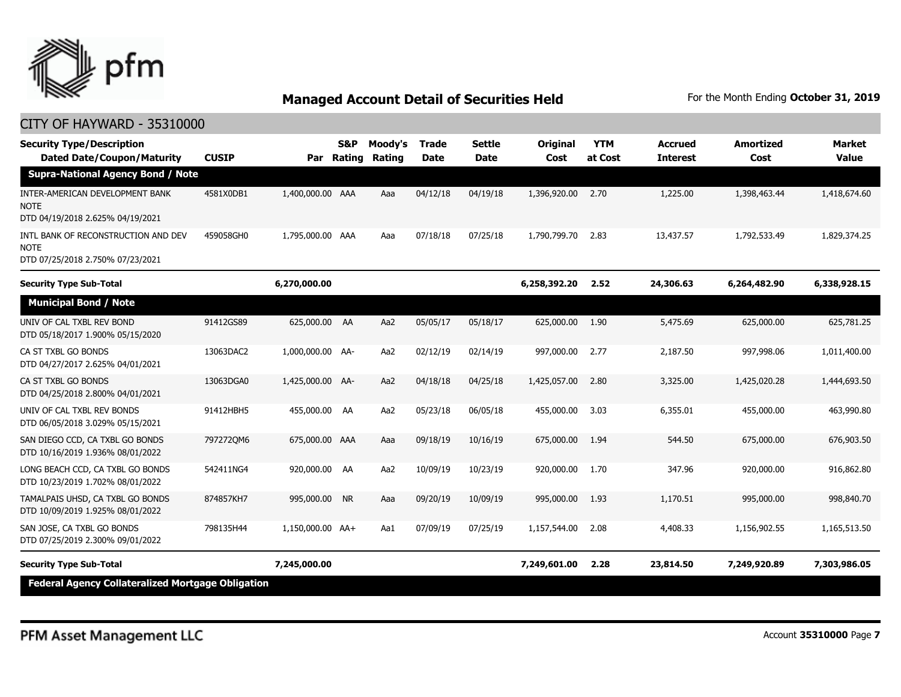## Managed Account Detail of Securities Held

For the Month Ending **October 31, 2019**

CITY OF HAYWARD - 35310000

| Security Type/Description Dated Date/Coupon/Maturity | CUSIP | Par | S&P Rating | Moody's Rating | Trade Date | Settle Date | Original Cost | YTM at Cost | Accrued Interest | Amortized Cost | Market Value |
|---|---|---|---|---|---|---|---|---|---|---|---|
| **Supra-National Agency Bond / Note** | | | | | | | | | | | |
| INTER-AMERICAN DEVELOPMENT BANK NOTE DTD 04/19/2018 2.625% 04/19/2021 | 4581X0DB1 | 1,400,000.00 | AAA | Aaa | 04/12/18 | 04/19/18 | 1,396,920.00 | 2.70 | 1,225.00 | 1,398,463.44 | 1,418,674.60 |
| INTL BANK OF RECONSTRUCTION AND DEV NOTE DTD 07/25/2018 2.750% 07/23/2021 | 459058GH0 | 1,795,000.00 | AAA | Aaa | 07/18/18 | 07/25/18 | 1,790,799.70 | 2.83 | 13,437.57 | 1,792,533.49 | 1,829,374.25 |
| **Security Type Sub-Total** | | **6,270,000.00** | | | | | **6,258,392.20** | **2.52** | **24,306.63** | **6,264,482.90** | **6,338,928.15** |
| **Municipal Bond / Note** | | | | | | | | | | | |
| UNIV OF CAL TXBL REV BOND DTD 05/18/2017 1.900% 05/15/2020 | 91412GS89 | 625,000.00 | AA | Aa2 | 05/05/17 | 05/18/17 | 625,000.00 | 1.90 | 5,475.69 | 625,000.00 | 625,781.25 |
| CA ST TXBL GO BONDS DTD 04/27/2017 2.625% 04/01/2021 | 13063DAC2 | 1,000,000.00 | AA- | Aa2 | 02/12/19 | 02/14/19 | 997,000.00 | 2.77 | 2,187.50 | 997,998.06 | 1,011,400.00 |
| CA ST TXBL GO BONDS DTD 04/25/2018 2.800% 04/01/2021 | 13063DGA0 | 1,425,000.00 | AA- | Aa2 | 04/18/18 | 04/25/18 | 1,425,057.00 | 2.80 | 3,325.00 | 1,425,020.28 | 1,444,693.50 |
| UNIV OF CAL TXBL REV BONDS DTD 06/05/2018 3.029% 05/15/2021 | 91412HBH5 | 455,000.00 | AA | Aa2 | 05/23/18 | 06/05/18 | 455,000.00 | 3.03 | 6,355.01 | 455,000.00 | 463,990.80 |
| SAN DIEGO CCD, CA TXBL GO BONDS DTD 10/16/2019 1.936% 08/01/2022 | 797272QM6 | 675,000.00 | AAA | Aaa | 09/18/19 | 10/16/19 | 675,000.00 | 1.94 | 544.50 | 675,000.00 | 676,903.50 |
| LONG BEACH CCD, CA TXBL GO BONDS DTD 10/23/2019 1.702% 08/01/2022 | 542411NG4 | 920,000.00 | AA | Aa2 | 10/09/19 | 10/23/19 | 920,000.00 | 1.70 | 347.96 | 920,000.00 | 916,862.80 |
| TAMALPAIS UHSD, CA TXBL GO BONDS DTD 10/09/2019 1.925% 08/01/2022 | 874857KH7 | 995,000.00 | NR | Aaa | 09/20/19 | 10/09/19 | 995,000.00 | 1.93 | 1,170.51 | 995,000.00 | 998,840.70 |
| SAN JOSE, CA TXBL GO BONDS DTD 07/25/2019 2.300% 09/01/2022 | 798135H44 | 1,150,000.00 | AA+ | Aa1 | 07/09/19 | 07/25/19 | 1,157,544.00 | 2.08 | 4,408.33 | 1,156,902.55 | 1,165,513.50 |
| **Security Type Sub-Total** | | **7,245,000.00** | | | | | **7,249,601.00** | **2.28** | **23,814.50** | **7,249,920.89** | **7,303,986.05** |
| **Federal Agency Collateralized Mortgage Obligation** | | | | | | | | | | | |

PFM Asset Management LLC

Account **35310000**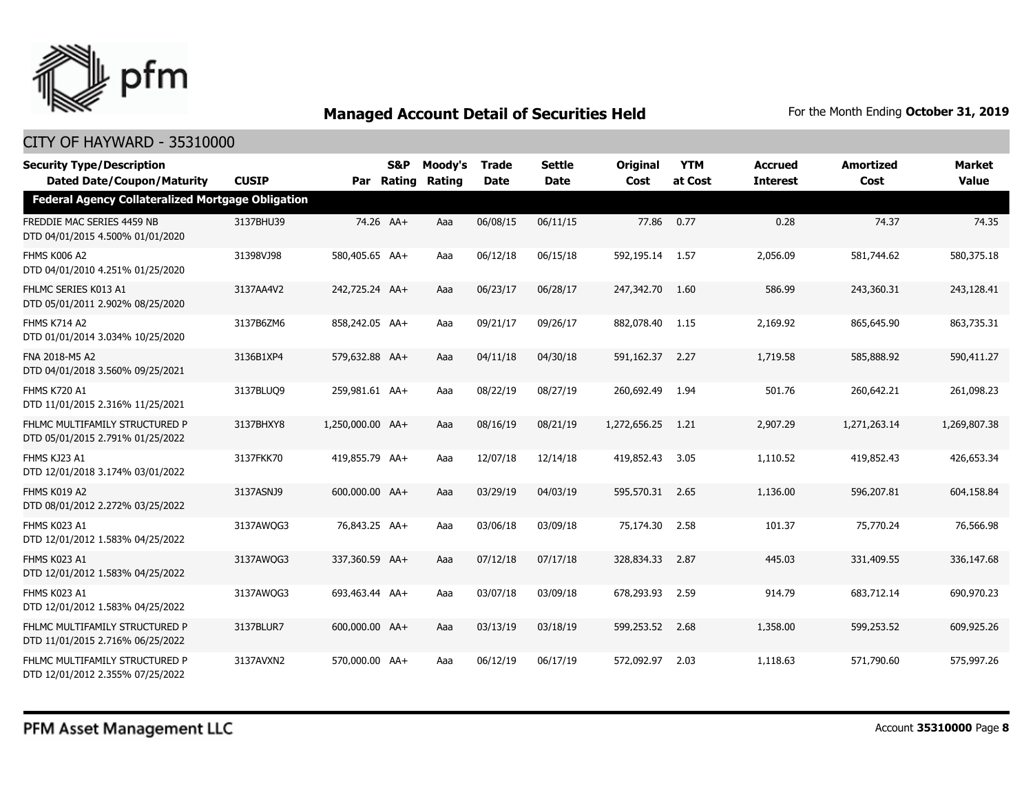## Managed Account Detail of Securities Held

For the Month Ending **October 31, 2019**

CITY OF HAYWARD - 35310000

| Security Type/Description Dated Date/Coupon/Maturity | CUSIP | Par | S&P Rating | Moody's Rating | Trade Date | Settle Date | Original Cost | YTM at Cost | Accrued Interest | Amortized Cost | Market Value |
|---|---|---|---|---|---|---|---|---|---|---|---|
| **Federal Agency Collateralized Mortgage Obligation** | | | | | | | | | | | |
| FREDDIE MAC SERIES 4459 NB DTD 04/01/2015 4.500% 01/01/2020 | 3137BHU39 | 74.26 | AA+ | Aaa | 06/08/15 | 06/11/15 | 77.86 | 0.77 | 0.28 | 74.37 | 74.35 |
| FHMS K006 A2 DTD 04/01/2010 4.251% 01/25/2020 | 31398VJ98 | 580,405.65 | AA+ | Aaa | 06/12/18 | 06/15/18 | 592,195.14 | 1.57 | 2,056.09 | 581,744.62 | 580,375.18 |
| FHLMC SERIES K013 A1 DTD 05/01/2011 2.902% 08/25/2020 | 3137AA4V2 | 242,725.24 | AA+ | Aaa | 06/23/17 | 06/28/17 | 247,342.70 | 1.60 | 586.99 | 243,360.31 | 243,128.41 |
| FHMS K714 A2 DTD 01/01/2014 3.034% 10/25/2020 | 3137B6ZM6 | 858,242.05 | AA+ | Aaa | 09/21/17 | 09/26/17 | 882,078.40 | 1.15 | 2,169.92 | 865,645.90 | 863,735.31 |
| FNA 2018-M5 A2 DTD 04/01/2018 3.560% 09/25/2021 | 3136B1XP4 | 579,632.88 | AA+ | Aaa | 04/11/18 | 04/30/18 | 591,162.37 | 2.27 | 1,719.58 | 585,888.92 | 590,411.27 |
| FHMS K720 A1 DTD 11/01/2015 2.316% 11/25/2021 | 3137BLUQ9 | 259,981.61 | AA+ | Aaa | 08/22/19 | 08/27/19 | 260,692.49 | 1.94 | 501.76 | 260,642.21 | 261,098.23 |
| FHLMC MULTIFAMILY STRUCTURED P DTD 05/01/2015 2.791% 01/25/2022 | 3137BHXY8 | 1,250,000.00 | AA+ | Aaa | 08/16/19 | 08/21/19 | 1,272,656.25 | 1.21 | 2,907.29 | 1,271,263.14 | 1,269,807.38 |
| FHMS KJ23 A1 DTD 12/01/2018 3.174% 03/01/2022 | 3137FKK70 | 419,855.79 | AA+ | Aaa | 12/07/18 | 12/14/18 | 419,852.43 | 3.05 | 1,110.52 | 419,852.43 | 426,653.34 |
| FHMS K019 A2 DTD 08/01/2012 2.272% 03/25/2022 | 3137ASNJ9 | 600,000.00 | AA+ | Aaa | 03/29/19 | 04/03/19 | 595,570.31 | 2.65 | 1,136.00 | 596,207.81 | 604,158.84 |
| FHMS K023 A1 DTD 12/01/2012 1.583% 04/25/2022 | 3137AWQG3 | 76,843.25 | AA+ | Aaa | 03/06/18 | 03/09/18 | 75,174.30 | 2.58 | 101.37 | 75,770.24 | 76,566.98 |
| FHMS K023 A1 DTD 12/01/2012 1.583% 04/25/2022 | 3137AWQG3 | 337,360.59 | AA+ | Aaa | 07/12/18 | 07/17/18 | 328,834.33 | 2.87 | 445.03 | 331,409.55 | 336,147.68 |
| FHMS K023 A1 DTD 12/01/2012 1.583% 04/25/2022 | 3137AWQG3 | 693,463.44 | AA+ | Aaa | 03/07/18 | 03/09/18 | 678,293.93 | 2.59 | 914.79 | 683,712.14 | 690,970.23 |
| FHLMC MULTIFAMILY STRUCTURED P DTD 11/01/2015 2.716% 06/25/2022 | 3137BLUR7 | 600,000.00 | AA+ | Aaa | 03/13/19 | 03/18/19 | 599,253.52 | 2.68 | 1,358.00 | 599,253.52 | 609,925.26 |
| FHLMC MULTIFAMILY STRUCTURED P DTD 12/01/2012 2.355% 07/25/2022 | 3137AVXN2 | 570,000.00 | AA+ | Aaa | 06/12/19 | 06/17/19 | 572,092.97 | 2.03 | 1,118.63 | 571,790.60 | 575,997.26 |

PFM Asset Management LLC

Account **35310000** Page **8**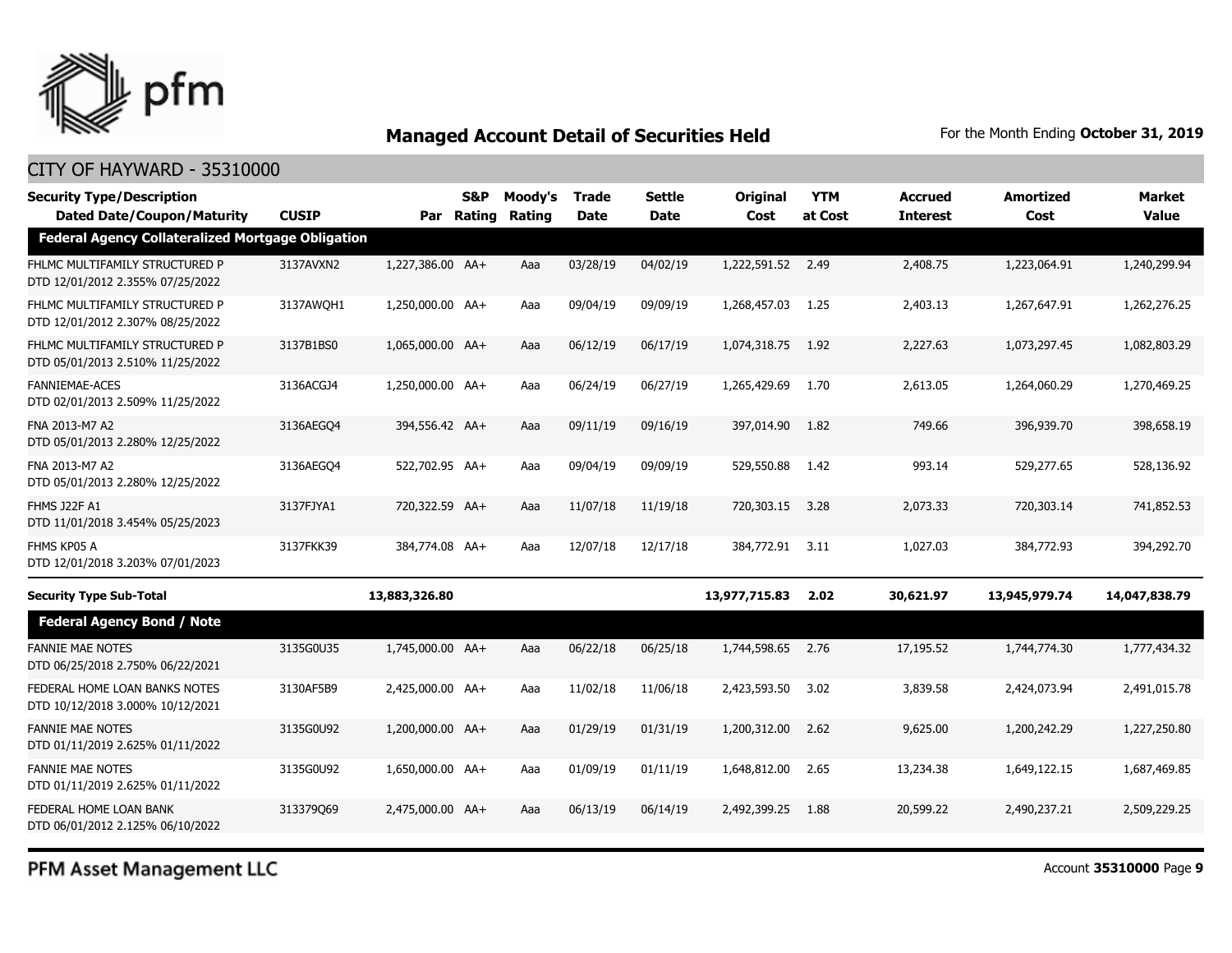## Managed Account Detail of Securities Held

For the Month Ending **October 31, 2019**

CITY OF HAYWARD - 35310000

| Security Type/Description Dated Date/Coupon/Maturity | CUSIP | Par | S&P Rating | Moody's Rating | Trade Date | Settle Date | Original Cost | YTM at Cost | Accrued Interest | Amortized Cost | Market Value |
|---|---|---|---|---|---|---|---|---|---|---|---|
| **Federal Agency Collateralized Mortgage Obligation** | | | | | | | | | | | |
| FHLMC MULTIFAMILY STRUCTURED P DTD 12/01/2012 2.355% 07/25/2022 | 3137AVXN2 | 1,227,386.00 | AA+ | Aaa | 03/28/19 | 04/02/19 | 1,222,591.52 | 2.49 | 2,408.75 | 1,223,064.91 | 1,240,299.94 |
| FHLMC MULTIFAMILY STRUCTURED P DTD 12/01/2012 2.307% 08/25/2022 | 3137AWQH1 | 1,250,000.00 | AA+ | Aaa | 09/04/19 | 09/09/19 | 1,268,457.03 | 1.25 | 2,403.13 | 1,267,647.91 | 1,262,276.25 |
| FHLMC MULTIFAMILY STRUCTURED P DTD 05/01/2013 2.510% 11/25/2022 | 3137B1BS0 | 1,065,000.00 | AA+ | Aaa | 06/12/19 | 06/17/19 | 1,074,318.75 | 1.92 | 2,227.63 | 1,073,297.45 | 1,082,803.29 |
| FANNIEMAE-ACES DTD 02/01/2013 2.509% 11/25/2022 | 3136ACGJ4 | 1,250,000.00 | AA+ | Aaa | 06/24/19 | 06/27/19 | 1,265,429.69 | 1.70 | 2,613.05 | 1,264,060.29 | 1,270,469.25 |
| FNA 2013-M7 A2 DTD 05/01/2013 2.280% 12/25/2022 | 3136AEGQ4 | 394,556.42 | AA+ | Aaa | 09/11/19 | 09/16/19 | 397,014.90 | 1.82 | 749.66 | 396,939.70 | 398,658.19 |
| FNA 2013-M7 A2 DTD 05/01/2013 2.280% 12/25/2022 | 3136AEGQ4 | 522,702.95 | AA+ | Aaa | 09/04/19 | 09/09/19 | 529,550.88 | 1.42 | 993.14 | 529,277.65 | 528,136.92 |
| FHMS J22F A1 DTD 11/01/2018 3.454% 05/25/2023 | 3137FJYA1 | 720,322.59 | AA+ | Aaa | 11/07/18 | 11/19/18 | 720,303.15 | 3.28 | 2,073.33 | 720,303.14 | 741,852.53 |
| FHMS KP05 A DTD 12/01/2018 3.203% 07/01/2023 | 3137FKK39 | 384,774.08 | AA+ | Aaa | 12/07/18 | 12/17/18 | 384,772.91 | 3.11 | 1,027.03 | 384,772.93 | 394,292.70 |
| **Security Type Sub-Total** | | **13,883,326.80** | | | | | **13,977,715.83** | **2.02** | **30,621.97** | **13,945,979.74** | **14,047,838.79** |
| **Federal Agency Bond / Note** | | | | | | | | | | | |
| FANNIE MAE NOTES DTD 06/25/2018 2.750% 06/22/2021 | 3135G0U35 | 1,745,000.00 | AA+ | Aaa | 06/22/18 | 06/25/18 | 1,744,598.65 | 2.76 | 17,195.52 | 1,744,774.30 | 1,777,434.32 |
| FEDERAL HOME LOAN BANKS NOTES DTD 10/12/2018 3.000% 10/12/2021 | 3130AF5B9 | 2,425,000.00 | AA+ | Aaa | 11/02/18 | 11/06/18 | 2,423,593.50 | 3.02 | 3,839.58 | 2,424,073.94 | 2,491,015.78 |
| FANNIE MAE NOTES DTD 01/11/2019 2.625% 01/11/2022 | 3135G0U92 | 1,200,000.00 | AA+ | Aaa | 01/29/19 | 01/31/19 | 1,200,312.00 | 2.62 | 9,625.00 | 1,200,242.29 | 1,227,250.80 |
| FANNIE MAE NOTES DTD 01/11/2019 2.625% 01/11/2022 | 3135G0U92 | 1,650,000.00 | AA+ | Aaa | 01/09/19 | 01/11/19 | 1,648,812.00 | 2.65 | 13,234.38 | 1,649,122.15 | 1,687,469.85 |
| FEDERAL HOME LOAN BANK DTD 06/01/2012 2.125% 06/10/2022 | 313379Q69 | 2,475,000.00 | AA+ | Aaa | 06/13/19 | 06/14/19 | 2,492,399.25 | 1.88 | 20,599.22 | 2,490,237.21 | 2,509,229.25 |

PFM Asset Management LLC

Account **35310000** Page **9**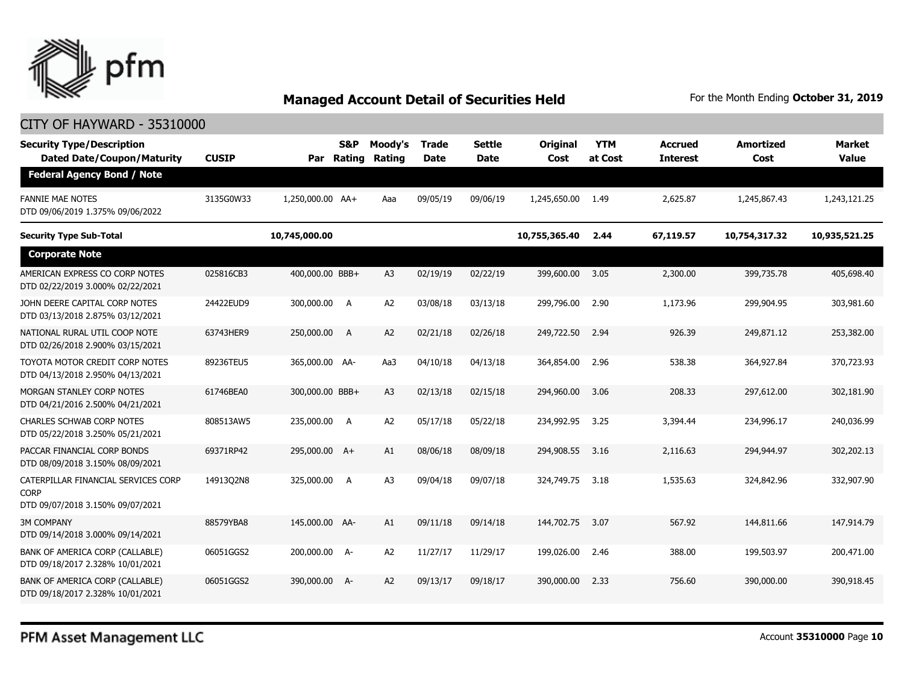## Managed Account Detail of Securities Held

For the Month Ending **October 31, 2019**

CITY OF HAYWARD - 35310000

| Security Type/Description Dated Date/Coupon/Maturity | CUSIP | Par | S&P Rating | Moody's Rating | Trade Date | Settle Date | Original Cost | YTM at Cost | Accrued Interest | Amortized Cost | Market Value |
|---|---|---|---|---|---|---|---|---|---|---|---|
| **Federal Agency Bond / Note** | | | | | | | | | | | |
| FANNIE MAE NOTES DTD 09/06/2019 1.375% 09/06/2022 | 3135G0W33 | 1,250,000.00 | AA+ | Aaa | 09/05/19 | 09/06/19 | 1,245,650.00 | 1.49 | 2,625.87 | 1,245,867.43 | 1,243,121.25 |
| **Security Type Sub-Total** | | **10,745,000.00** | | | | | **10,755,365.40** | **2.44** | **67,119.57** | **10,754,317.32** | **10,935,521.25** |
| **Corporate Note** | | | | | | | | | | | |
| AMERICAN EXPRESS CO CORP NOTES DTD 02/22/2019 3.000% 02/22/2021 | 025816CB3 | 400,000.00 | BBB+ | A3 | 02/19/19 | 02/22/19 | 399,600.00 | 3.05 | 2,300.00 | 399,735.78 | 405,698.40 |
| JOHN DEERE CAPITAL CORP NOTES DTD 03/13/2018 2.875% 03/12/2021 | 24422EUD9 | 300,000.00 | A | A2 | 03/08/18 | 03/13/18 | 299,796.00 | 2.90 | 1,173.96 | 299,904.95 | 303,981.60 |
| NATIONAL RURAL UTIL COOP NOTE DTD 02/26/2018 2.900% 03/15/2021 | 63743HER9 | 250,000.00 | A | A2 | 02/21/18 | 02/26/18 | 249,722.50 | 2.94 | 926.39 | 249,871.12 | 253,382.00 |
| TOYOTA MOTOR CREDIT CORP NOTES DTD 04/13/2018 2.950% 04/13/2021 | 89236TEU5 | 365,000.00 | AA- | Aa3 | 04/10/18 | 04/13/18 | 364,854.00 | 2.96 | 538.38 | 364,927.84 | 370,723.93 |
| MORGAN STANLEY CORP NOTES DTD 04/21/2016 2.500% 04/21/2021 | 61746BEA0 | 300,000.00 | BBB+ | A3 | 02/13/18 | 02/15/18 | 294,960.00 | 3.06 | 208.33 | 297,612.00 | 302,181.90 |
| CHARLES SCHWAB CORP NOTES DTD 05/22/2018 3.250% 05/21/2021 | 808513AW5 | 235,000.00 | A | A2 | 05/17/18 | 05/22/18 | 234,992.95 | 3.25 | 3,394.44 | 234,996.17 | 240,036.99 |
| PACCAR FINANCIAL CORP BONDS DTD 08/09/2018 3.150% 08/09/2021 | 69371RP42 | 295,000.00 | A+ | A1 | 08/06/18 | 08/09/18 | 294,908.55 | 3.16 | 2,116.63 | 294,944.97 | 302,202.13 |
| CATERPILLAR FINANCIAL SERVICES CORP CORP DTD 09/07/2018 3.150% 09/07/2021 | 14913Q2N8 | 325,000.00 | A | A3 | 09/04/18 | 09/07/18 | 324,749.75 | 3.18 | 1,535.63 | 324,842.96 | 332,907.90 |
| 3M COMPANY DTD 09/14/2018 3.000% 09/14/2021 | 88579YBA8 | 145,000.00 | AA- | A1 | 09/11/18 | 09/14/18 | 144,702.75 | 3.07 | 567.92 | 144,811.66 | 147,914.79 |
| BANK OF AMERICA CORP (CALLABLE) DTD 09/18/2017 2.328% 10/01/2021 | 06051GGS2 | 200,000.00 | A- | A2 | 11/27/17 | 11/29/17 | 199,026.00 | 2.46 | 388.00 | 199,503.97 | 200,471.00 |
| BANK OF AMERICA CORP (CALLABLE) DTD 09/18/2017 2.328% 10/01/2021 | 06051GGS2 | 390,000.00 | A- | A2 | 09/13/17 | 09/18/17 | 390,000.00 | 2.33 | 756.60 | 390,000.00 | 390,918.45 |

PFM Asset Management LLC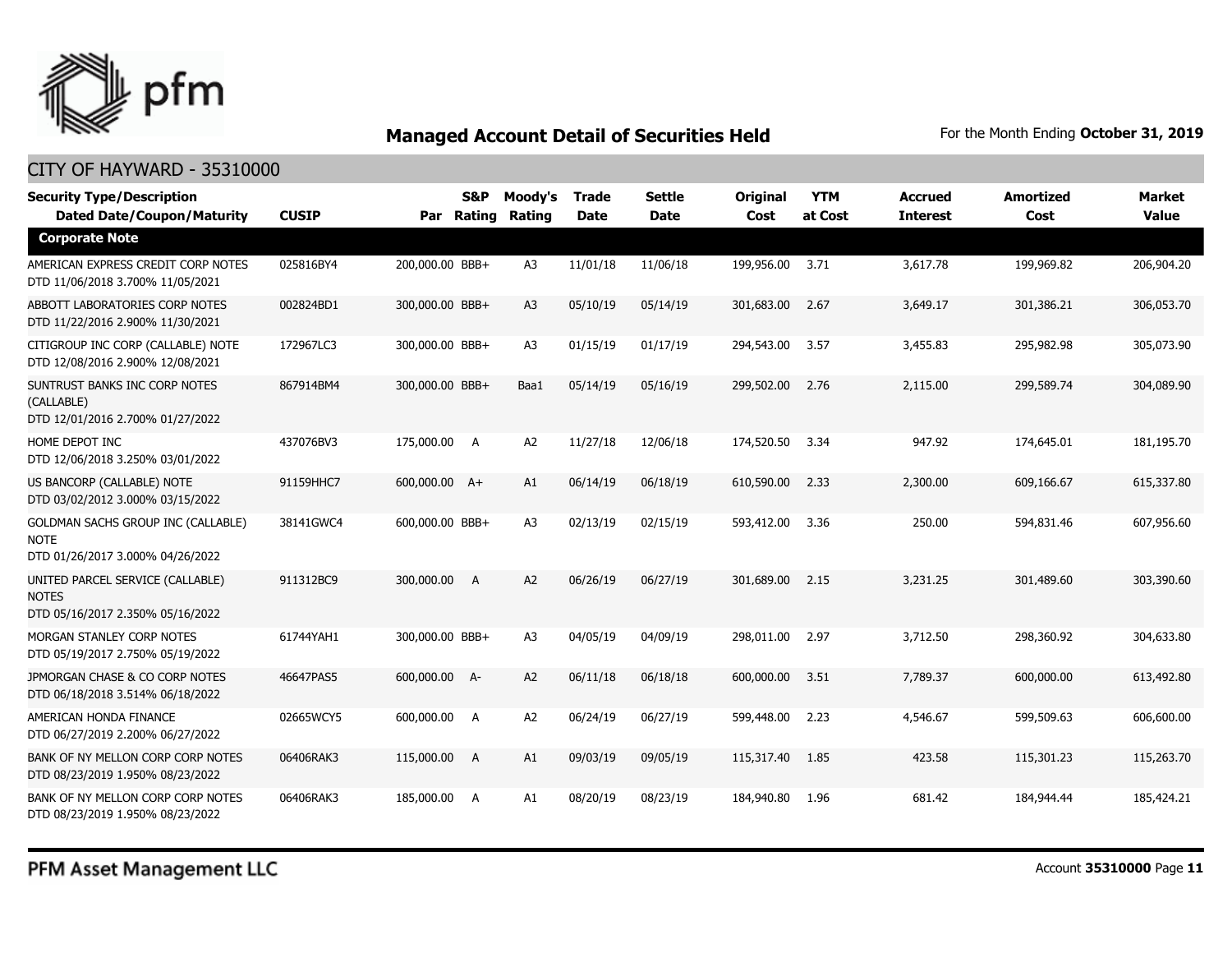## Managed Account Detail of Securities Held

For the Month Ending **October 31, 2019**

CITY OF HAYWARD - 35310000

| Security Type/Description Dated Date/Coupon/Maturity | CUSIP | Par | S&P Rating | Moody's Rating | Trade Date | Settle Date | Original Cost | YTM at Cost | Accrued Interest | Amortized Cost | Market Value |
|---|---|---|---|---|---|---|---|---|---|---|---|
| **Corporate Note** | | | | | | | | | | | |
| AMERICAN EXPRESS CREDIT CORP NOTES DTD 11/06/2018 3.700% 11/05/2021 | 025816BY4 | 200,000.00 | BBB+ | A3 | 11/01/18 | 11/06/18 | 199,956.00 | 3.71 | 3,617.78 | 199,969.82 | 206,904.20 |
| ABBOTT LABORATORIES CORP NOTES DTD 11/22/2016 2.900% 11/30/2021 | 002824BD1 | 300,000.00 | BBB+ | A3 | 05/10/19 | 05/14/19 | 301,683.00 | 2.67 | 3,649.17 | 301,386.21 | 306,053.70 |
| CITIGROUP INC CORP (CALLABLE) NOTE DTD 12/08/2016 2.900% 12/08/2021 | 172967LC3 | 300,000.00 | BBB+ | A3 | 01/15/19 | 01/17/19 | 294,543.00 | 3.57 | 3,455.83 | 295,982.98 | 305,073.90 |
| SUNTRUST BANKS INC CORP NOTES (CALLABLE) DTD 12/01/2016 2.700% 01/27/2022 | 867914BM4 | 300,000.00 | BBB+ | Baa1 | 05/14/19 | 05/16/19 | 299,502.00 | 2.76 | 2,115.00 | 299,589.74 | 304,089.90 |
| HOME DEPOT INC DTD 12/06/2018 3.250% 03/01/2022 | 437076BV3 | 175,000.00 | A | A2 | 11/27/18 | 12/06/18 | 174,520.50 | 3.34 | 947.92 | 174,645.01 | 181,195.70 |
| US BANCORP (CALLABLE) NOTE DTD 03/02/2012 3.000% 03/15/2022 | 91159HHC7 | 600,000.00 | A+ | A1 | 06/14/19 | 06/18/19 | 610,590.00 | 2.33 | 2,300.00 | 609,166.67 | 615,337.80 |
| GOLDMAN SACHS GROUP INC (CALLABLE) NOTE DTD 01/26/2017 3.000% 04/26/2022 | 38141GWC4 | 600,000.00 | BBB+ | A3 | 02/13/19 | 02/15/19 | 593,412.00 | 3.36 | 250.00 | 594,831.46 | 607,956.60 |
| UNITED PARCEL SERVICE (CALLABLE) NOTES DTD 05/16/2017 2.350% 05/16/2022 | 911312BC9 | 300,000.00 | A | A2 | 06/26/19 | 06/27/19 | 301,689.00 | 2.15 | 3,231.25 | 301,489.60 | 303,390.60 |
| MORGAN STANLEY CORP NOTES DTD 05/19/2017 2.750% 05/19/2022 | 61744YAH1 | 300,000.00 | BBB+ | A3 | 04/05/19 | 04/09/19 | 298,011.00 | 2.97 | 3,712.50 | 298,360.92 | 304,633.80 |
| JPMORGAN CHASE & CO CORP NOTES DTD 06/18/2018 3.514% 06/18/2022 | 46647PAS5 | 600,000.00 | A- | A2 | 06/11/18 | 06/18/18 | 600,000.00 | 3.51 | 7,789.37 | 600,000.00 | 613,492.80 |
| AMERICAN HONDA FINANCE DTD 06/27/2019 2.200% 06/27/2022 | 02665WCY5 | 600,000.00 | A | A2 | 06/24/19 | 06/27/19 | 599,448.00 | 2.23 | 4,546.67 | 599,509.63 | 606,600.00 |
| BANK OF NY MELLON CORP CORP NOTES DTD 08/23/2019 1.950% 08/23/2022 | 06406RAK3 | 115,000.00 | A | A1 | 09/03/19 | 09/05/19 | 115,317.40 | 1.85 | 423.58 | 115,301.23 | 115,263.70 |
| BANK OF NY MELLON CORP CORP NOTES DTD 08/23/2019 1.950% 08/23/2022 | 06406RAK3 | 185,000.00 | A | A1 | 08/20/19 | 08/23/19 | 184,940.80 | 1.96 | 681.42 | 184,944.44 | 185,424.21 |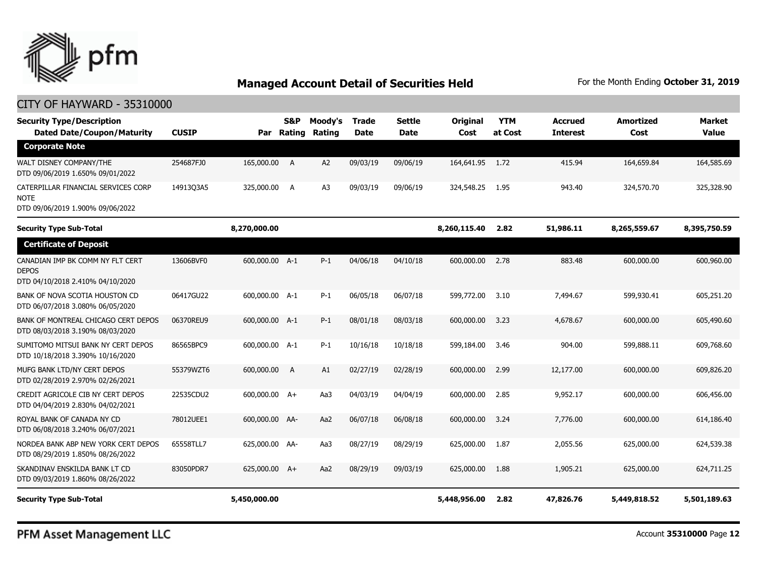## Managed Account Detail of Securities Held

For the Month Ending **October 31, 2019**

### CITY OF HAYWARD - 35310000

| Security Type/Description Dated Date/Coupon/Maturity | CUSIP | Par | S&P Rating | Moody's Rating | Trade Date | Settle Date | Original Cost | YTM at Cost | Accrued Interest | Amortized Cost | Market Value |
|---|---|---|---|---|---|---|---|---|---|---|---|
| **Corporate Note** | | | | | | | | | | | |
| WALT DISNEY COMPANY/THE DTD 09/06/2019 1.650% 09/01/2022 | 254687FJ0 | 165,000.00 | A | A2 | 09/03/19 | 09/06/19 | 164,641.95 | 1.72 | 415.94 | 164,659.84 | 164,585.69 |
| CATERPILLAR FINANCIAL SERVICES CORP NOTE DTD 09/06/2019 1.900% 09/06/2022 | 14913Q3A5 | 325,000.00 | A | A3 | 09/03/19 | 09/06/19 | 324,548.25 | 1.95 | 943.40 | 324,570.70 | 325,328.90 |
| **Security Type Sub-Total** | | **8,270,000.00** | | | | | **8,260,115.40** | **2.82** | **51,986.11** | **8,265,559.67** | **8,395,750.59** |
| **Certificate of Deposit** | | | | | | | | | | | |
| CANADIAN IMP BK COMM NY FLT CERT DEPOS DTD 04/10/2018 2.410% 04/10/2020 | 13606BVF0 | 600,000.00 | A-1 | P-1 | 04/06/18 | 04/10/18 | 600,000.00 | 2.78 | 883.48 | 600,000.00 | 600,960.00 |
| BANK OF NOVA SCOTIA HOUSTON CD DTD 06/07/2018 3.080% 06/05/2020 | 06417GU22 | 600,000.00 | A-1 | P-1 | 06/05/18 | 06/07/18 | 599,772.00 | 3.10 | 7,494.67 | 599,930.41 | 605,251.20 |
| BANK OF MONTREAL CHICAGO CERT DEPOS DTD 08/03/2018 3.190% 08/03/2020 | 06370REU9 | 600,000.00 | A-1 | P-1 | 08/01/18 | 08/03/18 | 600,000.00 | 3.23 | 4,678.67 | 600,000.00 | 605,490.60 |
| SUMITOMO MITSUI BANK NY CERT DEPOS DTD 10/18/2018 3.390% 10/16/2020 | 86565BPC9 | 600,000.00 | A-1 | P-1 | 10/16/18 | 10/18/18 | 599,184.00 | 3.46 | 904.00 | 599,888.11 | 609,768.60 |
| MUFG BANK LTD/NY CERT DEPOS DTD 02/28/2019 2.970% 02/26/2021 | 55379WZT6 | 600,000.00 | A | A1 | 02/27/19 | 02/28/19 | 600,000.00 | 2.99 | 12,177.00 | 600,000.00 | 609,826.20 |
| CREDIT AGRICOLE CIB NY CERT DEPOS DTD 04/04/2019 2.830% 04/02/2021 | 22535CDU2 | 600,000.00 | A+ | Aa3 | 04/03/19 | 04/04/19 | 600,000.00 | 2.85 | 9,952.17 | 600,000.00 | 606,456.00 |
| ROYAL BANK OF CANADA NY CD DTD 06/08/2018 3.240% 06/07/2021 | 78012UEE1 | 600,000.00 | AA- | Aa2 | 06/07/18 | 06/08/18 | 600,000.00 | 3.24 | 7,776.00 | 600,000.00 | 614,186.40 |
| NORDEA BANK ABP NEW YORK CERT DEPOS DTD 08/29/2019 1.850% 08/26/2022 | 65558TLL7 | 625,000.00 | AA- | Aa3 | 08/27/19 | 08/29/19 | 625,000.00 | 1.87 | 2,055.56 | 625,000.00 | 624,539.38 |
| SKANDINAV ENSKILDA BANK LT CD DTD 09/03/2019 1.860% 08/26/2022 | 83050PDR7 | 625,000.00 | A+ | Aa2 | 08/29/19 | 09/03/19 | 625,000.00 | 1.88 | 1,905.21 | 625,000.00 | 624,711.25 |
| **Security Type Sub-Total** | | **5,450,000.00** | | | | | **5,448,956.00** | **2.82** | **47,826.76** | **5,449,818.52** | **5,501,189.63** |

PFM Asset Management LLC

Account **35310000**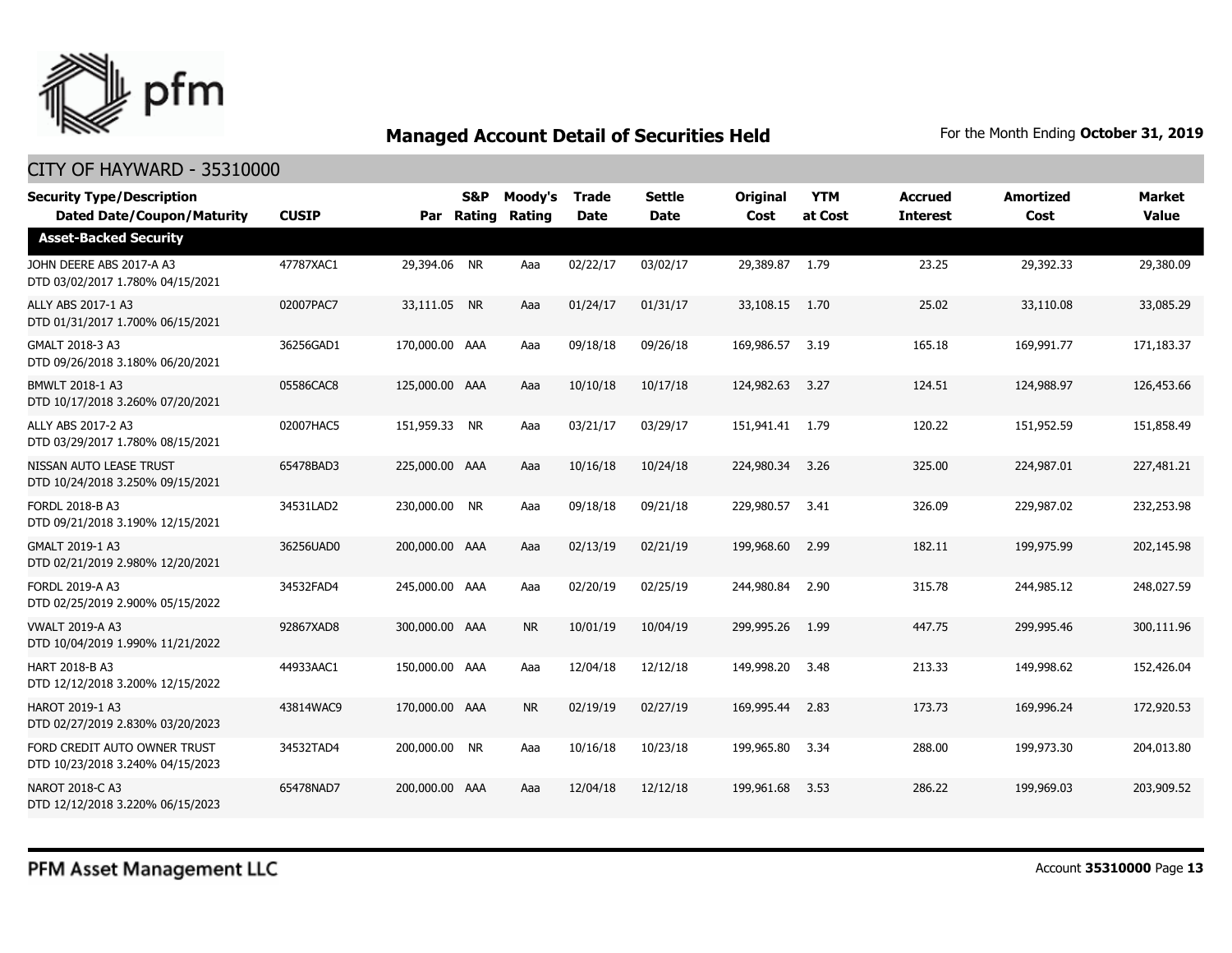# Managed Account Detail of Securities Held

For the Month Ending **October 31, 2019**

## CITY OF HAYWARD - 35310000

| Security Type/Description Dated Date/Coupon/Maturity | CUSIP | Par | S&P Rating | Moody's Rating | Trade Date | Settle Date | Original Cost | YTM at Cost | Accrued Interest | Amortized Cost | Market Value |
|---|---|---|---|---|---|---|---|---|---|---|---|
| **Asset-Backed Security** | | | | | | | | | | | |
| JOHN DEERE ABS 2017-A A3 DTD 03/02/2017 1.780% 04/15/2021 | 47787XAC1 | 29,394.06 | NR | Aaa | 02/22/17 | 03/02/17 | 29,389.87 | 1.79 | 23.25 | 29,392.33 | 29,380.09 |
| ALLY ABS 2017-1 A3 DTD 01/31/2017 1.700% 06/15/2021 | 02007PAC7 | 33,111.05 | NR | Aaa | 01/24/17 | 01/31/17 | 33,108.15 | 1.70 | 25.02 | 33,110.08 | 33,085.29 |
| GMALT 2018-3 A3 DTD 09/26/2018 3.180% 06/20/2021 | 36256GAD1 | 170,000.00 | AAA | Aaa | 09/18/18 | 09/26/18 | 169,986.57 | 3.19 | 165.18 | 169,991.77 | 171,183.37 |
| BMWLT 2018-1 A3 DTD 10/17/2018 3.260% 07/20/2021 | 05586CAC8 | 125,000.00 | AAA | Aaa | 10/10/18 | 10/17/18 | 124,982.63 | 3.27 | 124.51 | 124,988.97 | 126,453.66 |
| ALLY ABS 2017-2 A3 DTD 03/29/2017 1.780% 08/15/2021 | 02007HAC5 | 151,959.33 | NR | Aaa | 03/21/17 | 03/29/17 | 151,941.41 | 1.79 | 120.22 | 151,952.59 | 151,858.49 |
| NISSAN AUTO LEASE TRUST DTD 10/24/2018 3.250% 09/15/2021 | 65478BAD3 | 225,000.00 | AAA | Aaa | 10/16/18 | 10/24/18 | 224,980.34 | 3.26 | 325.00 | 224,987.01 | 227,481.21 |
| FORDL 2018-B A3 DTD 09/21/2018 3.190% 12/15/2021 | 34531LAD2 | 230,000.00 | NR | Aaa | 09/18/18 | 09/21/18 | 229,980.57 | 3.41 | 326.09 | 229,987.02 | 232,253.98 |
| GMALT 2019-1 A3 DTD 02/21/2019 2.980% 12/20/2021 | 36256UAD0 | 200,000.00 | AAA | Aaa | 02/13/19 | 02/21/19 | 199,968.60 | 2.99 | 182.11 | 199,975.99 | 202,145.98 |
| FORDL 2019-A A3 DTD 02/25/2019 2.900% 05/15/2022 | 34532FAD4 | 245,000.00 | AAA | Aaa | 02/20/19 | 02/25/19 | 244,980.84 | 2.90 | 315.78 | 244,985.12 | 248,027.59 |
| VWALT 2019-A A3 DTD 10/04/2019 1.990% 11/21/2022 | 92867XAD8 | 300,000.00 | AAA | NR | 10/01/19 | 10/04/19 | 299,995.26 | 1.99 | 447.75 | 299,995.46 | 300,111.96 |
| HART 2018-B A3 DTD 12/12/2018 3.200% 12/15/2022 | 44933AAC1 | 150,000.00 | AAA | Aaa | 12/04/18 | 12/12/18 | 149,998.20 | 3.48 | 213.33 | 149,998.62 | 152,426.04 |
| HAROT 2019-1 A3 DTD 02/27/2019 2.830% 03/20/2023 | 43814WAC9 | 170,000.00 | AAA | NR | 02/19/19 | 02/27/19 | 169,995.44 | 2.83 | 173.73 | 169,996.24 | 172,920.53 |
| FORD CREDIT AUTO OWNER TRUST DTD 10/23/2018 3.240% 04/15/2023 | 34532TAD4 | 200,000.00 | NR | Aaa | 10/16/18 | 10/23/18 | 199,965.80 | 3.34 | 288.00 | 199,973.30 | 204,013.80 |
| NAROT 2018-C A3 DTD 12/12/2018 3.220% 06/15/2023 | 65478NAD7 | 200,000.00 | AAA | Aaa | 12/04/18 | 12/12/18 | 199,961.68 | 3.53 | 286.22 | 199,969.03 | 203,909.52 |

PFM Asset Management LLC

Account **35310000**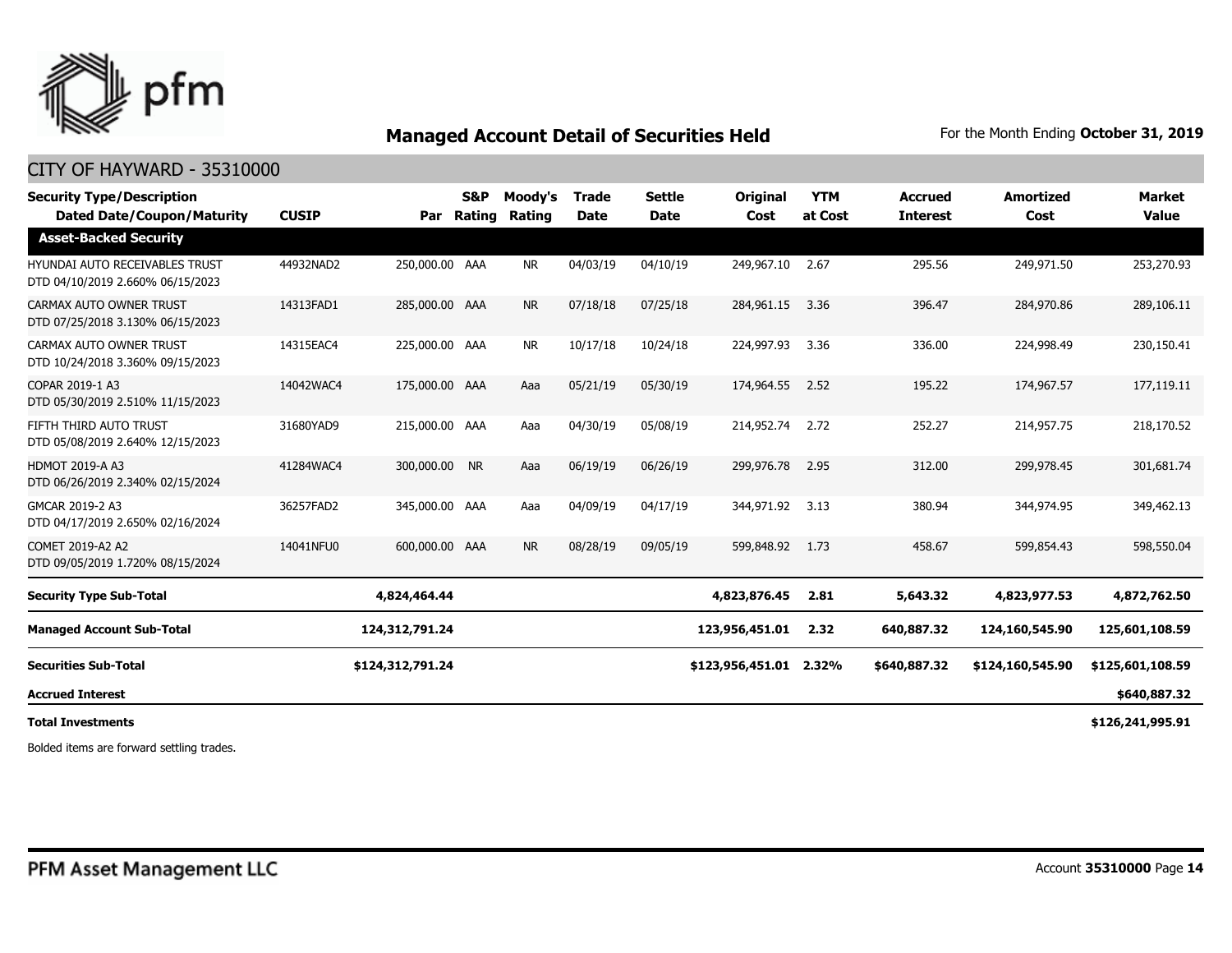## Managed Account Detail of Securities Held

For the Month Ending **October 31, 2019**

CITY OF HAYWARD - 35310000

| Security Type/Description<br>Dated Date/Coupon/Maturity | CUSIP | Par | S&P Rating | Moody's Rating | Trade Date | Settle Date | Original Cost | YTM at Cost | Accrued Interest | Amortized Cost | Market Value |
|---|---|---|---|---|---|---|---|---|---|---|---|
| **Asset-Backed Security** | | | | | | | | | | | |
| HYUNDAI AUTO RECEIVABLES TRUST<br>DTD 04/10/2019 2.660% 06/15/2023 | 44932NAD2 | 250,000.00 | AAA | NR | 04/03/19 | 04/10/19 | 249,967.10 | 2.67 | 295.56 | 249,971.50 | 253,270.93 |
| CARMAX AUTO OWNER TRUST<br>DTD 07/25/2018 3.130% 06/15/2023 | 14313FAD1 | 285,000.00 | AAA | NR | 07/18/18 | 07/25/18 | 284,961.15 | 3.36 | 396.47 | 284,970.86 | 289,106.11 |
| CARMAX AUTO OWNER TRUST<br>DTD 10/24/2018 3.360% 09/15/2023 | 14315EAC4 | 225,000.00 | AAA | NR | 10/17/18 | 10/24/18 | 224,997.93 | 3.36 | 336.00 | 224,998.49 | 230,150.41 |
| COPAR 2019-1 A3<br>DTD 05/30/2019 2.510% 11/15/2023 | 14042WAC4 | 175,000.00 | AAA | Aaa | 05/21/19 | 05/30/19 | 174,964.55 | 2.52 | 195.22 | 174,967.57 | 177,119.11 |
| FIFTH THIRD AUTO TRUST<br>DTD 05/08/2019 2.640% 12/15/2023 | 31680YAD9 | 215,000.00 | AAA | Aaa | 04/30/19 | 05/08/19 | 214,952.74 | 2.72 | 252.27 | 214,957.75 | 218,170.52 |
| HDMOT 2019-A A3<br>DTD 06/26/2019 2.340% 02/15/2024 | 41284WAC4 | 300,000.00 | NR | Aaa | 06/19/19 | 06/26/19 | 299,976.78 | 2.95 | 312.00 | 299,978.45 | 301,681.74 |
| GMCAR 2019-2 A3<br>DTD 04/17/2019 2.650% 02/16/2024 | 36257FAD2 | 345,000.00 | AAA | Aaa | 04/09/19 | 04/17/19 | 344,971.92 | 3.13 | 380.94 | 344,974.95 | 349,462.13 |
| COMET 2019-A2 A2<br>DTD 09/05/2019 1.720% 08/15/2024 | 14041NFU0 | 600,000.00 | AAA | NR | 08/28/19 | 09/05/19 | 599,848.92 | 1.73 | 458.67 | 599,854.43 | 598,550.04 |
| **Security Type Sub-Total** | | **4,824,464.44** | | | | | **4,823,876.45** | **2.81** | **5,643.32** | **4,823,977.53** | **4,872,762.50** |
| **Managed Account Sub-Total** | | **124,312,791.24** | | | | | **123,956,451.01** | **2.32** | **640,887.32** | **124,160,545.90** | **125,601,108.59** |
| **Securities Sub-Total** | | **$124,312,791.24** | | | | | **$123,956,451.01** | **2.32%** | **$640,887.32** | **$124,160,545.90** | **$125,601,108.59** |
| **Accrued Interest** | | | | | | | | | | | **$640,887.32** |
| **Total Investments** | | | | | | | | | | | **$126,241,995.91** |

Bolded items are forward settling trades.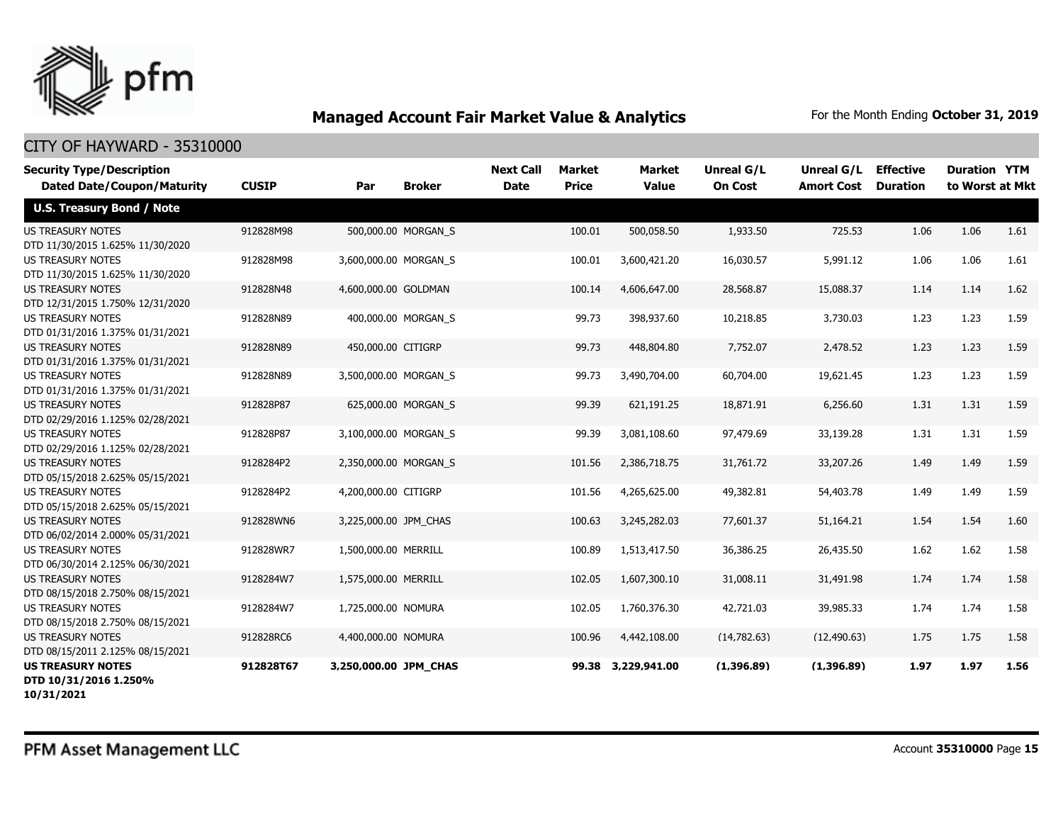## Managed Account Fair Market Value & Analytics

For the Month Ending **October 31, 2019**

CITY OF HAYWARD - 35310000

| Security Type/Description Dated Date/Coupon/Maturity | CUSIP | Par | Broker | Next Call Date | Market Price | Market Value | Unreal G/L On Cost | Unreal G/L Amort Cost | Effective Duration | Duration to Worst | YTM at Mkt |
|---|---|---|---|---|---|---|---|---|---|---|---|
| **U.S. Treasury Bond / Note** | | | | | | | | | | | |
| US TREASURY NOTES DTD 11/30/2015 1.625% 11/30/2020 | 912828M98 | 500,000.00 | MORGAN_S | | 100.01 | 500,058.50 | 1,933.50 | 725.53 | 1.06 | 1.06 | 1.61 |
| US TREASURY NOTES DTD 11/30/2015 1.625% 11/30/2020 | 912828M98 | 3,600,000.00 | MORGAN_S | | 100.01 | 3,600,421.20 | 16,030.57 | 5,991.12 | 1.06 | 1.06 | 1.61 |
| US TREASURY NOTES DTD 12/31/2015 1.750% 12/31/2020 | 912828N48 | 4,600,000.00 | GOLDMAN | | 100.14 | 4,606,647.00 | 28,568.87 | 15,088.37 | 1.14 | 1.14 | 1.62 |
| US TREASURY NOTES DTD 01/31/2016 1.375% 01/31/2021 | 912828N89 | 400,000.00 | MORGAN_S | | 99.73 | 398,937.60 | 10,218.85 | 3,730.03 | 1.23 | 1.23 | 1.59 |
| US TREASURY NOTES DTD 01/31/2016 1.375% 01/31/2021 | 912828N89 | 450,000.00 | CITIGRP | | 99.73 | 448,804.80 | 7,752.07 | 2,478.52 | 1.23 | 1.23 | 1.59 |
| US TREASURY NOTES DTD 01/31/2016 1.375% 01/31/2021 | 912828N89 | 3,500,000.00 | MORGAN_S | | 99.73 | 3,490,704.00 | 60,704.00 | 19,621.45 | 1.23 | 1.23 | 1.59 |
| US TREASURY NOTES DTD 02/29/2016 1.125% 02/28/2021 | 912828P87 | 625,000.00 | MORGAN_S | | 99.39 | 621,191.25 | 18,871.91 | 6,256.60 | 1.31 | 1.31 | 1.59 |
| US TREASURY NOTES DTD 02/29/2016 1.125% 02/28/2021 | 912828P87 | 3,100,000.00 | MORGAN_S | | 99.39 | 3,081,108.60 | 97,479.69 | 33,139.28 | 1.31 | 1.31 | 1.59 |
| US TREASURY NOTES DTD 05/15/2018 2.625% 05/15/2021 | 9128284P2 | 2,350,000.00 | MORGAN_S | | 101.56 | 2,386,718.75 | 31,761.72 | 33,207.26 | 1.49 | 1.49 | 1.59 |
| US TREASURY NOTES DTD 05/15/2018 2.625% 05/15/2021 | 9128284P2 | 4,200,000.00 | CITIGRP | | 101.56 | 4,265,625.00 | 49,382.81 | 54,403.78 | 1.49 | 1.49 | 1.59 |
| US TREASURY NOTES DTD 06/02/2014 2.000% 05/31/2021 | 912828WN6 | 3,225,000.00 | JPM_CHAS | | 100.63 | 3,245,282.03 | 77,601.37 | 51,164.21 | 1.54 | 1.54 | 1.60 |
| US TREASURY NOTES DTD 06/30/2014 2.125% 06/30/2021 | 912828WR7 | 1,500,000.00 | MERRILL | | 100.89 | 1,513,417.50 | 36,386.25 | 26,435.50 | 1.62 | 1.62 | 1.58 |
| US TREASURY NOTES DTD 08/15/2018 2.750% 08/15/2021 | 9128284W7 | 1,575,000.00 | MERRILL | | 102.05 | 1,607,300.10 | 31,008.11 | 31,491.98 | 1.74 | 1.74 | 1.58 |
| US TREASURY NOTES DTD 08/15/2018 2.750% 08/15/2021 | 9128284W7 | 1,725,000.00 | NOMURA | | 102.05 | 1,760,376.30 | 42,721.03 | 39,985.33 | 1.74 | 1.74 | 1.58 |
| US TREASURY NOTES DTD 08/15/2011 2.125% 08/15/2021 | 912828RC6 | 4,400,000.00 | NOMURA | | 100.96 | 4,442,108.00 | (14,782.63) | (12,490.63) | 1.75 | 1.75 | 1.58 |
| **US TREASURY NOTES DTD 10/31/2016 1.250% 10/31/2021** | **912828T67** | **3,250,000.00** | **JPM_CHAS** | | **99.38** | **3,229,941.00** | **(1,396.89)** | **(1,396.89)** | **1.97** | **1.97** | **1.56** |

PFM Asset Management LLC

Account **35310000**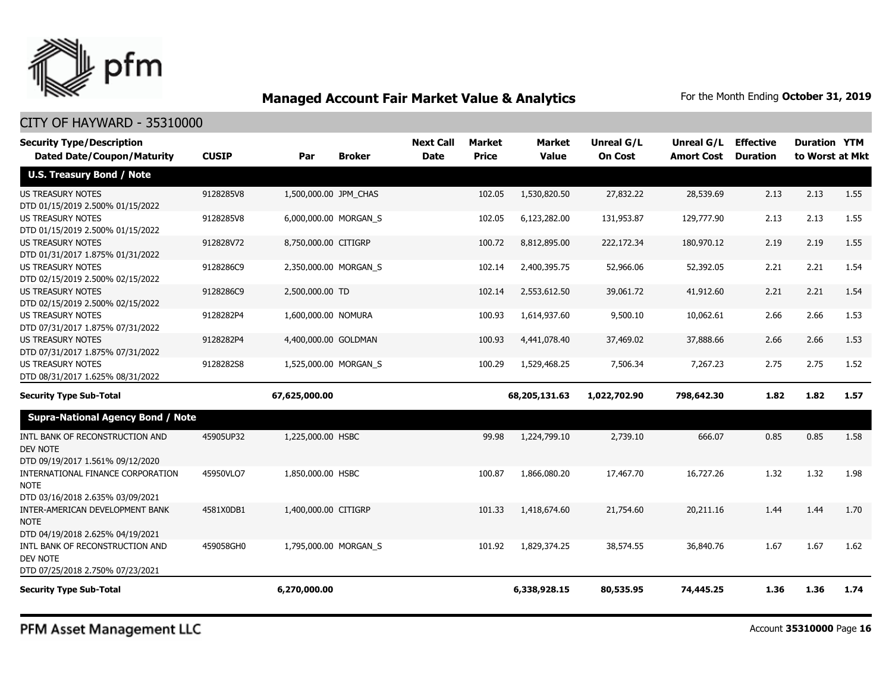## Managed Account Fair Market Value & Analytics

For the Month Ending **October 31, 2019**

CITY OF HAYWARD - 35310000

| Security Type/Description Dated Date/Coupon/Maturity | CUSIP | Par | Broker | Next Call Date | Market Price | Market Value | Unreal G/L On Cost | Unreal G/L Amort Cost | Effective Duration | Duration to Worst | YTM at Mkt |
|---|---|---|---|---|---|---|---|---|---|---|---|
| **U.S. Treasury Bond / Note** | | | | | | | | | | | |
| US TREASURY NOTES DTD 01/15/2019 2.500% 01/15/2022 | 9128285V8 | 1,500,000.00 | JPM_CHAS | | 102.05 | 1,530,820.50 | 27,832.22 | 28,539.69 | 2.13 | 2.13 | 1.55 |
| US TREASURY NOTES DTD 01/15/2019 2.500% 01/15/2022 | 9128285V8 | 6,000,000.00 | MORGAN_S | | 102.05 | 6,123,282.00 | 131,953.87 | 129,777.90 | 2.13 | 2.13 | 1.55 |
| US TREASURY NOTES DTD 01/31/2017 1.875% 01/31/2022 | 912828V72 | 8,750,000.00 | CITIGRP | | 100.72 | 8,812,895.00 | 222,172.34 | 180,970.12 | 2.19 | 2.19 | 1.55 |
| US TREASURY NOTES DTD 02/15/2019 2.500% 02/15/2022 | 9128286C9 | 2,350,000.00 | MORGAN_S | | 102.14 | 2,400,395.75 | 52,966.06 | 52,392.05 | 2.21 | 2.21 | 1.54 |
| US TREASURY NOTES DTD 02/15/2019 2.500% 02/15/2022 | 9128286C9 | 2,500,000.00 | TD | | 102.14 | 2,553,612.50 | 39,061.72 | 41,912.60 | 2.21 | 2.21 | 1.54 |
| US TREASURY NOTES DTD 07/31/2017 1.875% 07/31/2022 | 9128282P4 | 1,600,000.00 | NOMURA | | 100.93 | 1,614,937.60 | 9,500.10 | 10,062.61 | 2.66 | 2.66 | 1.53 |
| US TREASURY NOTES DTD 07/31/2017 1.875% 07/31/2022 | 9128282P4 | 4,400,000.00 | GOLDMAN | | 100.93 | 4,441,078.40 | 37,469.02 | 37,888.66 | 2.66 | 2.66 | 1.53 |
| US TREASURY NOTES DTD 08/31/2017 1.625% 08/31/2022 | 9128282S8 | 1,525,000.00 | MORGAN_S | | 100.29 | 1,529,468.25 | 7,506.34 | 7,267.23 | 2.75 | 2.75 | 1.52 |
| **Security Type Sub-Total** | | **67,625,000.00** | | | | **68,205,131.63** | **1,022,702.90** | **798,642.30** | **1.82** | **1.82** | **1.57** |
| **Supra-National Agency Bond / Note** | | | | | | | | | | | |
| INTL BANK OF RECONSTRUCTION AND DEV NOTE DTD 09/19/2017 1.561% 09/12/2020 | 45905UP32 | 1,225,000.00 | HSBC | | 99.98 | 1,224,799.10 | 2,739.10 | 666.07 | 0.85 | 0.85 | 1.58 |
| INTERNATIONAL FINANCE CORPORATION NOTE DTD 03/16/2018 2.635% 03/09/2021 | 45950VLQ7 | 1,850,000.00 | HSBC | | 100.87 | 1,866,080.20 | 17,467.70 | 16,727.26 | 1.32 | 1.32 | 1.98 |
| INTER-AMERICAN DEVELOPMENT BANK NOTE DTD 04/19/2018 2.625% 04/19/2021 | 4581X0DB1 | 1,400,000.00 | CITIGRP | | 101.33 | 1,418,674.60 | 21,754.60 | 20,211.16 | 1.44 | 1.44 | 1.70 |
| INTL BANK OF RECONSTRUCTION AND DEV NOTE DTD 07/25/2018 2.750% 07/23/2021 | 459058GH0 | 1,795,000.00 | MORGAN_S | | 101.92 | 1,829,374.25 | 38,574.55 | 36,840.76 | 1.67 | 1.67 | 1.62 |
| **Security Type Sub-Total** | | **6,270,000.00** | | | | **6,338,928.15** | **80,535.95** | **74,445.25** | **1.36** | **1.36** | **1.74** |

PFM Asset Management LLC

Account **35310000** Page **16**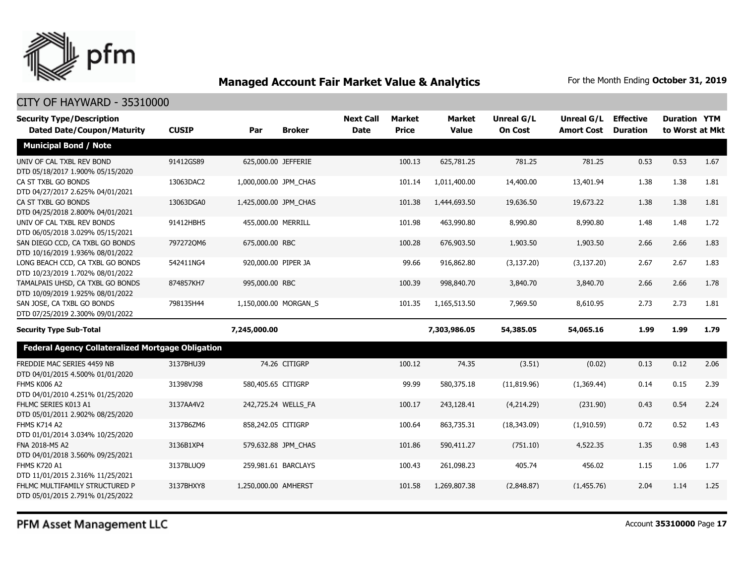## Managed Account Fair Market Value & Analytics

For the Month Ending **October 31, 2019**

### CITY OF HAYWARD - 35310000

| Security Type/Description Dated Date/Coupon/Maturity | CUSIP | Par | Broker | Next Call Date | Market Price | Market Value | Unreal G/L On Cost | Unreal G/L Amort Cost | Effective Duration | Duration to Worst | YTM at Mkt |
|---|---|---|---|---|---|---|---|---|---|---|---|
| **Municipal Bond / Note** | | | | | | | | | | | |
| UNIV OF CAL TXBL REV BOND DTD 05/18/2017 1.900% 05/15/2020 | 91412GS89 | 625,000.00 | JEFFERIE | | 100.13 | 625,781.25 | 781.25 | 781.25 | 0.53 | 0.53 | 1.67 |
| CA ST TXBL GO BONDS DTD 04/27/2017 2.625% 04/01/2021 | 13063DAC2 | 1,000,000.00 | JPM_CHAS | | 101.14 | 1,011,400.00 | 14,400.00 | 13,401.94 | 1.38 | 1.38 | 1.81 |
| CA ST TXBL GO BONDS DTD 04/25/2018 2.800% 04/01/2021 | 13063DGA0 | 1,425,000.00 | JPM_CHAS | | 101.38 | 1,444,693.50 | 19,636.50 | 19,673.22 | 1.38 | 1.38 | 1.81 |
| UNIV OF CAL TXBL REV BONDS DTD 06/05/2018 3.029% 05/15/2021 | 91412HBH5 | 455,000.00 | MERRILL | | 101.98 | 463,990.80 | 8,990.80 | 8,990.80 | 1.48 | 1.48 | 1.72 |
| SAN DIEGO CCD, CA TXBL GO BONDS DTD 10/16/2019 1.936% 08/01/2022 | 797272QM6 | 675,000.00 | RBC | | 100.28 | 676,903.50 | 1,903.50 | 1,903.50 | 2.66 | 2.66 | 1.83 |
| LONG BEACH CCD, CA TXBL GO BONDS DTD 10/23/2019 1.702% 08/01/2022 | 542411NG4 | 920,000.00 | PIPER JA | | 99.66 | 916,862.80 | (3,137.20) | (3,137.20) | 2.67 | 2.67 | 1.83 |
| TAMALPAIS UHSD, CA TXBL GO BONDS DTD 10/09/2019 1.925% 08/01/2022 | 874857KH7 | 995,000.00 | RBC | | 100.39 | 998,840.70 | 3,840.70 | 3,840.70 | 2.66 | 2.66 | 1.78 |
| SAN JOSE, CA TXBL GO BONDS DTD 07/25/2019 2.300% 09/01/2022 | 798135H44 | 1,150,000.00 | MORGAN_S | | 101.35 | 1,165,513.50 | 7,969.50 | 8,610.95 | 2.73 | 2.73 | 1.81 |
| **Security Type Sub-Total** | | **7,245,000.00** | | | | **7,303,986.05** | **54,385.05** | **54,065.16** | **1.99** | **1.99** | **1.79** |
| **Federal Agency Collateralized Mortgage Obligation** | | | | | | | | | | | |
| FREDDIE MAC SERIES 4459 NB DTD 04/01/2015 4.500% 01/01/2020 | 3137BHU39 | 74.26 | CITIGRP | | 100.12 | 74.35 | (3.51) | (0.02) | 0.13 | 0.12 | 2.06 |
| FHMS K006 A2 DTD 04/01/2010 4.251% 01/25/2020 | 31398VJ98 | 580,405.65 | CITIGRP | | 99.99 | 580,375.18 | (11,819.96) | (1,369.44) | 0.14 | 0.15 | 2.39 |
| FHLMC SERIES K013 A1 DTD 05/01/2011 2.902% 08/25/2020 | 3137AA4V2 | 242,725.24 | WELLS_FA | | 100.17 | 243,128.41 | (4,214.29) | (231.90) | 0.43 | 0.54 | 2.24 |
| FHMS K714 A2 DTD 01/01/2014 3.034% 10/25/2020 | 3137B6ZM6 | 858,242.05 | CITIGRP | | 100.64 | 863,735.31 | (18,343.09) | (1,910.59) | 0.72 | 0.52 | 1.43 |
| FNA 2018-M5 A2 DTD 04/01/2018 3.560% 09/25/2021 | 3136B1XP4 | 579,632.88 | JPM_CHAS | | 101.86 | 590,411.27 | (751.10) | 4,522.35 | 1.35 | 0.98 | 1.43 |
| FHMS K720 A1 DTD 11/01/2015 2.316% 11/25/2021 | 3137BLUQ9 | 259,981.61 | BARCLAYS | | 100.43 | 261,098.23 | 405.74 | 456.02 | 1.15 | 1.06 | 1.77 |
| FHLMC MULTIFAMILY STRUCTURED P DTD 05/01/2015 2.791% 01/25/2022 | 3137BHXY8 | 1,250,000.00 | AMHERST | | 101.58 | 1,269,807.38 | (2,848.87) | (1,455.76) | 2.04 | 1.14 | 1.25 |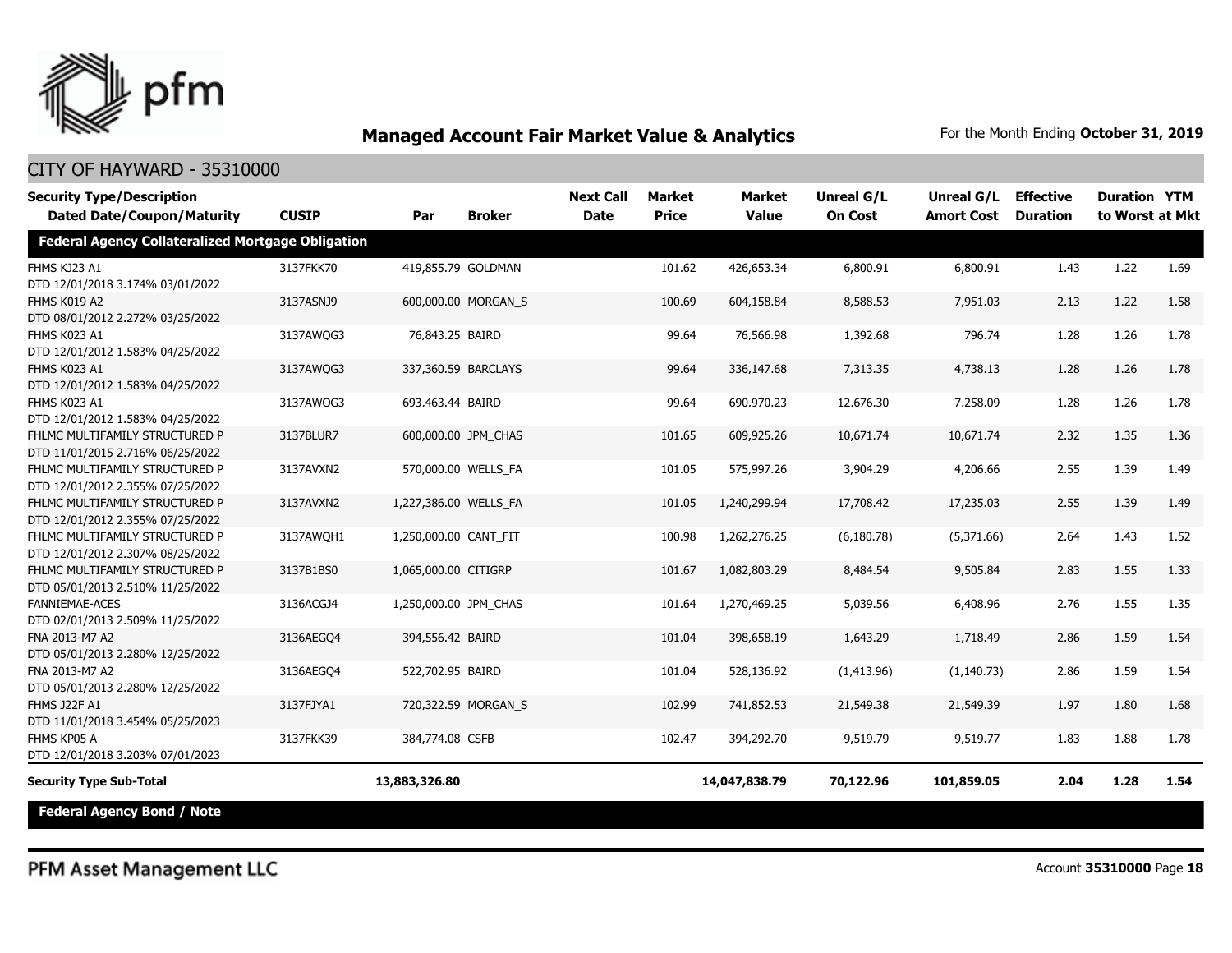## Managed Account Fair Market Value & Analytics

For the Month Ending **October 31, 2019**

CITY OF HAYWARD - 35310000

| Security Type/Description Dated Date/Coupon/Maturity | CUSIP | Par | Broker | Next Call Date | Market Price | Market Value | Unreal G/L On Cost | Unreal G/L Amort Cost | Effective Duration | Duration to Worst | YTM at Mkt |
|---|---|---|---|---|---|---|---|---|---|---|---|
| **Federal Agency Collateralized Mortgage Obligation** | | | | | | | | | | | |
| FHMS KJ23 A1 DTD 12/01/2018 3.174% 03/01/2022 | 3137FKK70 | 419,855.79 | GOLDMAN | | 101.62 | 426,653.34 | 6,800.91 | 6,800.91 | 1.43 | 1.22 | 1.69 |
| FHMS K019 A2 DTD 08/01/2012 2.272% 03/25/2022 | 3137ASNJ9 | 600,000.00 | MORGAN_S | | 100.69 | 604,158.84 | 8,588.53 | 7,951.03 | 2.13 | 1.22 | 1.58 |
| FHMS K023 A1 DTD 12/01/2012 1.583% 04/25/2022 | 3137AWQG3 | 76,843.25 | BAIRD | | 99.64 | 76,566.98 | 1,392.68 | 796.74 | 1.28 | 1.26 | 1.78 |
| FHMS K023 A1 DTD 12/01/2012 1.583% 04/25/2022 | 3137AWQG3 | 337,360.59 | BARCLAYS | | 99.64 | 336,147.68 | 7,313.35 | 4,738.13 | 1.28 | 1.26 | 1.78 |
| FHMS K023 A1 DTD 12/01/2012 1.583% 04/25/2022 | 3137AWQG3 | 693,463.44 | BAIRD | | 99.64 | 690,970.23 | 12,676.30 | 7,258.09 | 1.28 | 1.26 | 1.78 |
| FHLMC MULTIFAMILY STRUCTURED P DTD 11/01/2015 2.716% 06/25/2022 | 3137BLUR7 | 600,000.00 | JPM_CHAS | | 101.65 | 609,925.26 | 10,671.74 | 10,671.74 | 2.32 | 1.35 | 1.36 |
| FHLMC MULTIFAMILY STRUCTURED P DTD 12/01/2012 2.355% 07/25/2022 | 3137AVXN2 | 570,000.00 | WELLS_FA | | 101.05 | 575,997.26 | 3,904.29 | 4,206.66 | 2.55 | 1.39 | 1.49 |
| FHLMC MULTIFAMILY STRUCTURED P DTD 12/01/2012 2.355% 07/25/2022 | 3137AVXN2 | 1,227,386.00 | WELLS_FA | | 101.05 | 1,240,299.94 | 17,708.42 | 17,235.03 | 2.55 | 1.39 | 1.49 |
| FHLMC MULTIFAMILY STRUCTURED P DTD 12/01/2012 2.307% 08/25/2022 | 3137AWQH1 | 1,250,000.00 | CANT_FIT | | 100.98 | 1,262,276.25 | (6,180.78) | (5,371.66) | 2.64 | 1.43 | 1.52 |
| FHLMC MULTIFAMILY STRUCTURED P DTD 05/01/2013 2.510% 11/25/2022 | 3137B1BS0 | 1,065,000.00 | CITIGRP | | 101.67 | 1,082,803.29 | 8,484.54 | 9,505.84 | 2.83 | 1.55 | 1.33 |
| FANNIEMAE-ACES DTD 02/01/2013 2.509% 11/25/2022 | 3136ACGJ4 | 1,250,000.00 | JPM_CHAS | | 101.64 | 1,270,469.25 | 5,039.56 | 6,408.96 | 2.76 | 1.55 | 1.35 |
| FNA 2013-M7 A2 DTD 05/01/2013 2.280% 12/25/2022 | 3136AEGQ4 | 394,556.42 | BAIRD | | 101.04 | 398,658.19 | 1,643.29 | 1,718.49 | 2.86 | 1.59 | 1.54 |
| FNA 2013-M7 A2 DTD 05/01/2013 2.280% 12/25/2022 | 3136AEGQ4 | 522,702.95 | BAIRD | | 101.04 | 528,136.92 | (1,413.96) | (1,140.73) | 2.86 | 1.59 | 1.54 |
| FHMS J22F A1 DTD 11/01/2018 3.454% 05/25/2023 | 3137FJYA1 | 720,322.59 | MORGAN_S | | 102.99 | 741,852.53 | 21,549.38 | 21,549.39 | 1.97 | 1.80 | 1.68 |
| FHMS KP05 A DTD 12/01/2018 3.203% 07/01/2023 | 3137FKK39 | 384,774.08 | CSFB | | 102.47 | 394,292.70 | 9,519.79 | 9,519.77 | 1.83 | 1.88 | 1.78 |
| **Security Type Sub-Total** | | **13,883,326.80** | | | | **14,047,838.79** | **70,122.96** | **101,859.05** | **2.04** | **1.28** | **1.54** |
| **Federal Agency Bond / Note** | | | | | | | | | | | |

PFM Asset Management LLC

Account **35310000**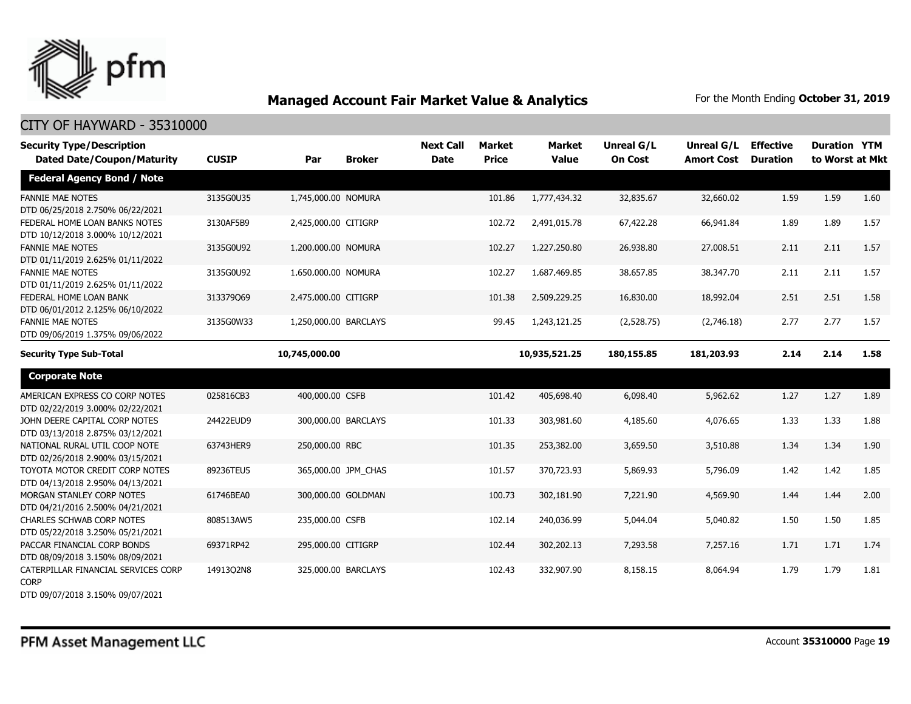# Managed Account Fair Market Value & Analytics

For the Month Ending **October 31, 2019**

## CITY OF HAYWARD - 35310000

| Security Type/Description Dated Date/Coupon/Maturity | CUSIP | Par | Broker | Next Call Date | Market Price | Market Value | Unreal G/L On Cost | Unreal G/L Amort Cost | Effective Duration | Duration to Worst | YTM at Mkt |
|---|---|---|---|---|---|---|---|---|---|---|---|
| **Federal Agency Bond / Note** | | | | | | | | | | | |
| FANNIE MAE NOTES DTD 06/25/2018 2.750% 06/22/2021 | 3135G0U35 | 1,745,000.00 | NOMURA | | 101.86 | 1,777,434.32 | 32,835.67 | 32,660.02 | 1.59 | 1.59 | 1.60 |
| FEDERAL HOME LOAN BANKS NOTES DTD 10/12/2018 3.000% 10/12/2021 | 3130AF5B9 | 2,425,000.00 | CITIGRP | | 102.72 | 2,491,015.78 | 67,422.28 | 66,941.84 | 1.89 | 1.89 | 1.57 |
| FANNIE MAE NOTES DTD 01/11/2019 2.625% 01/11/2022 | 3135G0U92 | 1,200,000.00 | NOMURA | | 102.27 | 1,227,250.80 | 26,938.80 | 27,008.51 | 2.11 | 2.11 | 1.57 |
| FANNIE MAE NOTES DTD 01/11/2019 2.625% 01/11/2022 | 3135G0U92 | 1,650,000.00 | NOMURA | | 102.27 | 1,687,469.85 | 38,657.85 | 38,347.70 | 2.11 | 2.11 | 1.57 |
| FEDERAL HOME LOAN BANK DTD 06/01/2012 2.125% 06/10/2022 | 313379Q69 | 2,475,000.00 | CITIGRP | | 101.38 | 2,509,229.25 | 16,830.00 | 18,992.04 | 2.51 | 2.51 | 1.58 |
| FANNIE MAE NOTES DTD 09/06/2019 1.375% 09/06/2022 | 3135G0W33 | 1,250,000.00 | BARCLAYS | | 99.45 | 1,243,121.25 | (2,528.75) | (2,746.18) | 2.77 | 2.77 | 1.57 |
| **Security Type Sub-Total** | | **10,745,000.00** | | | | **10,935,521.25** | **180,155.85** | **181,203.93** | **2.14** | **2.14** | **1.58** |
| **Corporate Note** | | | | | | | | | | | |
| AMERICAN EXPRESS CO CORP NOTES DTD 02/22/2019 3.000% 02/22/2021 | 025816CB3 | 400,000.00 | CSFB | | 101.42 | 405,698.40 | 6,098.40 | 5,962.62 | 1.27 | 1.27 | 1.89 |
| JOHN DEERE CAPITAL CORP NOTES DTD 03/13/2018 2.875% 03/12/2021 | 24422EUD9 | 300,000.00 | BARCLAYS | | 101.33 | 303,981.60 | 4,185.60 | 4,076.65 | 1.33 | 1.33 | 1.88 |
| NATIONAL RURAL UTIL COOP NOTE DTD 02/26/2018 2.900% 03/15/2021 | 63743HER9 | 250,000.00 | RBC | | 101.35 | 253,382.00 | 3,659.50 | 3,510.88 | 1.34 | 1.34 | 1.90 |
| TOYOTA MOTOR CREDIT CORP NOTES DTD 04/13/2018 2.950% 04/13/2021 | 89236TEU5 | 365,000.00 | JPM_CHAS | | 101.57 | 370,723.93 | 5,869.93 | 5,796.09 | 1.42 | 1.42 | 1.85 |
| MORGAN STANLEY CORP NOTES DTD 04/21/2016 2.500% 04/21/2021 | 61746BEA0 | 300,000.00 | GOLDMAN | | 100.73 | 302,181.90 | 7,221.90 | 4,569.90 | 1.44 | 1.44 | 2.00 |
| CHARLES SCHWAB CORP NOTES DTD 05/22/2018 3.250% 05/21/2021 | 808513AW5 | 235,000.00 | CSFB | | 102.14 | 240,036.99 | 5,044.04 | 5,040.82 | 1.50 | 1.50 | 1.85 |
| PACCAR FINANCIAL CORP BONDS DTD 08/09/2018 3.150% 08/09/2021 | 69371RP42 | 295,000.00 | CITIGRP | | 102.44 | 302,202.13 | 7,293.58 | 7,257.16 | 1.71 | 1.71 | 1.74 |
| CATERPILLAR FINANCIAL SERVICES CORP CORP DTD 09/07/2018 3.150% 09/07/2021 | 14913Q2N8 | 325,000.00 | BARCLAYS | | 102.43 | 332,907.90 | 8,158.15 | 8,064.94 | 1.79 | 1.79 | 1.81 |

PFM Asset Management LLC

Account **35310000**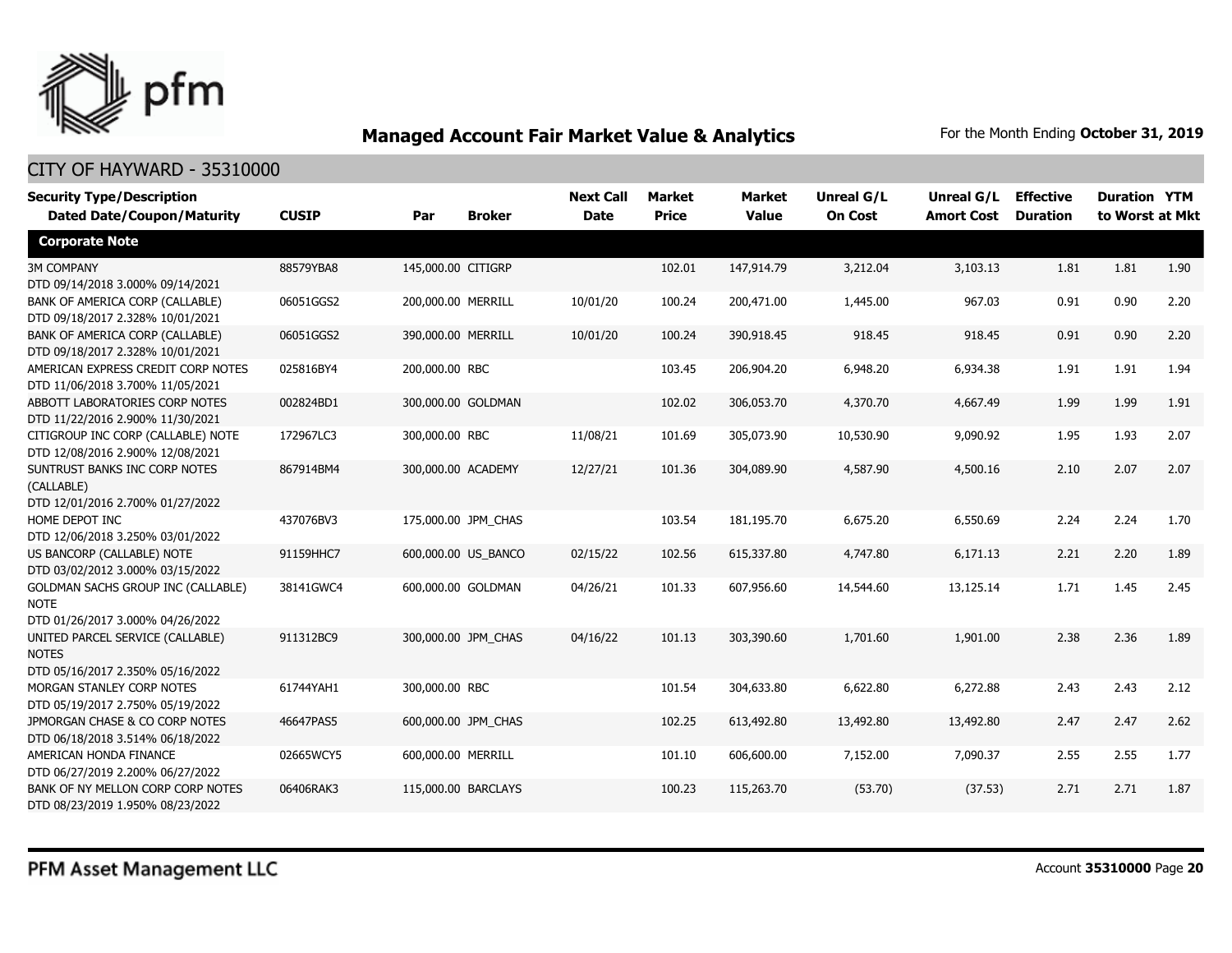# Managed Account Fair Market Value & Analytics

For the Month Ending **October 31, 2019**

## CITY OF HAYWARD - 35310000

| Security Type/Description Dated Date/Coupon/Maturity | CUSIP | Par | Broker | Next Call Date | Market Price | Market Value | Unreal G/L On Cost | Unreal G/L Amort Cost | Effective Duration | Duration to Worst | YTM at Mkt |
|---|---|---|---|---|---|---|---|---|---|---|---|
| **Corporate Note** | | | | | | | | | | | |
| 3M COMPANY DTD 09/14/2018 3.000% 09/14/2021 | 88579YBA8 | 145,000.00 | CITIGRP | | 102.01 | 147,914.79 | 3,212.04 | 3,103.13 | 1.81 | 1.81 | 1.90 |
| BANK OF AMERICA CORP (CALLABLE) DTD 09/18/2017 2.328% 10/01/2021 | 06051GGS2 | 200,000.00 | MERRILL | 10/01/20 | 100.24 | 200,471.00 | 1,445.00 | 967.03 | 0.91 | 0.90 | 2.20 |
| BANK OF AMERICA CORP (CALLABLE) DTD 09/18/2017 2.328% 10/01/2021 | 06051GGS2 | 390,000.00 | MERRILL | 10/01/20 | 100.24 | 390,918.45 | 918.45 | 918.45 | 0.91 | 0.90 | 2.20 |
| AMERICAN EXPRESS CREDIT CORP NOTES DTD 11/06/2018 3.700% 11/05/2021 | 025816BY4 | 200,000.00 | RBC | | 103.45 | 206,904.20 | 6,948.20 | 6,934.38 | 1.91 | 1.91 | 1.94 |
| ABBOTT LABORATORIES CORP NOTES DTD 11/22/2016 2.900% 11/30/2021 | 002824BD1 | 300,000.00 | GOLDMAN | | 102.02 | 306,053.70 | 4,370.70 | 4,667.49 | 1.99 | 1.99 | 1.91 |
| CITIGROUP INC CORP (CALLABLE) NOTE DTD 12/08/2016 2.900% 12/08/2021 | 172967LC3 | 300,000.00 | RBC | 11/08/21 | 101.69 | 305,073.90 | 10,530.90 | 9,090.92 | 1.95 | 1.93 | 2.07 |
| SUNTRUST BANKS INC CORP NOTES (CALLABLE) DTD 12/01/2016 2.700% 01/27/2022 | 867914BM4 | 300,000.00 | ACADEMY | 12/27/21 | 101.36 | 304,089.90 | 4,587.90 | 4,500.16 | 2.10 | 2.07 | 2.07 |
| HOME DEPOT INC DTD 12/06/2018 3.250% 03/01/2022 | 437076BV3 | 175,000.00 | JPM_CHAS | | 103.54 | 181,195.70 | 6,675.20 | 6,550.69 | 2.24 | 2.24 | 1.70 |
| US BANCORP (CALLABLE) NOTE DTD 03/02/2012 3.000% 03/15/2022 | 91159HHC7 | 600,000.00 | US_BANCO | 02/15/22 | 102.56 | 615,337.80 | 4,747.80 | 6,171.13 | 2.21 | 2.20 | 1.89 |
| GOLDMAN SACHS GROUP INC (CALLABLE) NOTE DTD 01/26/2017 3.000% 04/26/2022 | 38141GWC4 | 600,000.00 | GOLDMAN | 04/26/21 | 101.33 | 607,956.60 | 14,544.60 | 13,125.14 | 1.71 | 1.45 | 2.45 |
| UNITED PARCEL SERVICE (CALLABLE) NOTES DTD 05/16/2017 2.350% 05/16/2022 | 911312BC9 | 300,000.00 | JPM_CHAS | 04/16/22 | 101.13 | 303,390.60 | 1,701.60 | 1,901.00 | 2.38 | 2.36 | 1.89 |
| MORGAN STANLEY CORP NOTES DTD 05/19/2017 2.750% 05/19/2022 | 61744YAH1 | 300,000.00 | RBC | | 101.54 | 304,633.80 | 6,622.80 | 6,272.88 | 2.43 | 2.43 | 2.12 |
| JPMORGAN CHASE & CO CORP NOTES DTD 06/18/2018 3.514% 06/18/2022 | 46647PAS5 | 600,000.00 | JPM_CHAS | | 102.25 | 613,492.80 | 13,492.80 | 13,492.80 | 2.47 | 2.47 | 2.62 |
| AMERICAN HONDA FINANCE DTD 06/27/2019 2.200% 06/27/2022 | 02665WCY5 | 600,000.00 | MERRILL | | 101.10 | 606,600.00 | 7,152.00 | 7,090.37 | 2.55 | 2.55 | 1.77 |
| BANK OF NY MELLON CORP CORP NOTES DTD 08/23/2019 1.950% 08/23/2022 | 06406RAK3 | 115,000.00 | BARCLAYS | | 100.23 | 115,263.70 | (53.70) | (37.53) | 2.71 | 2.71 | 1.87 |

PFM Asset Management LLC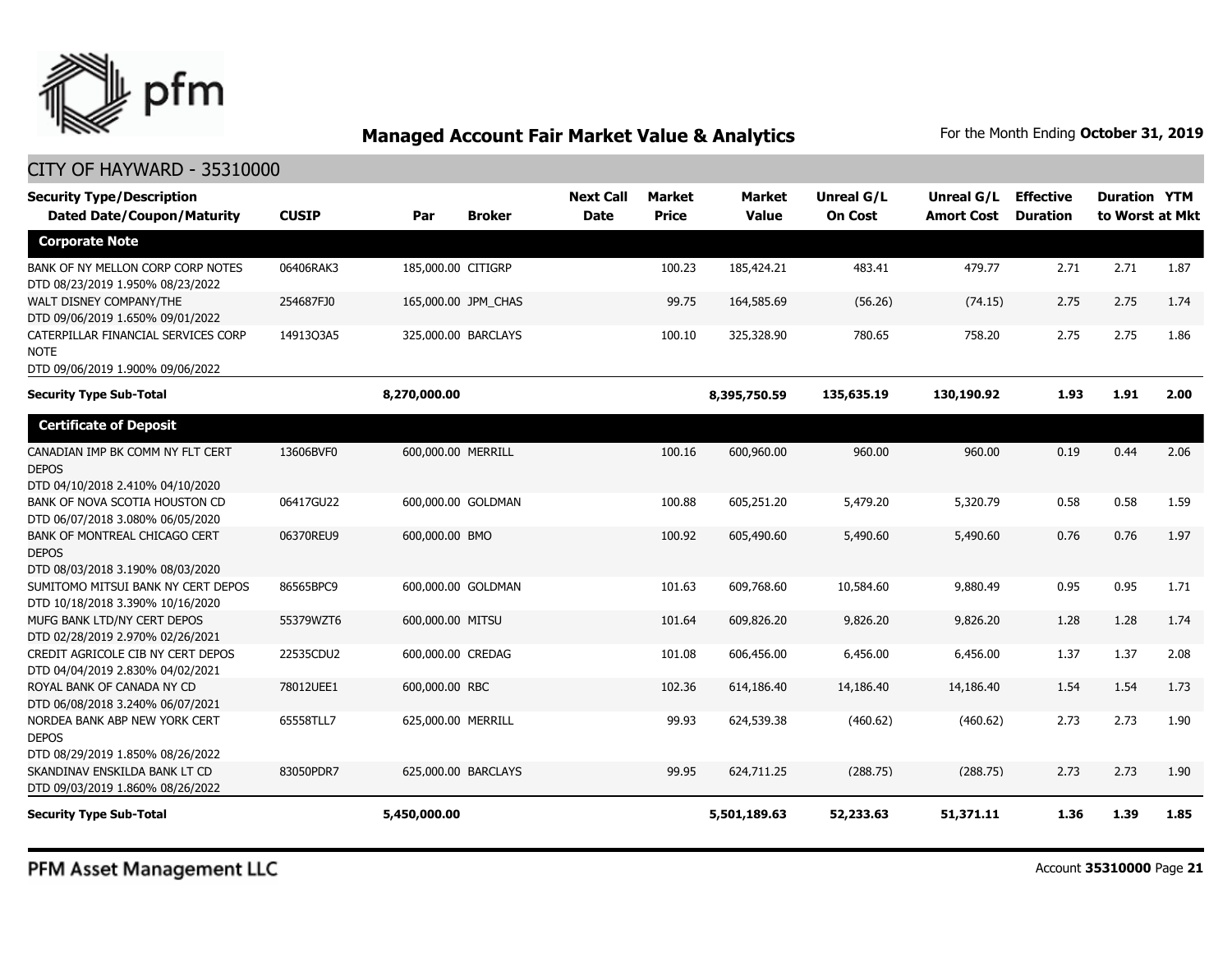# Managed Account Fair Market Value & Analytics

For the Month Ending **October 31, 2019**

## CITY OF HAYWARD - 35310000

| Security Type/Description<br>Dated Date/Coupon/Maturity | CUSIP | Par | Broker | Next Call Date | Market Price | Market Value | Unreal G/L On Cost | Unreal G/L Amort Cost | Effective Duration | Duration to Worst | YTM at Mkt |
|---|---|---|---|---|---|---|---|---|---|---|---|
| **Corporate Note** | | | | | | | | | | | |
| BANK OF NY MELLON CORP CORP NOTES<br>DTD 08/23/2019 1.950% 08/23/2022 | 06406RAK3 | 185,000.00 | CITIGRP | | 100.23 | 185,424.21 | 483.41 | 479.77 | 2.71 | 2.71 | 1.87 |
| WALT DISNEY COMPANY/THE<br>DTD 09/06/2019 1.650% 09/01/2022 | 254687FJ0 | 165,000.00 | JPM_CHAS | | 99.75 | 164,585.69 | (56.26) | (74.15) | 2.75 | 2.75 | 1.74 |
| CATERPILLAR FINANCIAL SERVICES CORP NOTE<br>DTD 09/06/2019 1.900% 09/06/2022 | 14913Q3A5 | 325,000.00 | BARCLAYS | | 100.10 | 325,328.90 | 780.65 | 758.20 | 2.75 | 2.75 | 1.86 |
| **Security Type Sub-Total** | | **8,270,000.00** | | | | **8,395,750.59** | **135,635.19** | **130,190.92** | **1.93** | **1.91** | **2.00** |
| **Certificate of Deposit** | | | | | | | | | | | |
| CANADIAN IMP BK COMM NY FLT CERT DEPOS<br>DTD 04/10/2018 2.410% 04/10/2020 | 13606BVF0 | 600,000.00 | MERRILL | | 100.16 | 600,960.00 | 960.00 | 960.00 | 0.19 | 0.44 | 2.06 |
| BANK OF NOVA SCOTIA HOUSTON CD<br>DTD 06/07/2018 3.080% 06/05/2020 | 06417GU22 | 600,000.00 | GOLDMAN | | 100.88 | 605,251.20 | 5,479.20 | 5,320.79 | 0.58 | 0.58 | 1.59 |
| BANK OF MONTREAL CHICAGO CERT DEPOS<br>DTD 08/03/2018 3.190% 08/03/2020 | 06370REU9 | 600,000.00 | BMO | | 100.92 | 605,490.60 | 5,490.60 | 5,490.60 | 0.76 | 0.76 | 1.97 |
| SUMITOMO MITSUI BANK NY CERT DEPOS<br>DTD 10/18/2018 3.390% 10/16/2020 | 86565BPC9 | 600,000.00 | GOLDMAN | | 101.63 | 609,768.60 | 10,584.60 | 9,880.49 | 0.95 | 0.95 | 1.71 |
| MUFG BANK LTD/NY CERT DEPOS<br>DTD 02/28/2019 2.970% 02/26/2021 | 55379WZT6 | 600,000.00 | MITSU | | 101.64 | 609,826.20 | 9,826.20 | 9,826.20 | 1.28 | 1.28 | 1.74 |
| CREDIT AGRICOLE CIB NY CERT DEPOS<br>DTD 04/04/2019 2.830% 04/02/2021 | 22535CDU2 | 600,000.00 | CREDAG | | 101.08 | 606,456.00 | 6,456.00 | 6,456.00 | 1.37 | 1.37 | 2.08 |
| ROYAL BANK OF CANADA NY CD<br>DTD 06/08/2018 3.240% 06/07/2021 | 78012UEE1 | 600,000.00 | RBC | | 102.36 | 614,186.40 | 14,186.40 | 14,186.40 | 1.54 | 1.54 | 1.73 |
| NORDEA BANK ABP NEW YORK CERT DEPOS<br>DTD 08/29/2019 1.850% 08/26/2022 | 65558TLL7 | 625,000.00 | MERRILL | | 99.93 | 624,539.38 | (460.62) | (460.62) | 2.73 | 2.73 | 1.90 |
| SKANDINAV ENSKILDA BANK LT CD<br>DTD 09/03/2019 1.860% 08/26/2022 | 83050PDR7 | 625,000.00 | BARCLAYS | | 99.95 | 624,711.25 | (288.75) | (288.75) | 2.73 | 2.73 | 1.90 |
| **Security Type Sub-Total** | | **5,450,000.00** | | | | **5,501,189.63** | **52,233.63** | **51,371.11** | **1.36** | **1.39** | **1.85** |

PFM Asset Management LLC

Account **35310000**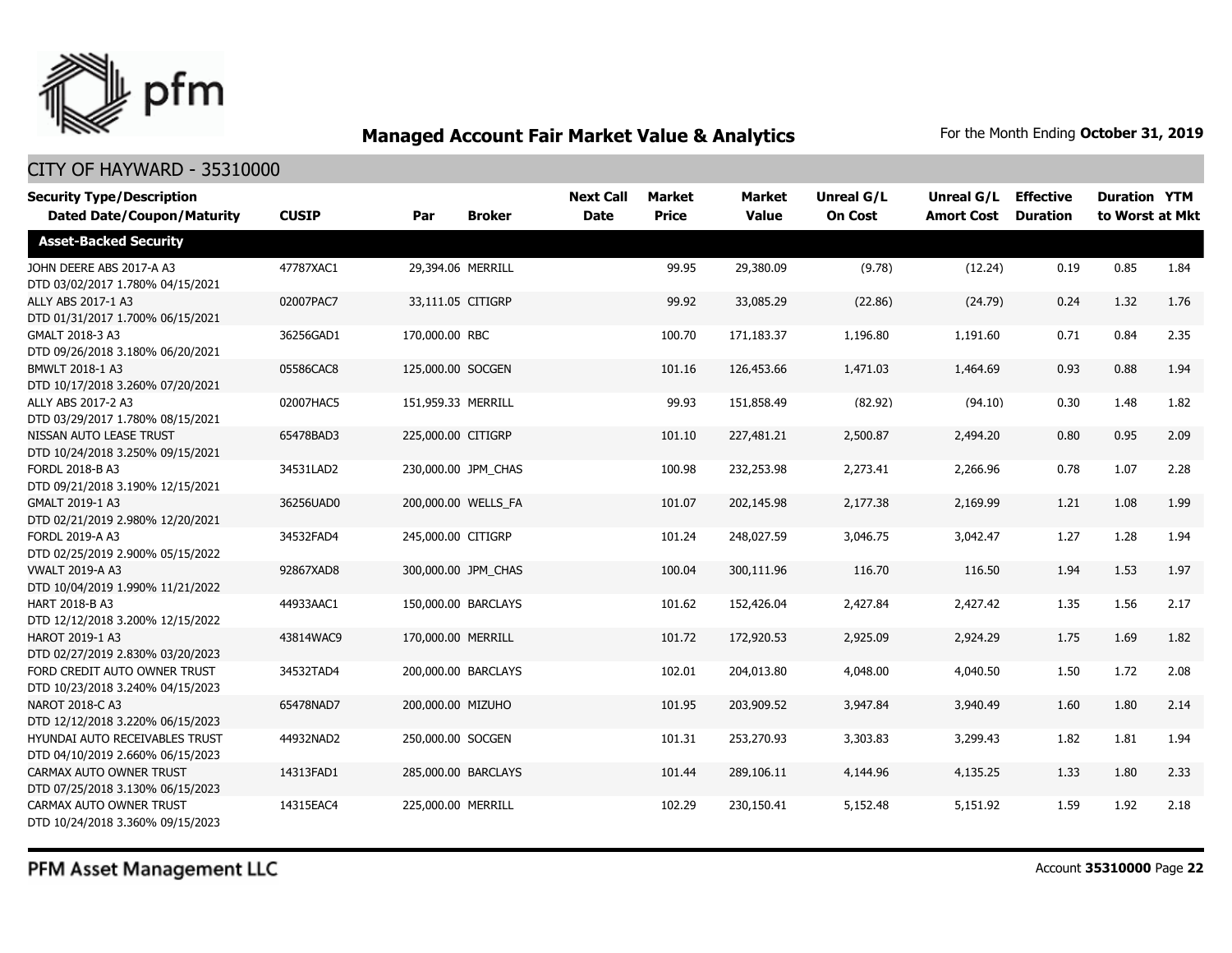# Managed Account Fair Market Value & Analytics

For the Month Ending **October 31, 2019**

## CITY OF HAYWARD - 35310000

| Security Type/Description<br>Dated Date/Coupon/Maturity | CUSIP | Par | Broker | Next Call Date | Market Price | Market Value | Unreal G/L On Cost | Unreal G/L Amort Cost | Effective Duration | Duration to Worst | YTM at Mkt |
|---|---|---|---|---|---|---|---|---|---|---|---|
| **Asset-Backed Security** | | | | | | | | | | | |
| JOHN DEERE ABS 2017-A A3<br>DTD 03/02/2017 1.780% 04/15/2021 | 47787XAC1 | 29,394.06 | MERRILL | | 99.95 | 29,380.09 | (9.78) | (12.24) | 0.19 | 0.85 | 1.84 |
| ALLY ABS 2017-1 A3<br>DTD 01/31/2017 1.700% 06/15/2021 | 02007PAC7 | 33,111.05 | CITIGRP | | 99.92 | 33,085.29 | (22.86) | (24.79) | 0.24 | 1.32 | 1.76 |
| GMALT 2018-3 A3<br>DTD 09/26/2018 3.180% 06/20/2021 | 36256GAD1 | 170,000.00 | RBC | | 100.70 | 171,183.37 | 1,196.80 | 1,191.60 | 0.71 | 0.84 | 2.35 |
| BMWLT 2018-1 A3<br>DTD 10/17/2018 3.260% 07/20/2021 | 05586CAC8 | 125,000.00 | SOCGEN | | 101.16 | 126,453.66 | 1,471.03 | 1,464.69 | 0.93 | 0.88 | 1.94 |
| ALLY ABS 2017-2 A3<br>DTD 03/29/2017 1.780% 08/15/2021 | 02007HAC5 | 151,959.33 | MERRILL | | 99.93 | 151,858.49 | (82.92) | (94.10) | 0.30 | 1.48 | 1.82 |
| NISSAN AUTO LEASE TRUST<br>DTD 10/24/2018 3.250% 09/15/2021 | 65478BAD3 | 225,000.00 | CITIGRP | | 101.10 | 227,481.21 | 2,500.87 | 2,494.20 | 0.80 | 0.95 | 2.09 |
| FORDL 2018-B A3<br>DTD 09/21/2018 3.190% 12/15/2021 | 34531LAD2 | 230,000.00 | JPM_CHAS | | 100.98 | 232,253.98 | 2,273.41 | 2,266.96 | 0.78 | 1.07 | 2.28 |
| GMALT 2019-1 A3<br>DTD 02/21/2019 2.980% 12/20/2021 | 36256UAD0 | 200,000.00 | WELLS_FA | | 101.07 | 202,145.98 | 2,177.38 | 2,169.99 | 1.21 | 1.08 | 1.99 |
| FORDL 2019-A A3<br>DTD 02/25/2019 2.900% 05/15/2022 | 34532FAD4 | 245,000.00 | CITIGRP | | 101.24 | 248,027.59 | 3,046.75 | 3,042.47 | 1.27 | 1.28 | 1.94 |
| VWALT 2019-A A3<br>DTD 10/04/2019 1.990% 11/21/2022 | 92867XAD8 | 300,000.00 | JPM_CHAS | | 100.04 | 300,111.96 | 116.70 | 116.50 | 1.94 | 1.53 | 1.97 |
| HART 2018-B A3<br>DTD 12/12/2018 3.200% 12/15/2022 | 44933AAC1 | 150,000.00 | BARCLAYS | | 101.62 | 152,426.04 | 2,427.84 | 2,427.42 | 1.35 | 1.56 | 2.17 |
| HAROT 2019-1 A3<br>DTD 02/27/2019 2.830% 03/20/2023 | 43814WAC9 | 170,000.00 | MERRILL | | 101.72 | 172,920.53 | 2,925.09 | 2,924.29 | 1.75 | 1.69 | 1.82 |
| FORD CREDIT AUTO OWNER TRUST<br>DTD 10/23/2018 3.240% 04/15/2023 | 34532TAD4 | 200,000.00 | BARCLAYS | | 102.01 | 204,013.80 | 4,048.00 | 4,040.50 | 1.50 | 1.72 | 2.08 |
| NAROT 2018-C A3<br>DTD 12/12/2018 3.220% 06/15/2023 | 65478NAD7 | 200,000.00 | MIZUHO | | 101.95 | 203,909.52 | 3,947.84 | 3,940.49 | 1.60 | 1.80 | 2.14 |
| HYUNDAI AUTO RECEIVABLES TRUST<br>DTD 04/10/2019 2.660% 06/15/2023 | 44932NAD2 | 250,000.00 | SOCGEN | | 101.31 | 253,270.93 | 3,303.83 | 3,299.43 | 1.82 | 1.81 | 1.94 |
| CARMAX AUTO OWNER TRUST<br>DTD 07/25/2018 3.130% 06/15/2023 | 14313FAD1 | 285,000.00 | BARCLAYS | | 101.44 | 289,106.11 | 4,144.96 | 4,135.25 | 1.33 | 1.80 | 2.33 |
| CARMAX AUTO OWNER TRUST<br>DTD 10/24/2018 3.360% 09/15/2023 | 14315EAC4 | 225,000.00 | MERRILL | | 102.29 | 230,150.41 | 5,152.48 | 5,151.92 | 1.59 | 1.92 | 2.18 |

PFM Asset Management LLC

Account **35310000** Page **22**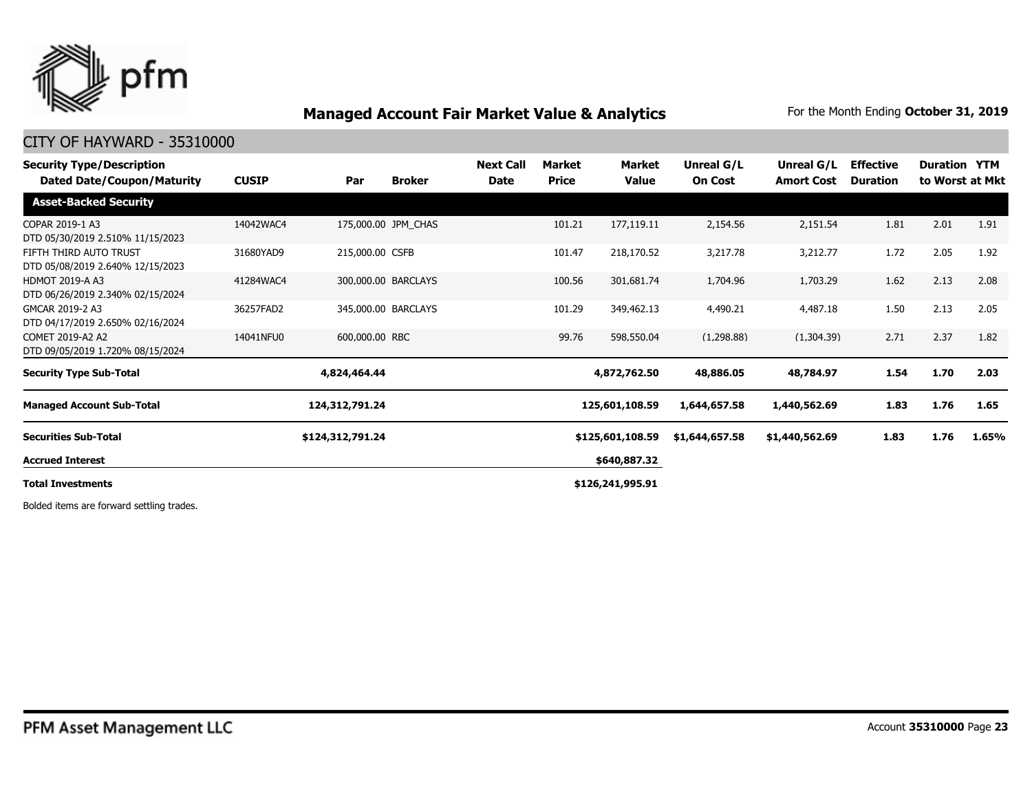# Managed Account Fair Market Value & Analytics

For the Month Ending **October 31, 2019**

## CITY OF HAYWARD - 35310000

| Security Type/Description Dated Date/Coupon/Maturity | CUSIP | Par | Broker | Next Call Date | Market Price | Market Value | Unreal G/L On Cost | Unreal G/L Amort Cost | Effective Duration | Duration to Worst | YTM at Mkt |
|---|---|---|---|---|---|---|---|---|---|---|---|
| **Asset-Backed Security** | | | | | | | | | | | |
| COPAR 2019-1 A3 DTD 05/30/2019 2.510% 11/15/2023 | 14042WAC4 | 175,000.00 | JPM_CHAS | | 101.21 | 177,119.11 | 2,154.56 | 2,151.54 | 1.81 | 2.01 | 1.91 |
| FIFTH THIRD AUTO TRUST DTD 05/08/2019 2.640% 12/15/2023 | 31680YAD9 | 215,000.00 | CSFB | | 101.47 | 218,170.52 | 3,217.78 | 3,212.77 | 1.72 | 2.05 | 1.92 |
| HDMOT 2019-A A3 DTD 06/26/2019 2.340% 02/15/2024 | 41284WAC4 | 300,000.00 | BARCLAYS | | 100.56 | 301,681.74 | 1,704.96 | 1,703.29 | 1.62 | 2.13 | 2.08 |
| GMCAR 2019-2 A3 DTD 04/17/2019 2.650% 02/16/2024 | 36257FAD2 | 345,000.00 | BARCLAYS | | 101.29 | 349,462.13 | 4,490.21 | 4,487.18 | 1.50 | 2.13 | 2.05 |
| COMET 2019-A2 A2 DTD 09/05/2019 1.720% 08/15/2024 | 14041NFU0 | 600,000.00 | RBC | | 99.76 | 598,550.04 | (1,298.88) | (1,304.39) | 2.71 | 2.37 | 1.82 |
| **Security Type Sub-Total** | | **4,824,464.44** | | | | **4,872,762.50** | **48,886.05** | **48,784.97** | **1.54** | **1.70** | **2.03** |
| **Managed Account Sub-Total** | | **124,312,791.24** | | | | **125,601,108.59** | **1,644,657.58** | **1,440,562.69** | **1.83** | **1.76** | **1.65** |
| **Securities Sub-Total** | | **$124,312,791.24** | | | | **$125,601,108.59** | **$1,644,657.58** | **$1,440,562.69** | **1.83** | **1.76** | **1.65%** |
| **Accrued Interest** | | | | | | **$640,887.32** | | | | | |
| **Total Investments** | | | | | | **$126,241,995.91** | | | | | |

Bolded items are forward settling trades.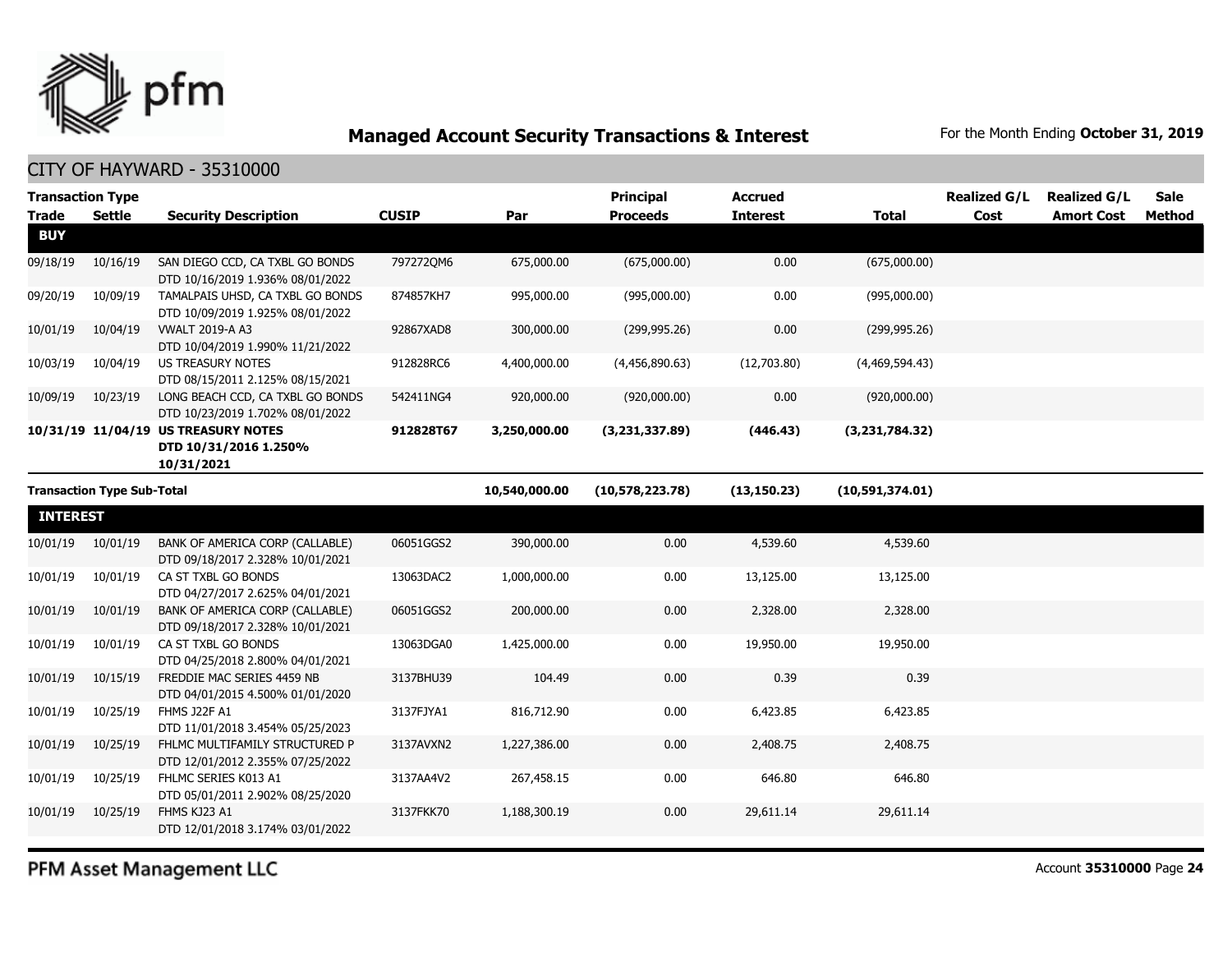## Managed Account Security Transactions & Interest

For the Month Ending **October 31, 2019**

CITY OF HAYWARD - 35310000

| Transaction Type Trade | Settle | Security Description | CUSIP | Par | Principal Proceeds | Accrued Interest | Total | Realized G/L Cost | Realized G/L Amort Cost | Sale Method |
|---|---|---|---|---|---|---|---|---|---|---|
| **BUY** | | | | | | | | | | |
| 09/18/19 | 10/16/19 | SAN DIEGO CCD, CA TXBL GO BONDS DTD 10/16/2019 1.936% 08/01/2022 | 797272QM6 | 675,000.00 | (675,000.00) | 0.00 | (675,000.00) | | | |
| 09/20/19 | 10/09/19 | TAMALPAIS UHSD, CA TXBL GO BONDS DTD 10/09/2019 1.925% 08/01/2022 | 874857KH7 | 995,000.00 | (995,000.00) | 0.00 | (995,000.00) | | | |
| 10/01/19 | 10/04/19 | VWALT 2019-A A3 DTD 10/04/2019 1.990% 11/21/2022 | 92867XAD8 | 300,000.00 | (299,995.26) | 0.00 | (299,995.26) | | | |
| 10/03/19 | 10/04/19 | US TREASURY NOTES DTD 08/15/2011 2.125% 08/15/2021 | 912828RC6 | 4,400,000.00 | (4,456,890.63) | (12,703.80) | (4,469,594.43) | | | |
| 10/09/19 | 10/23/19 | LONG BEACH CCD, CA TXBL GO BONDS DTD 10/23/2019 1.702% 08/01/2022 | 542411NG4 | 920,000.00 | (920,000.00) | 0.00 | (920,000.00) | | | |
| **10/31/19** | **11/04/19** | **US TREASURY NOTES DTD 10/31/2016 1.250% 10/31/2021** | **912828T67** | **3,250,000.00** | **(3,231,337.89)** | **(446.43)** | **(3,231,784.32)** | | | |
| **Transaction Type Sub-Total** | | | | **10,540,000.00** | **(10,578,223.78)** | **(13,150.23)** | **(10,591,374.01)** | | | |
| **INTEREST** | | | | | | | | | | |
| 10/01/19 | 10/01/19 | BANK OF AMERICA CORP (CALLABLE) DTD 09/18/2017 2.328% 10/01/2021 | 06051GGS2 | 390,000.00 | 0.00 | 4,539.60 | 4,539.60 | | | |
| 10/01/19 | 10/01/19 | CA ST TXBL GO BONDS DTD 04/27/2017 2.625% 04/01/2021 | 13063DAC2 | 1,000,000.00 | 0.00 | 13,125.00 | 13,125.00 | | | |
| 10/01/19 | 10/01/19 | BANK OF AMERICA CORP (CALLABLE) DTD 09/18/2017 2.328% 10/01/2021 | 06051GGS2 | 200,000.00 | 0.00 | 2,328.00 | 2,328.00 | | | |
| 10/01/19 | 10/01/19 | CA ST TXBL GO BONDS DTD 04/25/2018 2.800% 04/01/2021 | 13063DGA0 | 1,425,000.00 | 0.00 | 19,950.00 | 19,950.00 | | | |
| 10/01/19 | 10/15/19 | FREDDIE MAC SERIES 4459 NB DTD 04/01/2015 4.500% 01/01/2020 | 3137BHU39 | 104.49 | 0.00 | 0.39 | 0.39 | | | |
| 10/01/19 | 10/25/19 | FHMS J22F A1 DTD 11/01/2018 3.454% 05/25/2023 | 3137FJYA1 | 816,712.90 | 0.00 | 6,423.85 | 6,423.85 | | | |
| 10/01/19 | 10/25/19 | FHLMC MULTIFAMILY STRUCTURED P DTD 12/01/2012 2.355% 07/25/2022 | 3137AVXN2 | 1,227,386.00 | 0.00 | 2,408.75 | 2,408.75 | | | |
| 10/01/19 | 10/25/19 | FHLMC SERIES K013 A1 DTD 05/01/2011 2.902% 08/25/2020 | 3137AA4V2 | 267,458.15 | 0.00 | 646.80 | 646.80 | | | |
| 10/01/19 | 10/25/19 | FHMS KJ23 A1 DTD 12/01/2018 3.174% 03/01/2022 | 3137FKK70 | 1,188,300.19 | 0.00 | 29,611.14 | 29,611.14 | | | |

PFM Asset Management LLC

Account **35310000**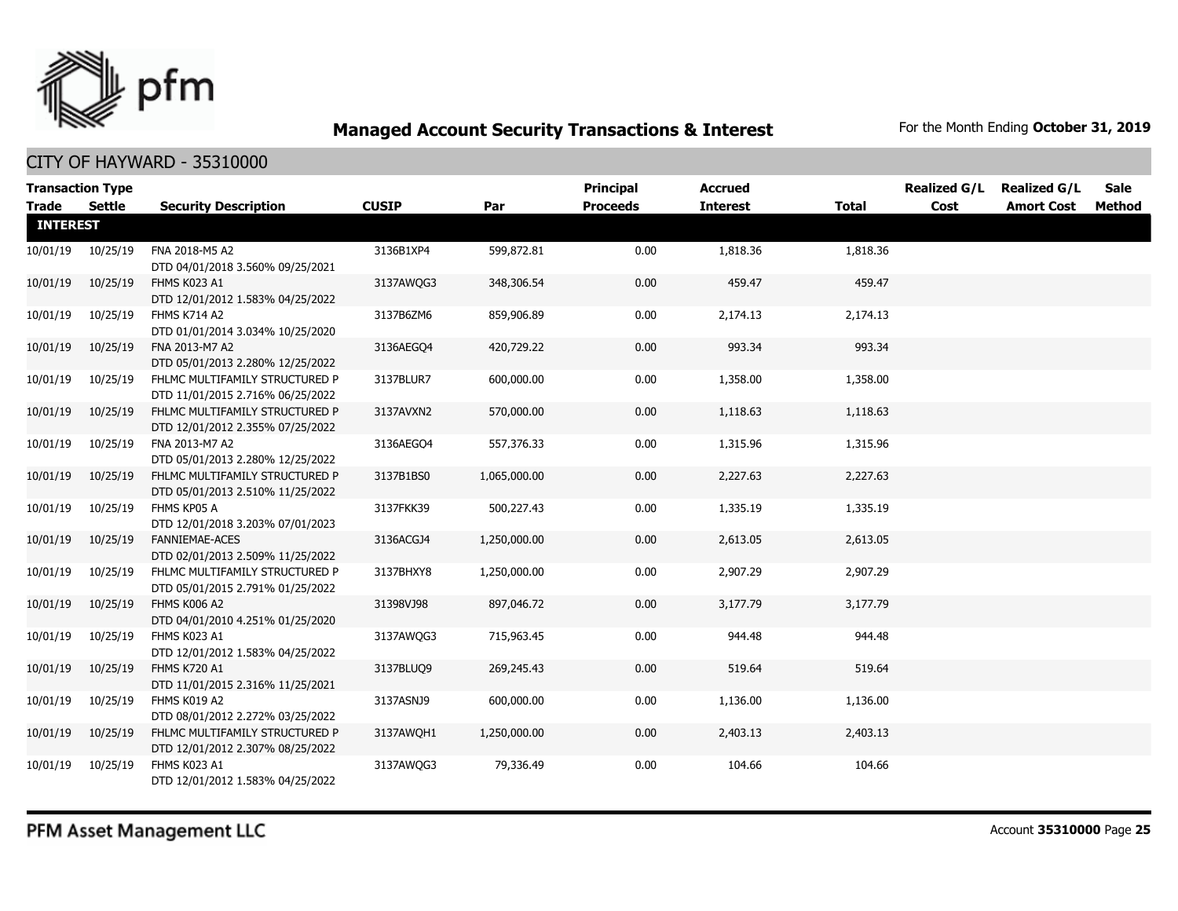# Managed Account Security Transactions & Interest

For the Month Ending **October 31, 2019**

## CITY OF HAYWARD - 35310000

| Transaction Type Trade | Settle | Security Description | CUSIP | Par | Principal Proceeds | Accrued Interest | Total | Realized G/L Cost | Realized G/L Amort Cost | Sale Method |
|---|---|---|---|---|---|---|---|---|---|---|
| **INTEREST** | | | | | | | | | | |
| 10/01/19 | 10/25/19 | FNA 2018-M5 A2 DTD 04/01/2018 3.560% 09/25/2021 | 3136B1XP4 | 599,872.81 | 0.00 | 1,818.36 | 1,818.36 | | | |
| 10/01/19 | 10/25/19 | FHMS K023 A1 DTD 12/01/2012 1.583% 04/25/2022 | 3137AWQG3 | 348,306.54 | 0.00 | 459.47 | 459.47 | | | |
| 10/01/19 | 10/25/19 | FHMS K714 A2 DTD 01/01/2014 3.034% 10/25/2020 | 3137B6ZM6 | 859,906.89 | 0.00 | 2,174.13 | 2,174.13 | | | |
| 10/01/19 | 10/25/19 | FNA 2013-M7 A2 DTD 05/01/2013 2.280% 12/25/2022 | 3136AEGQ4 | 420,729.22 | 0.00 | 993.34 | 993.34 | | | |
| 10/01/19 | 10/25/19 | FHLMC MULTIFAMILY STRUCTURED P DTD 11/01/2015 2.716% 06/25/2022 | 3137BLUR7 | 600,000.00 | 0.00 | 1,358.00 | 1,358.00 | | | |
| 10/01/19 | 10/25/19 | FHLMC MULTIFAMILY STRUCTURED P DTD 12/01/2012 2.355% 07/25/2022 | 3137AVXN2 | 570,000.00 | 0.00 | 1,118.63 | 1,118.63 | | | |
| 10/01/19 | 10/25/19 | FNA 2013-M7 A2 DTD 05/01/2013 2.280% 12/25/2022 | 3136AEGQ4 | 557,376.33 | 0.00 | 1,315.96 | 1,315.96 | | | |
| 10/01/19 | 10/25/19 | FHLMC MULTIFAMILY STRUCTURED P DTD 05/01/2013 2.510% 11/25/2022 | 3137B1BS0 | 1,065,000.00 | 0.00 | 2,227.63 | 2,227.63 | | | |
| 10/01/19 | 10/25/19 | FHMS KP05 A DTD 12/01/2018 3.203% 07/01/2023 | 3137FKK39 | 500,227.43 | 0.00 | 1,335.19 | 1,335.19 | | | |
| 10/01/19 | 10/25/19 | FANNIEMAE-ACES DTD 02/01/2013 2.509% 11/25/2022 | 3136ACGJ4 | 1,250,000.00 | 0.00 | 2,613.05 | 2,613.05 | | | |
| 10/01/19 | 10/25/19 | FHLMC MULTIFAMILY STRUCTURED P DTD 05/01/2015 2.791% 01/25/2022 | 3137BHXY8 | 1,250,000.00 | 0.00 | 2,907.29 | 2,907.29 | | | |
| 10/01/19 | 10/25/19 | FHMS K006 A2 DTD 04/01/2010 4.251% 01/25/2020 | 31398VJ98 | 897,046.72 | 0.00 | 3,177.79 | 3,177.79 | | | |
| 10/01/19 | 10/25/19 | FHMS K023 A1 DTD 12/01/2012 1.583% 04/25/2022 | 3137AWQG3 | 715,963.45 | 0.00 | 944.48 | 944.48 | | | |
| 10/01/19 | 10/25/19 | FHMS K720 A1 DTD 11/01/2015 2.316% 11/25/2021 | 3137BLUQ9 | 269,245.43 | 0.00 | 519.64 | 519.64 | | | |
| 10/01/19 | 10/25/19 | FHMS K019 A2 DTD 08/01/2012 2.272% 03/25/2022 | 3137ASNJ9 | 600,000.00 | 0.00 | 1,136.00 | 1,136.00 | | | |
| 10/01/19 | 10/25/19 | FHLMC MULTIFAMILY STRUCTURED P DTD 12/01/2012 2.307% 08/25/2022 | 3137AWQH1 | 1,250,000.00 | 0.00 | 2,403.13 | 2,403.13 | | | |
| 10/01/19 | 10/25/19 | FHMS K023 A1 DTD 12/01/2012 1.583% 04/25/2022 | 3137AWQG3 | 79,336.49 | 0.00 | 104.66 | 104.66 | | | |

PFM Asset Management LLC

Account **35310000** Page **25**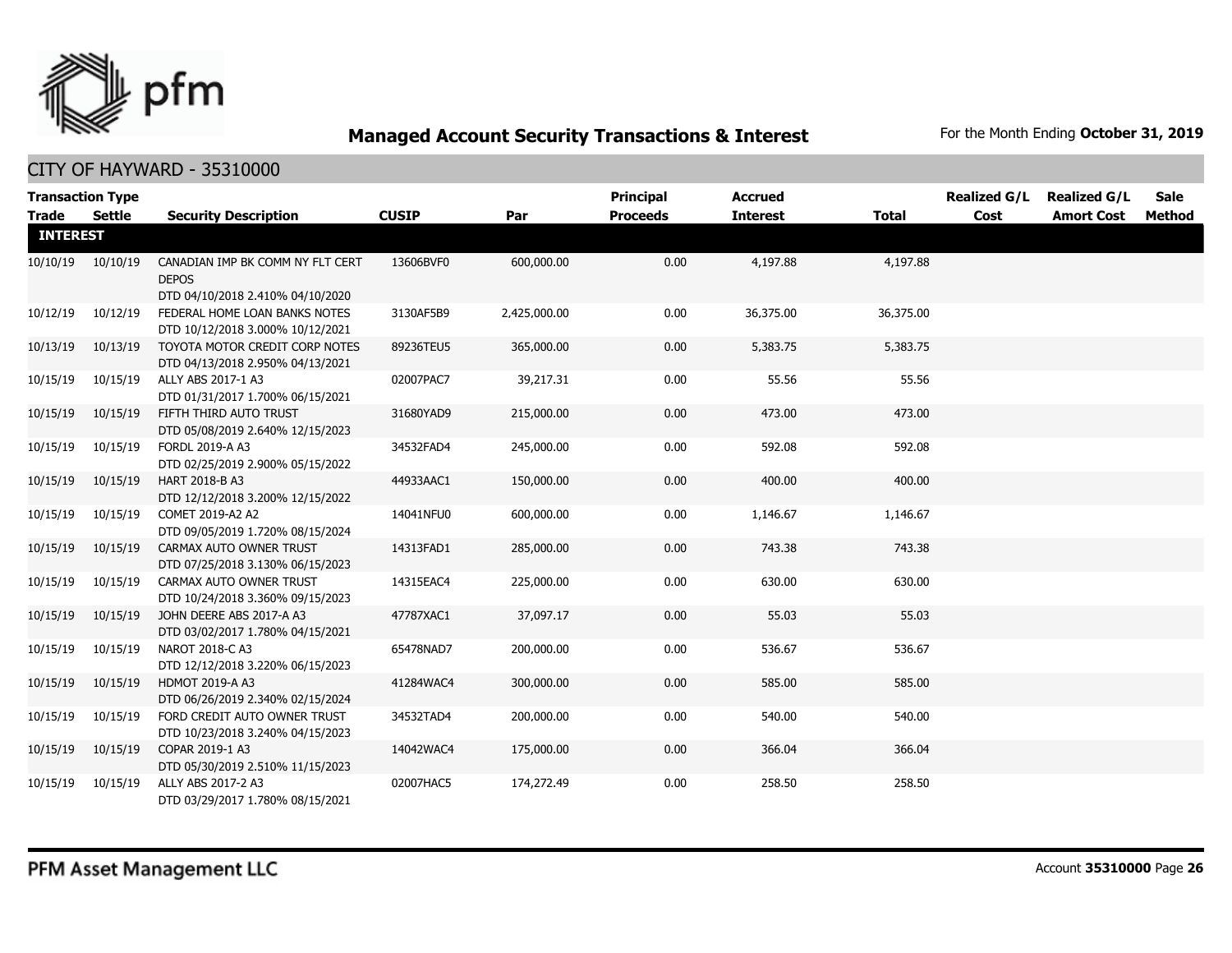## Managed Account Security Transactions & Interest

For the Month Ending **October 31, 2019**

### CITY OF HAYWARD - 35310000

| Transaction Type Trade | Settle | Security Description | CUSIP | Par | Principal Proceeds | Accrued Interest | Total | Realized G/L Cost | Realized G/L Amort Cost | Sale Method |
|---|---|---|---|---|---|---|---|---|---|---|
| **INTEREST** | | | | | | | | | | |
| 10/10/19 | 10/10/19 | CANADIAN IMP BK COMM NY FLT CERT DEPOS DTD 04/10/2018 2.410% 04/10/2020 | 13606BVF0 | 600,000.00 | 0.00 | 4,197.88 | 4,197.88 | | | |
| 10/12/19 | 10/12/19 | FEDERAL HOME LOAN BANKS NOTES DTD 10/12/2018 3.000% 10/12/2021 | 3130AF5B9 | 2,425,000.00 | 0.00 | 36,375.00 | 36,375.00 | | | |
| 10/13/19 | 10/13/19 | TOYOTA MOTOR CREDIT CORP NOTES DTD 04/13/2018 2.950% 04/13/2021 | 89236TEU5 | 365,000.00 | 0.00 | 5,383.75 | 5,383.75 | | | |
| 10/15/19 | 10/15/19 | ALLY ABS 2017-1 A3 DTD 01/31/2017 1.700% 06/15/2021 | 02007PAC7 | 39,217.31 | 0.00 | 55.56 | 55.56 | | | |
| 10/15/19 | 10/15/19 | FIFTH THIRD AUTO TRUST DTD 05/08/2019 2.640% 12/15/2023 | 31680YAD9 | 215,000.00 | 0.00 | 473.00 | 473.00 | | | |
| 10/15/19 | 10/15/19 | FORDL 2019-A A3 DTD 02/25/2019 2.900% 05/15/2022 | 34532FAD4 | 245,000.00 | 0.00 | 592.08 | 592.08 | | | |
| 10/15/19 | 10/15/19 | HART 2018-B A3 DTD 12/12/2018 3.200% 12/15/2022 | 44933AAC1 | 150,000.00 | 0.00 | 400.00 | 400.00 | | | |
| 10/15/19 | 10/15/19 | COMET 2019-A2 A2 DTD 09/05/2019 1.720% 08/15/2024 | 14041NFU0 | 600,000.00 | 0.00 | 1,146.67 | 1,146.67 | | | |
| 10/15/19 | 10/15/19 | CARMAX AUTO OWNER TRUST DTD 07/25/2018 3.130% 06/15/2023 | 14313FAD1 | 285,000.00 | 0.00 | 743.38 | 743.38 | | | |
| 10/15/19 | 10/15/19 | CARMAX AUTO OWNER TRUST DTD 10/24/2018 3.360% 09/15/2023 | 14315EAC4 | 225,000.00 | 0.00 | 630.00 | 630.00 | | | |
| 10/15/19 | 10/15/19 | JOHN DEERE ABS 2017-A A3 DTD 03/02/2017 1.780% 04/15/2021 | 47787XAC1 | 37,097.17 | 0.00 | 55.03 | 55.03 | | | |
| 10/15/19 | 10/15/19 | NAROT 2018-C A3 DTD 12/12/2018 3.220% 06/15/2023 | 65478NAD7 | 200,000.00 | 0.00 | 536.67 | 536.67 | | | |
| 10/15/19 | 10/15/19 | HDMOT 2019-A A3 DTD 06/26/2019 2.340% 02/15/2024 | 41284WAC4 | 300,000.00 | 0.00 | 585.00 | 585.00 | | | |
| 10/15/19 | 10/15/19 | FORD CREDIT AUTO OWNER TRUST DTD 10/23/2018 3.240% 04/15/2023 | 34532TAD4 | 200,000.00 | 0.00 | 540.00 | 540.00 | | | |
| 10/15/19 | 10/15/19 | COPAR 2019-1 A3 DTD 05/30/2019 2.510% 11/15/2023 | 14042WAC4 | 175,000.00 | 0.00 | 366.04 | 366.04 | | | |
| 10/15/19 | 10/15/19 | ALLY ABS 2017-2 A3 DTD 03/29/2017 1.780% 08/15/2021 | 02007HAC5 | 174,272.49 | 0.00 | 258.50 | 258.50 | | | |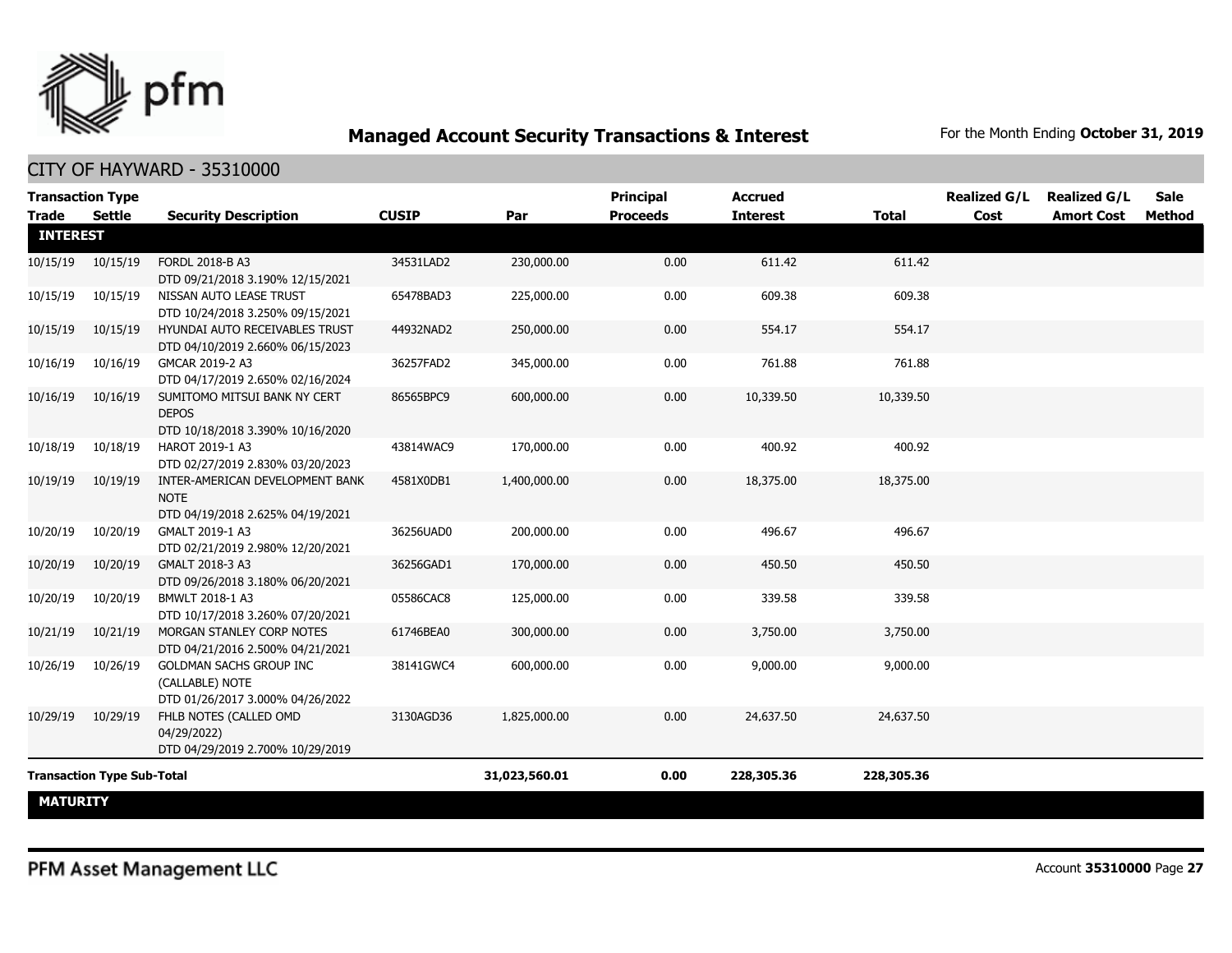## Managed Account Security Transactions & Interest

For the Month Ending **October 31, 2019**

### CITY OF HAYWARD - 35310000

| Transaction Type Trade | Settle | Security Description | CUSIP | Par | Principal Proceeds | Accrued Interest | Total | Realized G/L Cost | Realized G/L Amort Cost | Sale Method |
|---|---|---|---|---|---|---|---|---|---|---|
| **INTEREST** | | | | | | | | | | |
| 10/15/19 | 10/15/19 | FORDL 2018-B A3 DTD 09/21/2018 3.190% 12/15/2021 | 34531LAD2 | 230,000.00 | 0.00 | 611.42 | 611.42 | | | |
| 10/15/19 | 10/15/19 | NISSAN AUTO LEASE TRUST DTD 10/24/2018 3.250% 09/15/2021 | 65478BAD3 | 225,000.00 | 0.00 | 609.38 | 609.38 | | | |
| 10/15/19 | 10/15/19 | HYUNDAI AUTO RECEIVABLES TRUST DTD 04/10/2019 2.660% 06/15/2023 | 44932NAD2 | 250,000.00 | 0.00 | 554.17 | 554.17 | | | |
| 10/16/19 | 10/16/19 | GMCAR 2019-2 A3 DTD 04/17/2019 2.650% 02/16/2024 | 36257FAD2 | 345,000.00 | 0.00 | 761.88 | 761.88 | | | |
| 10/16/19 | 10/16/19 | SUMITOMO MITSUI BANK NY CERT DEPOS DTD 10/18/2018 3.390% 10/16/2020 | 86565BPC9 | 600,000.00 | 0.00 | 10,339.50 | 10,339.50 | | | |
| 10/18/19 | 10/18/19 | HAROT 2019-1 A3 DTD 02/27/2019 2.830% 03/20/2023 | 43814WAC9 | 170,000.00 | 0.00 | 400.92 | 400.92 | | | |
| 10/19/19 | 10/19/19 | INTER-AMERICAN DEVELOPMENT BANK NOTE DTD 04/19/2018 2.625% 04/19/2021 | 4581X0DB1 | 1,400,000.00 | 0.00 | 18,375.00 | 18,375.00 | | | |
| 10/20/19 | 10/20/19 | GMALT 2019-1 A3 DTD 02/21/2019 2.980% 12/20/2021 | 36256UAD0 | 200,000.00 | 0.00 | 496.67 | 496.67 | | | |
| 10/20/19 | 10/20/19 | GMALT 2018-3 A3 DTD 09/26/2018 3.180% 06/20/2021 | 36256GAD1 | 170,000.00 | 0.00 | 450.50 | 450.50 | | | |
| 10/20/19 | 10/20/19 | BMWLT 2018-1 A3 DTD 10/17/2018 3.260% 07/20/2021 | 05586CAC8 | 125,000.00 | 0.00 | 339.58 | 339.58 | | | |
| 10/21/19 | 10/21/19 | MORGAN STANLEY CORP NOTES DTD 04/21/2016 2.500% 04/21/2021 | 61746BEA0 | 300,000.00 | 0.00 | 3,750.00 | 3,750.00 | | | |
| 10/26/19 | 10/26/19 | GOLDMAN SACHS GROUP INC (CALLABLE) NOTE DTD 01/26/2017 3.000% 04/26/2022 | 38141GWC4 | 600,000.00 | 0.00 | 9,000.00 | 9,000.00 | | | |
| 10/29/19 | 10/29/19 | FHLB NOTES (CALLED OMD 04/29/2022) DTD 04/29/2019 2.700% 10/29/2019 | 3130AGD36 | 1,825,000.00 | 0.00 | 24,637.50 | 24,637.50 | | | |
| **Transaction Type Sub-Total** | | | | **31,023,560.01** | **0.00** | **228,305.36** | **228,305.36** | | | |
| **MATURITY** | | | | | | | | | | |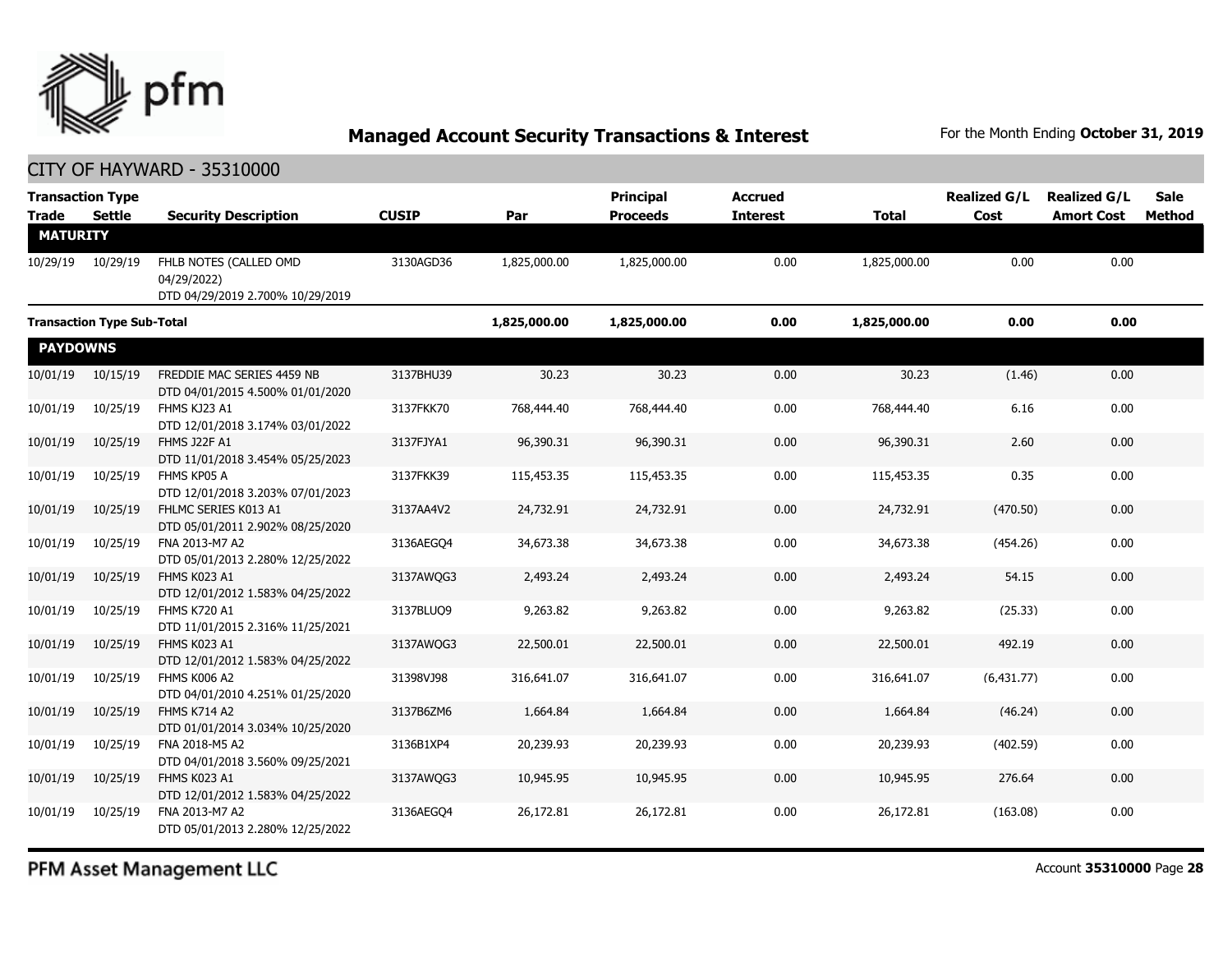# Managed Account Security Transactions & Interest

For the Month Ending **October 31, 2019**

## CITY OF HAYWARD - 35310000

| Transaction Type Trade | Settle | Security Description | CUSIP | Par | Principal Proceeds | Accrued Interest | Total | Realized G/L Cost | Realized G/L Amort Cost | Sale Method |
|---|---|---|---|---|---|---|---|---|---|---|
| **MATURITY** | | | | | | | | | | |
| 10/29/19 | 10/29/19 | FHLB NOTES (CALLED OMD 04/29/2022) DTD 04/29/2019 2.700% 10/29/2019 | 3130AGD36 | 1,825,000.00 | 1,825,000.00 | 0.00 | 1,825,000.00 | 0.00 | 0.00 | |
| **Transaction Type Sub-Total** | | | | **1,825,000.00** | **1,825,000.00** | **0.00** | **1,825,000.00** | **0.00** | **0.00** | |
| **PAYDOWNS** | | | | | | | | | | |
| 10/01/19 | 10/15/19 | FREDDIE MAC SERIES 4459 NB DTD 04/01/2015 4.500% 01/01/2020 | 3137BHU39 | 30.23 | 30.23 | 0.00 | 30.23 | (1.46) | 0.00 | |
| 10/01/19 | 10/25/19 | FHMS KJ23 A1 DTD 12/01/2018 3.174% 03/01/2022 | 3137FKK70 | 768,444.40 | 768,444.40 | 0.00 | 768,444.40 | 6.16 | 0.00 | |
| 10/01/19 | 10/25/19 | FHMS J22F A1 DTD 11/01/2018 3.454% 05/25/2023 | 3137FJYA1 | 96,390.31 | 96,390.31 | 0.00 | 96,390.31 | 2.60 | 0.00 | |
| 10/01/19 | 10/25/19 | FHMS KP05 A DTD 12/01/2018 3.203% 07/01/2023 | 3137FKK39 | 115,453.35 | 115,453.35 | 0.00 | 115,453.35 | 0.35 | 0.00 | |
| 10/01/19 | 10/25/19 | FHLMC SERIES K013 A1 DTD 05/01/2011 2.902% 08/25/2020 | 3137AA4V2 | 24,732.91 | 24,732.91 | 0.00 | 24,732.91 | (470.50) | 0.00 | |
| 10/01/19 | 10/25/19 | FNA 2013-M7 A2 DTD 05/01/2013 2.280% 12/25/2022 | 3136AEGQ4 | 34,673.38 | 34,673.38 | 0.00 | 34,673.38 | (454.26) | 0.00 | |
| 10/01/19 | 10/25/19 | FHMS K023 A1 DTD 12/01/2012 1.583% 04/25/2022 | 3137AWQG3 | 2,493.24 | 2,493.24 | 0.00 | 2,493.24 | 54.15 | 0.00 | |
| 10/01/19 | 10/25/19 | FHMS K720 A1 DTD 11/01/2015 2.316% 11/25/2021 | 3137BLUQ9 | 9,263.82 | 9,263.82 | 0.00 | 9,263.82 | (25.33) | 0.00 | |
| 10/01/19 | 10/25/19 | FHMS K023 A1 DTD 12/01/2012 1.583% 04/25/2022 | 3137AWQG3 | 22,500.01 | 22,500.01 | 0.00 | 22,500.01 | 492.19 | 0.00 | |
| 10/01/19 | 10/25/19 | FHMS K006 A2 DTD 04/01/2010 4.251% 01/25/2020 | 31398VJ98 | 316,641.07 | 316,641.07 | 0.00 | 316,641.07 | (6,431.77) | 0.00 | |
| 10/01/19 | 10/25/19 | FHMS K714 A2 DTD 01/01/2014 3.034% 10/25/2020 | 3137B6ZM6 | 1,664.84 | 1,664.84 | 0.00 | 1,664.84 | (46.24) | 0.00 | |
| 10/01/19 | 10/25/19 | FNA 2018-M5 A2 DTD 04/01/2018 3.560% 09/25/2021 | 3136B1XP4 | 20,239.93 | 20,239.93 | 0.00 | 20,239.93 | (402.59) | 0.00 | |
| 10/01/19 | 10/25/19 | FHMS K023 A1 DTD 12/01/2012 1.583% 04/25/2022 | 3137AWQG3 | 10,945.95 | 10,945.95 | 0.00 | 10,945.95 | 276.64 | 0.00 | |
| 10/01/19 | 10/25/19 | FNA 2013-M7 A2 DTD 05/01/2013 2.280% 12/25/2022 | 3136AEGQ4 | 26,172.81 | 26,172.81 | 0.00 | 26,172.81 | (163.08) | 0.00 | |

PFM Asset Management LLC

Account **35310000**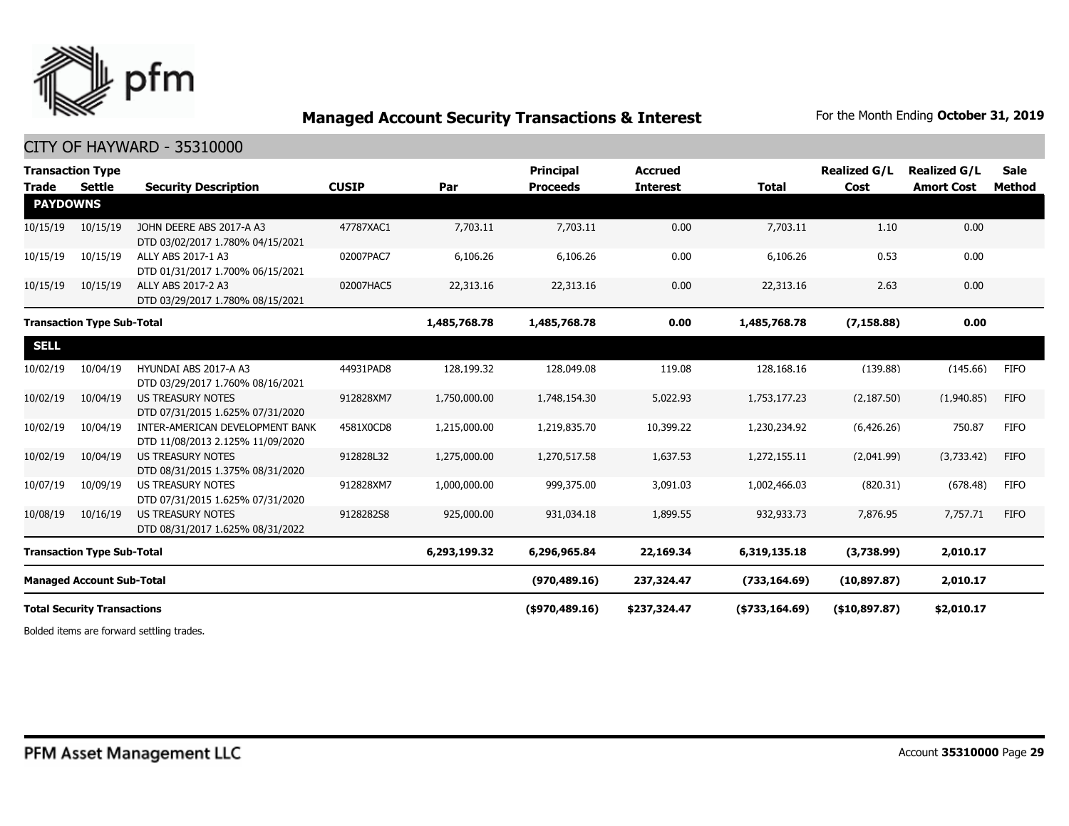# Managed Account Security Transactions & Interest

For the Month Ending **October 31, 2019**

## CITY OF HAYWARD - 35310000

| Transaction Type Trade | Settle | Security Description | CUSIP | Par | Principal Proceeds | Accrued Interest | Total | Realized G/L Cost | Realized G/L Amort Cost | Sale Method |
|---|---|---|---|---|---|---|---|---|---|---|
| **PAYDOWNS** | | | | | | | | | | |
| 10/15/19 | 10/15/19 | JOHN DEERE ABS 2017-A A3 DTD 03/02/2017 1.780% 04/15/2021 | 47787XAC1 | 7,703.11 | 7,703.11 | 0.00 | 7,703.11 | 1.10 | 0.00 | |
| 10/15/19 | 10/15/19 | ALLY ABS 2017-1 A3 DTD 01/31/2017 1.700% 06/15/2021 | 02007PAC7 | 6,106.26 | 6,106.26 | 0.00 | 6,106.26 | 0.53 | 0.00 | |
| 10/15/19 | 10/15/19 | ALLY ABS 2017-2 A3 DTD 03/29/2017 1.780% 08/15/2021 | 02007HAC5 | 22,313.16 | 22,313.16 | 0.00 | 22,313.16 | 2.63 | 0.00 | |
| **Transaction Type Sub-Total** | | | | **1,485,768.78** | **1,485,768.78** | **0.00** | **1,485,768.78** | **(7,158.88)** | **0.00** | |
| **SELL** | | | | | | | | | | |
| 10/02/19 | 10/04/19 | HYUNDAI ABS 2017-A A3 DTD 03/29/2017 1.760% 08/16/2021 | 44931PAD8 | 128,199.32 | 128,049.08 | 119.08 | 128,168.16 | (139.88) | (145.66) | FIFO |
| 10/02/19 | 10/04/19 | US TREASURY NOTES DTD 07/31/2015 1.625% 07/31/2020 | 912828XM7 | 1,750,000.00 | 1,748,154.30 | 5,022.93 | 1,753,177.23 | (2,187.50) | (1,940.85) | FIFO |
| 10/02/19 | 10/04/19 | INTER-AMERICAN DEVELOPMENT BANK DTD 11/08/2013 2.125% 11/09/2020 | 4581X0CD8 | 1,215,000.00 | 1,219,835.70 | 10,399.22 | 1,230,234.92 | (6,426.26) | 750.87 | FIFO |
| 10/02/19 | 10/04/19 | US TREASURY NOTES DTD 08/31/2015 1.375% 08/31/2020 | 912828L32 | 1,275,000.00 | 1,270,517.58 | 1,637.53 | 1,272,155.11 | (2,041.99) | (3,733.42) | FIFO |
| 10/07/19 | 10/09/19 | US TREASURY NOTES DTD 07/31/2015 1.625% 07/31/2020 | 912828XM7 | 1,000,000.00 | 999,375.00 | 3,091.03 | 1,002,466.03 | (820.31) | (678.48) | FIFO |
| 10/08/19 | 10/16/19 | US TREASURY NOTES DTD 08/31/2017 1.625% 08/31/2022 | 9128282S8 | 925,000.00 | 931,034.18 | 1,899.55 | 932,933.73 | 7,876.95 | 7,757.71 | FIFO |
| **Transaction Type Sub-Total** | | | | **6,293,199.32** | **6,296,965.84** | **22,169.34** | **6,319,135.18** | **(3,738.99)** | **2,010.17** | |
| **Managed Account Sub-Total** | | | | | **(970,489.16)** | **237,324.47** | **(733,164.69)** | **(10,897.87)** | **2,010.17** | |
| **Total Security Transactions** | | | | | **($970,489.16)** | **$237,324.47** | **($733,164.69)** | **($10,897.87)** | **$2,010.17** | |

Bolded items are forward settling trades.

PFM Asset Management LLC